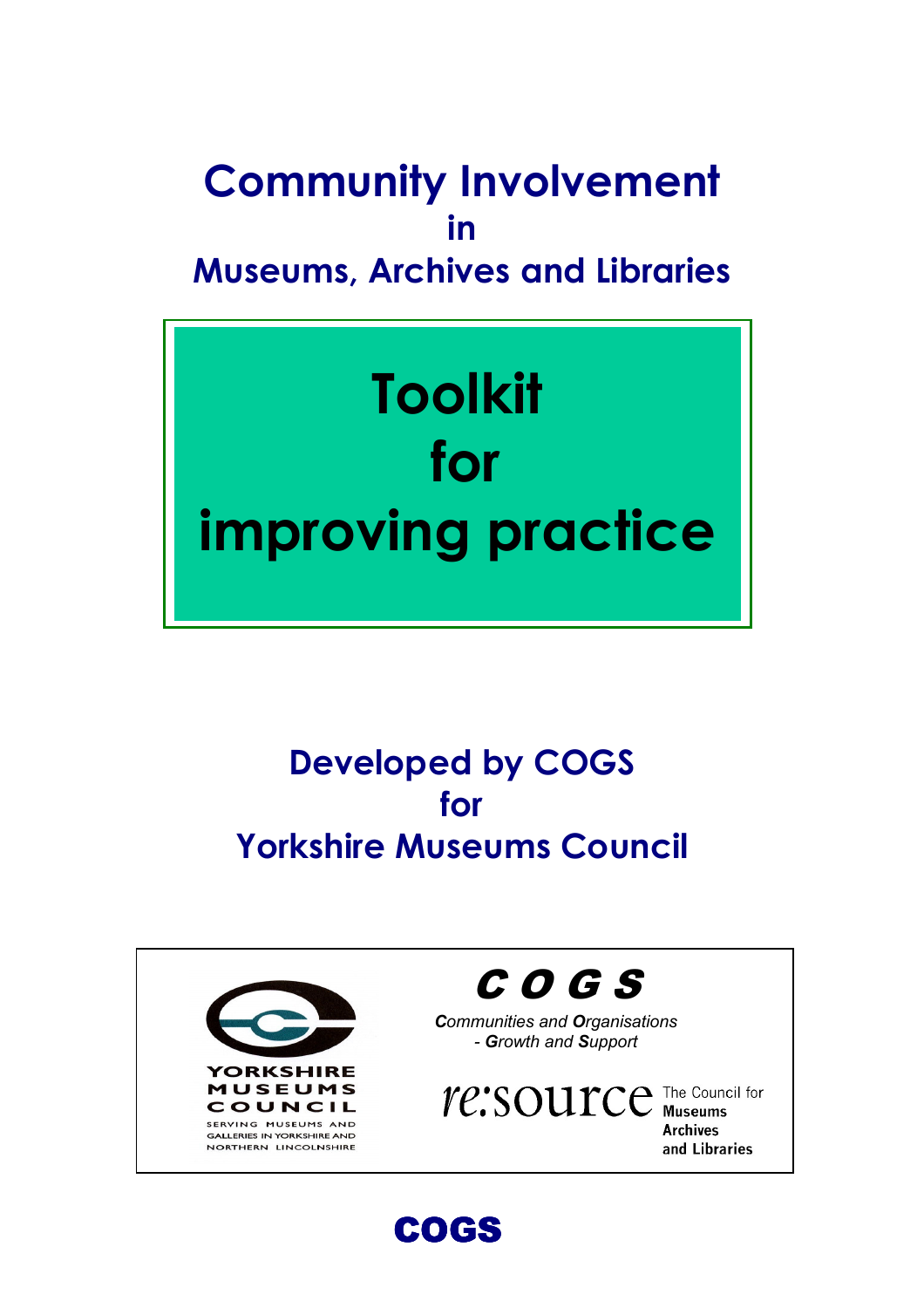# Community Involvement in Museums, Archives and Libraries

# Toolkit for improving practice

## Developed by COGS for Yorkshire Museums Council

YORKSHIRE MUSEUMS COUNCIL
SERVING MUSEUMS AND GALLERIES IN YORKSHIRE AND NORTHERN LINCOLNSHIRE

COGS
*Communities and Organisations - Growth and Support*

re:source The Council for Museums Archives and Libraries

COGS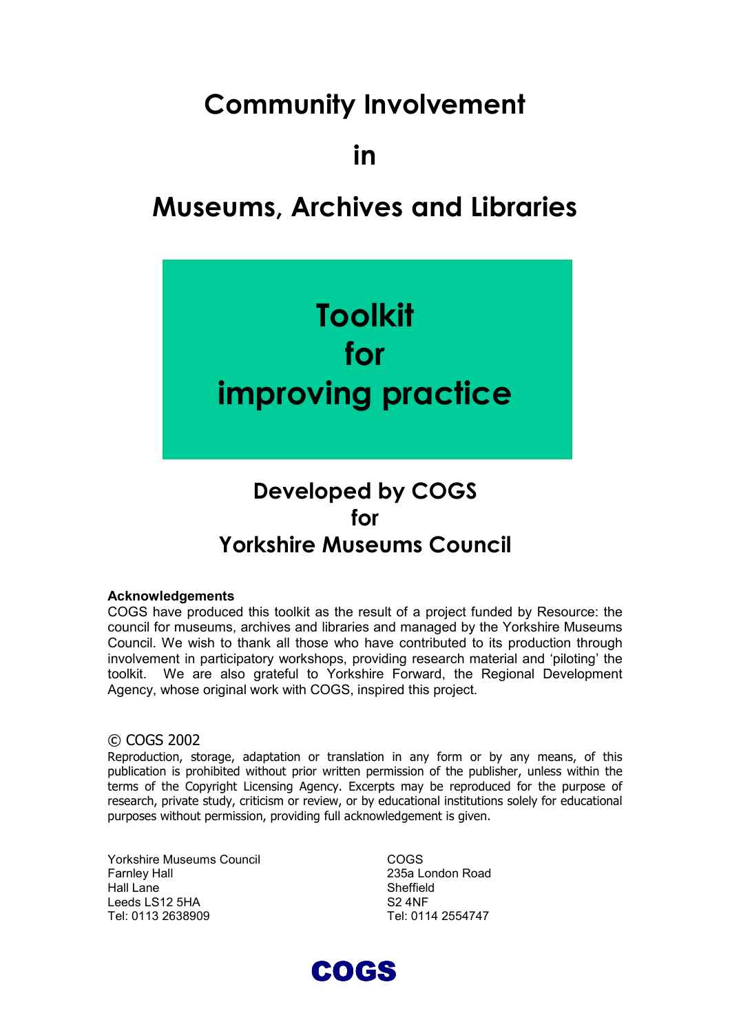# Community Involvement

# in

# Museums, Archives and Libraries

## Toolkit for improving practice

### Developed by COGS for Yorkshire Museums Council

**Acknowledgements**

COGS have produced this toolkit as the result of a project funded by Resource: the council for museums, archives and libraries and managed by the Yorkshire Museums Council. We wish to thank all those who have contributed to its production through involvement in participatory workshops, providing research material and 'piloting' the toolkit. We are also grateful to Yorkshire Forward, the Regional Development Agency, whose original work with COGS, inspired this project.

© COGS 2002

Reproduction, storage, adaptation or translation in any form or by any means, of this publication is prohibited without prior written permission of the publisher, unless within the terms of the Copyright Licensing Agency. Excerpts may be reproduced for the purpose of research, private study, criticism or review, or by educational institutions solely for educational purposes without permission, providing full acknowledgement is given.

Yorkshire Museums Council
Farnley Hall
Hall Lane
Leeds LS12 5HA
Tel: 0113 2638909

COGS
235a London Road
Sheffield
S2 4NF
Tel: 0114 2554747

**COGS**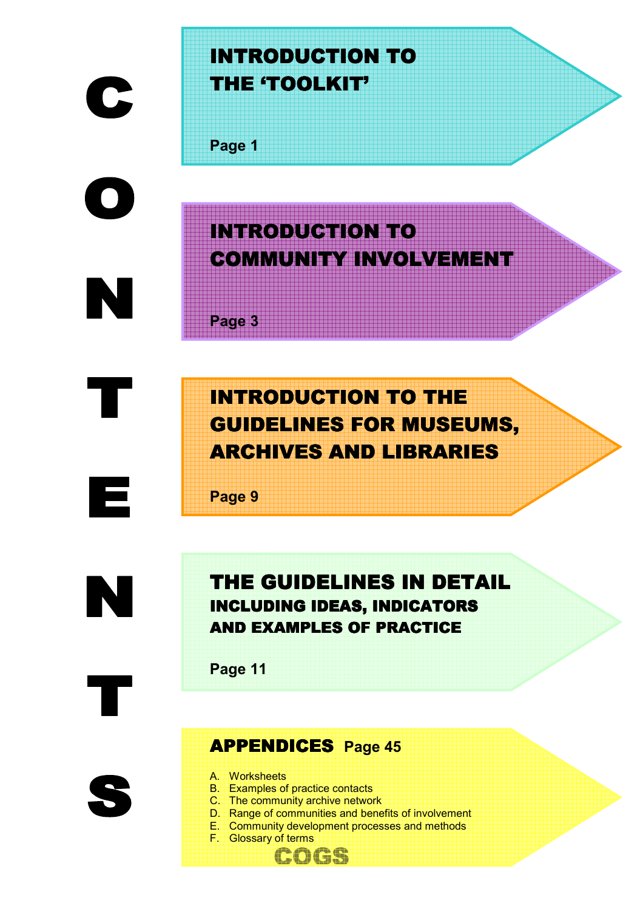# CONTENTS

## INTRODUCTION TO THE 'TOOLKIT'

Page 1

## INTRODUCTION TO COMMUNITY INVOLVEMENT

Page 3

## INTRODUCTION TO THE GUIDELINES FOR MUSEUMS, ARCHIVES AND LIBRARIES

Page 9

## THE GUIDELINES IN DETAIL

### INCLUDING IDEAS, INDICATORS AND EXAMPLES OF PRACTICE

Page 11

## APPENDICES Page 45

A. Worksheets
B. Examples of practice contacts
C. The community archive network
D. Range of communities and benefits of involvement
E. Community development processes and methods
F. Glossary of terms

COGS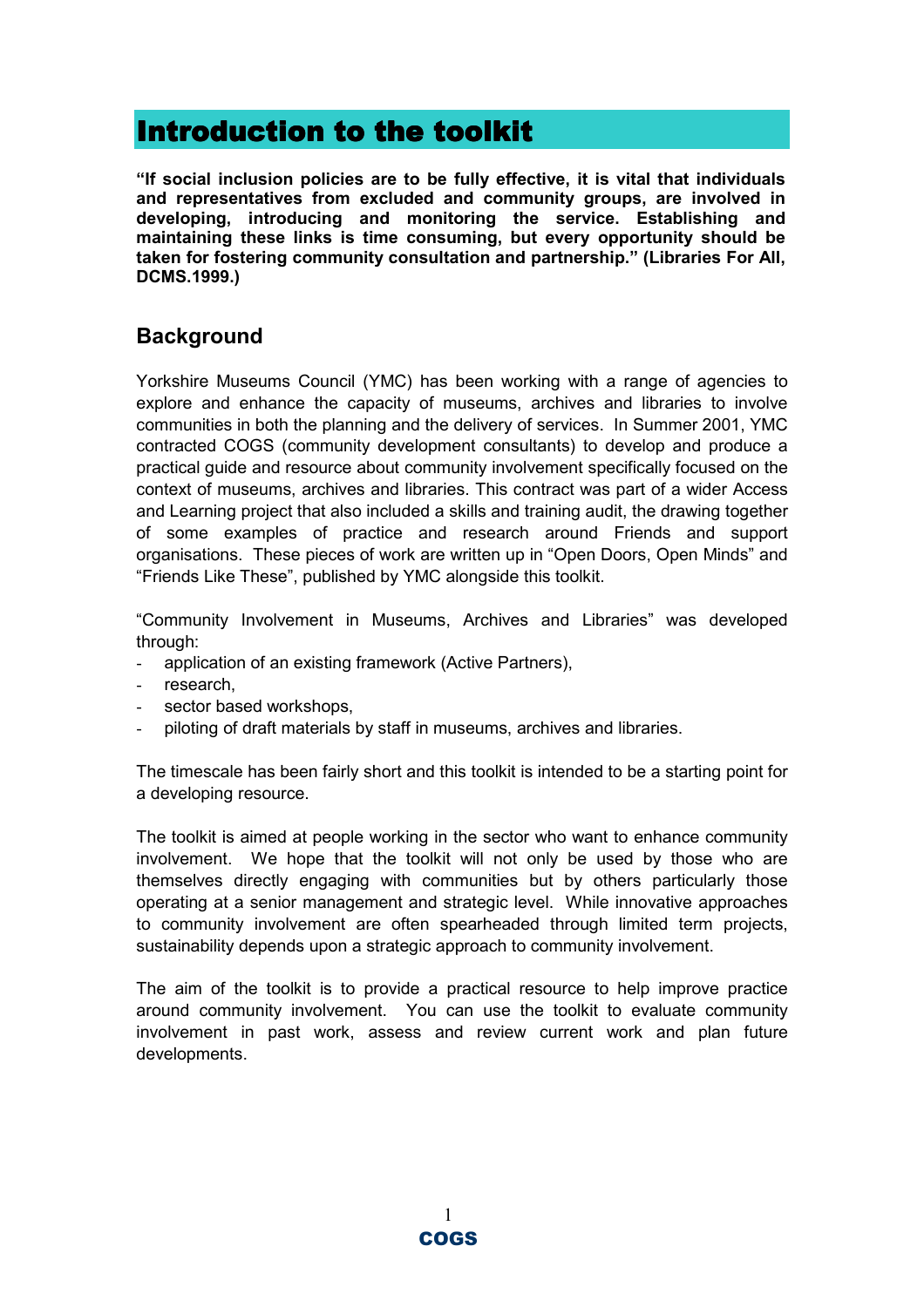# Introduction to the toolkit

**"If social inclusion policies are to be fully effective, it is vital that individuals and representatives from excluded and community groups, are involved in developing, introducing and monitoring the service. Establishing and maintaining these links is time consuming, but every opportunity should be taken for fostering community consultation and partnership." (Libraries For All, DCMS.1999.)**

## Background

Yorkshire Museums Council (YMC) has been working with a range of agencies to explore and enhance the capacity of museums, archives and libraries to involve communities in both the planning and the delivery of services. In Summer 2001, YMC contracted COGS (community development consultants) to develop and produce a practical guide and resource about community involvement specifically focused on the context of museums, archives and libraries. This contract was part of a wider Access and Learning project that also included a skills and training audit, the drawing together of some examples of practice and research around Friends and support organisations. These pieces of work are written up in "Open Doors, Open Minds" and "Friends Like These", published by YMC alongside this toolkit.

"Community Involvement in Museums, Archives and Libraries" was developed through:

- application of an existing framework (Active Partners),
- research,
- sector based workshops,
- piloting of draft materials by staff in museums, archives and libraries.

The timescale has been fairly short and this toolkit is intended to be a starting point for a developing resource.

The toolkit is aimed at people working in the sector who want to enhance community involvement. We hope that the toolkit will not only be used by those who are themselves directly engaging with communities but by others particularly those operating at a senior management and strategic level. While innovative approaches to community involvement are often spearheaded through limited term projects, sustainability depends upon a strategic approach to community involvement.

The aim of the toolkit is to provide a practical resource to help improve practice around community involvement. You can use the toolkit to evaluate community involvement in past work, assess and review current work and plan future developments.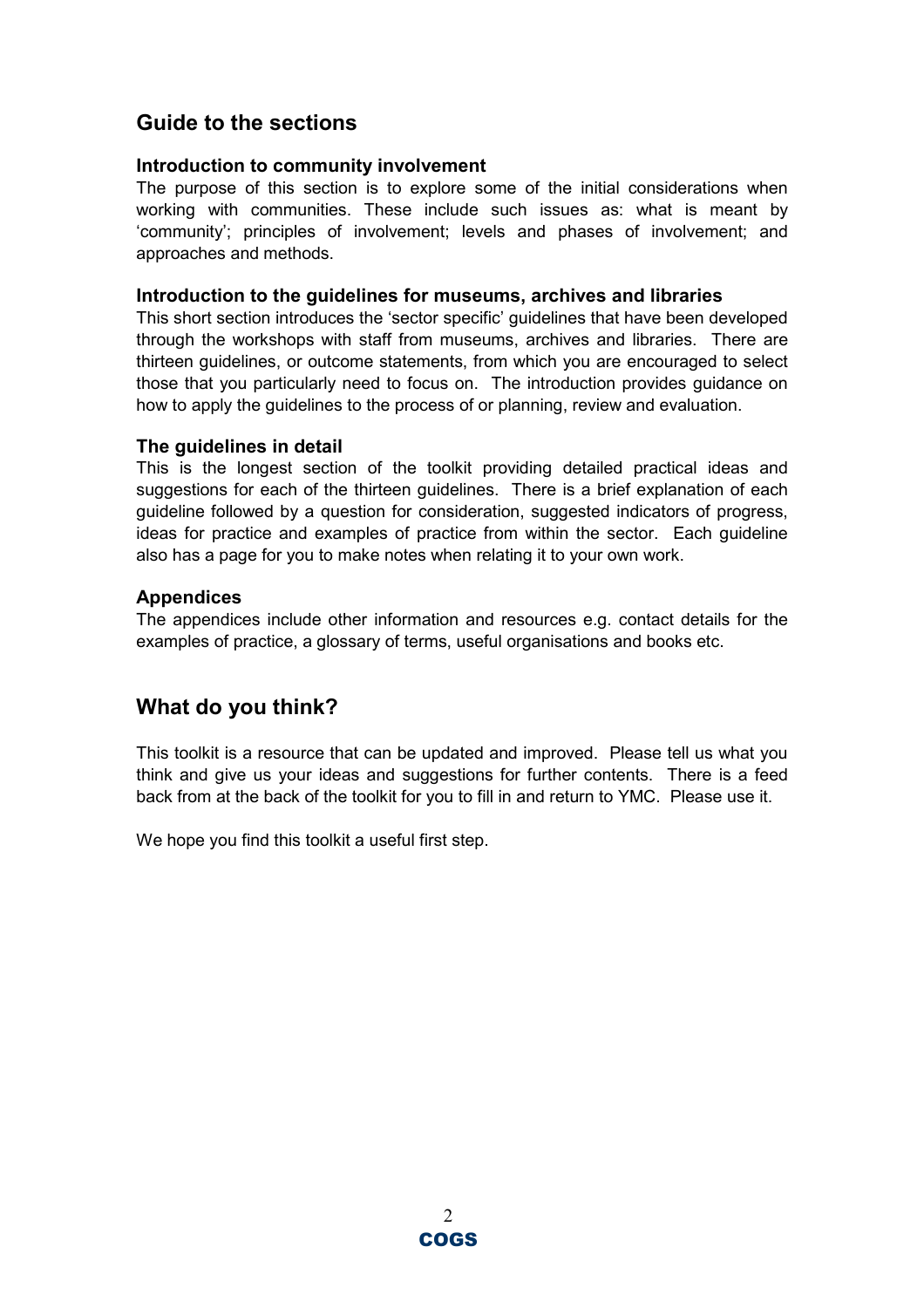## Guide to the sections

### Introduction to community involvement

The purpose of this section is to explore some of the initial considerations when working with communities. These include such issues as: what is meant by 'community'; principles of involvement; levels and phases of involvement; and approaches and methods.

### Introduction to the guidelines for museums, archives and libraries

This short section introduces the 'sector specific' guidelines that have been developed through the workshops with staff from museums, archives and libraries. There are thirteen guidelines, or outcome statements, from which you are encouraged to select those that you particularly need to focus on. The introduction provides guidance on how to apply the guidelines to the process of or planning, review and evaluation.

### The guidelines in detail

This is the longest section of the toolkit providing detailed practical ideas and suggestions for each of the thirteen guidelines. There is a brief explanation of each guideline followed by a question for consideration, suggested indicators of progress, ideas for practice and examples of practice from within the sector. Each guideline also has a page for you to make notes when relating it to your own work.

### Appendices

The appendices include other information and resources e.g. contact details for the examples of practice, a glossary of terms, useful organisations and books etc.

## What do you think?

This toolkit is a resource that can be updated and improved. Please tell us what you think and give us your ideas and suggestions for further contents. There is a feed back from at the back of the toolkit for you to fill in and return to YMC. Please use it.

We hope you find this toolkit a useful first step.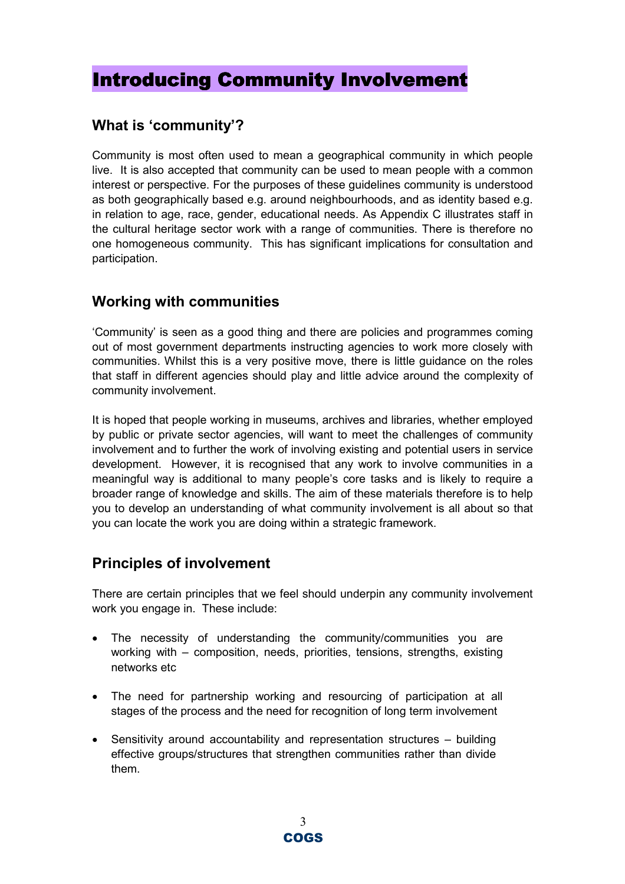# Introducing Community Involvement

## What is 'community'?

Community is most often used to mean a geographical community in which people live. It is also accepted that community can be used to mean people with a common interest or perspective. For the purposes of these guidelines community is understood as both geographically based e.g. around neighbourhoods, and as identity based e.g. in relation to age, race, gender, educational needs. As Appendix C illustrates staff in the cultural heritage sector work with a range of communities. There is therefore no one homogeneous community. This has significant implications for consultation and participation.

## Working with communities

'Community' is seen as a good thing and there are policies and programmes coming out of most government departments instructing agencies to work more closely with communities. Whilst this is a very positive move, there is little guidance on the roles that staff in different agencies should play and little advice around the complexity of community involvement.

It is hoped that people working in museums, archives and libraries, whether employed by public or private sector agencies, will want to meet the challenges of community involvement and to further the work of involving existing and potential users in service development. However, it is recognised that any work to involve communities in a meaningful way is additional to many people's core tasks and is likely to require a broader range of knowledge and skills. The aim of these materials therefore is to help you to develop an understanding of what community involvement is all about so that you can locate the work you are doing within a strategic framework.

## Principles of involvement

There are certain principles that we feel should underpin any community involvement work you engage in. These include:

- The necessity of understanding the community/communities you are working with – composition, needs, priorities, tensions, strengths, existing networks etc
- The need for partnership working and resourcing of participation at all stages of the process and the need for recognition of long term involvement
- Sensitivity around accountability and representation structures – building effective groups/structures that strengthen communities rather than divide them.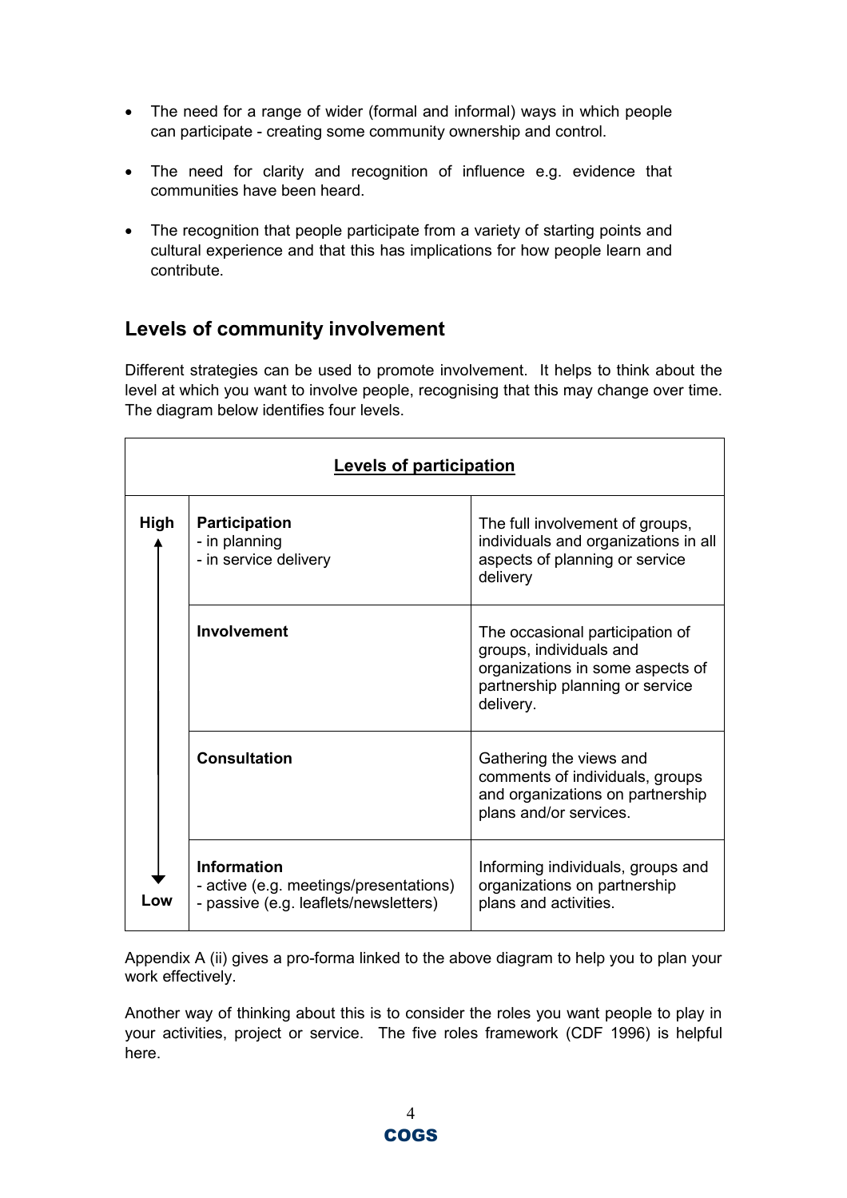- The need for a range of wider (formal and informal) ways in which people can participate - creating some community ownership and control.
- The need for clarity and recognition of influence e.g. evidence that communities have been heard.
- The recognition that people participate from a variety of starting points and cultural experience and that this has implications for how people learn and contribute.

## Levels of community involvement

Different strategies can be used to promote involvement. It helps to think about the level at which you want to involve people, recognising that this may change over time. The diagram below identifies four levels.

| **Levels of participation** | | |
|---|---|---|
| High ↑ | **Participation**<br>- in planning<br>- in service delivery | The full involvement of groups, individuals and organizations in all aspects of planning or service delivery |
| | **Involvement** | The occasional participation of groups, individuals and organizations in some aspects of partnership planning or service delivery. |
| | **Consultation** | Gathering the views and comments of individuals, groups and organizations on partnership plans and/or services. |
| ↓ Low | **Information**<br>- active (e.g. meetings/presentations)<br>- passive (e.g. leaflets/newsletters) | Informing individuals, groups and organizations on partnership plans and activities. |

Appendix A (ii) gives a pro-forma linked to the above diagram to help you to plan your work effectively.

Another way of thinking about this is to consider the roles you want people to play in your activities, project or service. The five roles framework (CDF 1996) is helpful here.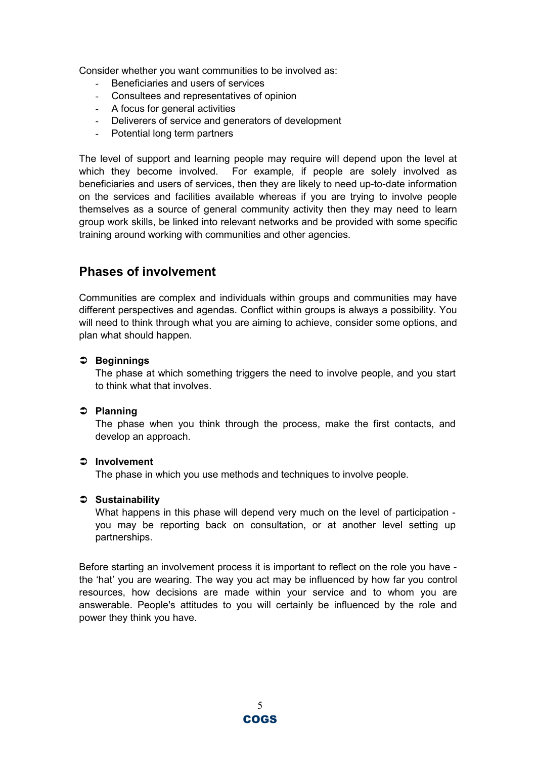Consider whether you want communities to be involved as:

- Beneficiaries and users of services
- Consultees and representatives of opinion
- A focus for general activities
- Deliverers of service and generators of development
- Potential long term partners

The level of support and learning people may require will depend upon the level at which they become involved. For example, if people are solely involved as beneficiaries and users of services, then they are likely to need up-to-date information on the services and facilities available whereas if you are trying to involve people themselves as a source of general community activity then they may need to learn group work skills, be linked into relevant networks and be provided with some specific training around working with communities and other agencies.

## Phases of involvement

Communities are complex and individuals within groups and communities may have different perspectives and agendas. Conflict within groups is always a possibility. You will need to think through what you are aiming to achieve, consider some options, and plan what should happen.

- **Beginnings**
  The phase at which something triggers the need to involve people, and you start to think what that involves.

- **Planning**
  The phase when you think through the process, make the first contacts, and develop an approach.

- **Involvement**
  The phase in which you use methods and techniques to involve people.

- **Sustainability**
  What happens in this phase will depend very much on the level of participation - you may be reporting back on consultation, or at another level setting up partnerships.

Before starting an involvement process it is important to reflect on the role you have - the 'hat' you are wearing. The way you act may be influenced by how far you control resources, how decisions are made within your service and to whom you are answerable. People's attitudes to you will certainly be influenced by the role and power they think you have.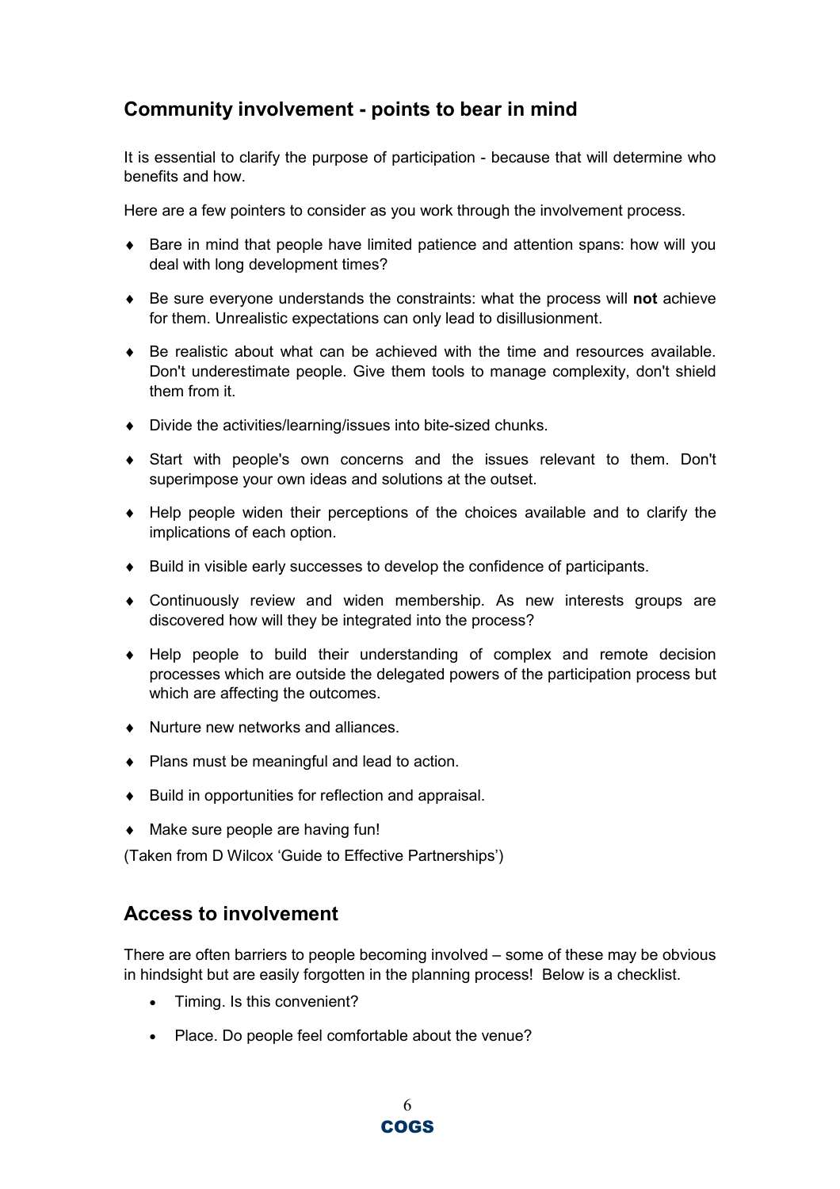## Community involvement - points to bear in mind

It is essential to clarify the purpose of participation - because that will determine who benefits and how.

Here are a few pointers to consider as you work through the involvement process.

- Bare in mind that people have limited patience and attention spans: how will you deal with long development times?
- Be sure everyone understands the constraints: what the process will **not** achieve for them. Unrealistic expectations can only lead to disillusionment.
- Be realistic about what can be achieved with the time and resources available. Don't underestimate people. Give them tools to manage complexity, don't shield them from it.
- Divide the activities/learning/issues into bite-sized chunks.
- Start with people's own concerns and the issues relevant to them. Don't superimpose your own ideas and solutions at the outset.
- Help people widen their perceptions of the choices available and to clarify the implications of each option.
- Build in visible early successes to develop the confidence of participants.
- Continuously review and widen membership. As new interests groups are discovered how will they be integrated into the process?
- Help people to build their understanding of complex and remote decision processes which are outside the delegated powers of the participation process but which are affecting the outcomes.
- Nurture new networks and alliances.
- Plans must be meaningful and lead to action.
- Build in opportunities for reflection and appraisal.
- Make sure people are having fun!

(Taken from D Wilcox 'Guide to Effective Partnerships')

## Access to involvement

There are often barriers to people becoming involved – some of these may be obvious in hindsight but are easily forgotten in the planning process! Below is a checklist.

- Timing. Is this convenient?
- Place. Do people feel comfortable about the venue?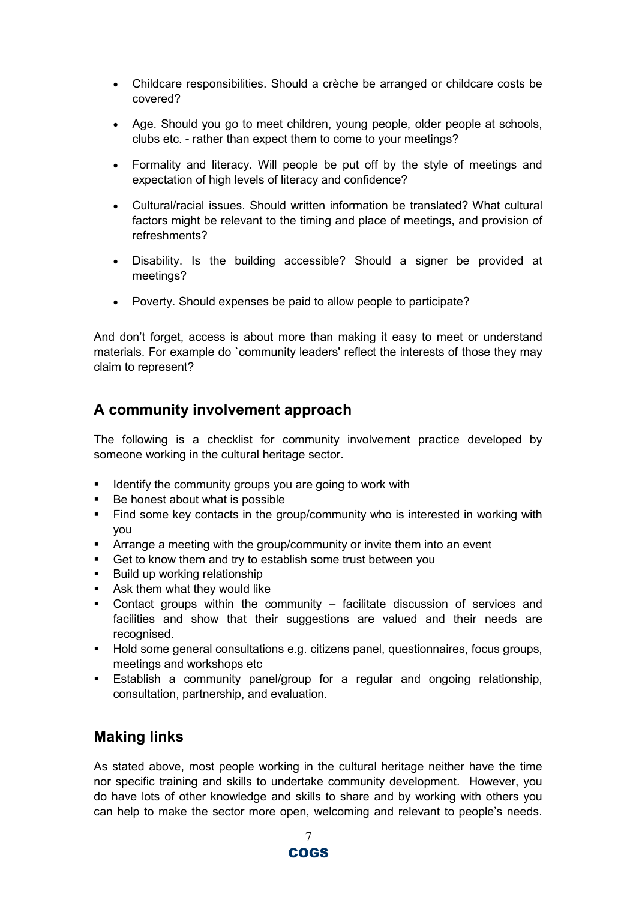- Childcare responsibilities. Should a crèche be arranged or childcare costs be covered?
- Age. Should you go to meet children, young people, older people at schools, clubs etc. - rather than expect them to come to your meetings?
- Formality and literacy. Will people be put off by the style of meetings and expectation of high levels of literacy and confidence?
- Cultural/racial issues. Should written information be translated? What cultural factors might be relevant to the timing and place of meetings, and provision of refreshments?
- Disability. Is the building accessible? Should a signer be provided at meetings?
- Poverty. Should expenses be paid to allow people to participate?

And don't forget, access is about more than making it easy to meet or understand materials. For example do `community leaders' reflect the interests of those they may claim to represent?

## A community involvement approach

The following is a checklist for community involvement practice developed by someone working in the cultural heritage sector.

- Identify the community groups you are going to work with
- Be honest about what is possible
- Find some key contacts in the group/community who is interested in working with you
- Arrange a meeting with the group/community or invite them into an event
- Get to know them and try to establish some trust between you
- Build up working relationship
- Ask them what they would like
- Contact groups within the community – facilitate discussion of services and facilities and show that their suggestions are valued and their needs are recognised.
- Hold some general consultations e.g. citizens panel, questionnaires, focus groups, meetings and workshops etc
- Establish a community panel/group for a regular and ongoing relationship, consultation, partnership, and evaluation.

## Making links

As stated above, most people working in the cultural heritage neither have the time nor specific training and skills to undertake community development. However, you do have lots of other knowledge and skills to share and by working with others you can help to make the sector more open, welcoming and relevant to people's needs.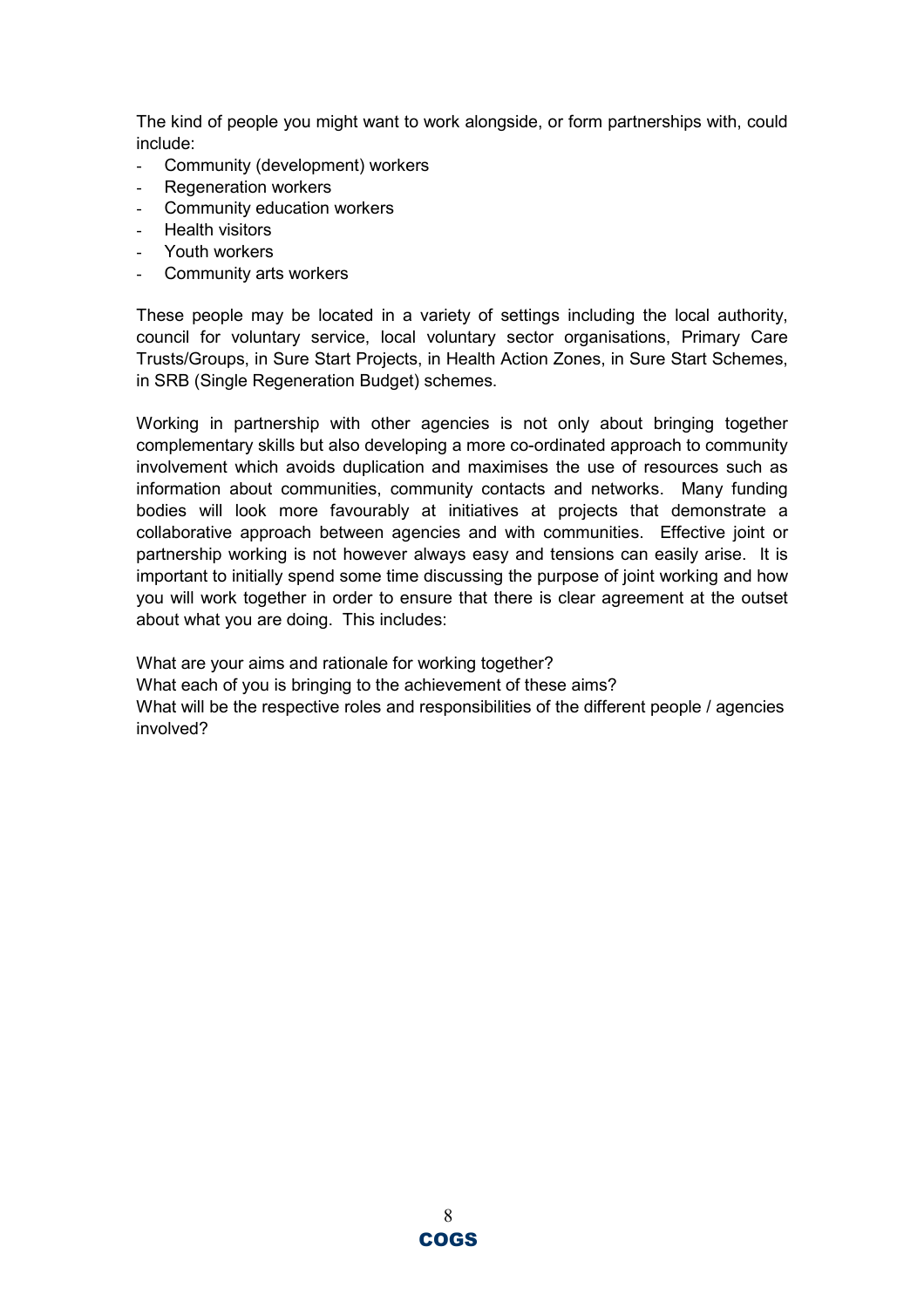The kind of people you might want to work alongside, or form partnerships with, could include:

- Community (development) workers
- Regeneration workers
- Community education workers
- Health visitors
- Youth workers
- Community arts workers

These people may be located in a variety of settings including the local authority, council for voluntary service, local voluntary sector organisations, Primary Care Trusts/Groups, in Sure Start Projects, in Health Action Zones, in Sure Start Schemes, in SRB (Single Regeneration Budget) schemes.

Working in partnership with other agencies is not only about bringing together complementary skills but also developing a more co-ordinated approach to community involvement which avoids duplication and maximises the use of resources such as information about communities, community contacts and networks. Many funding bodies will look more favourably at initiatives at projects that demonstrate a collaborative approach between agencies and with communities. Effective joint or partnership working is not however always easy and tensions can easily arise. It is important to initially spend some time discussing the purpose of joint working and how you will work together in order to ensure that there is clear agreement at the outset about what you are doing. This includes:

What are your aims and rationale for working together?
What each of you is bringing to the achievement of these aims?
What will be the respective roles and responsibilities of the different people / agencies involved?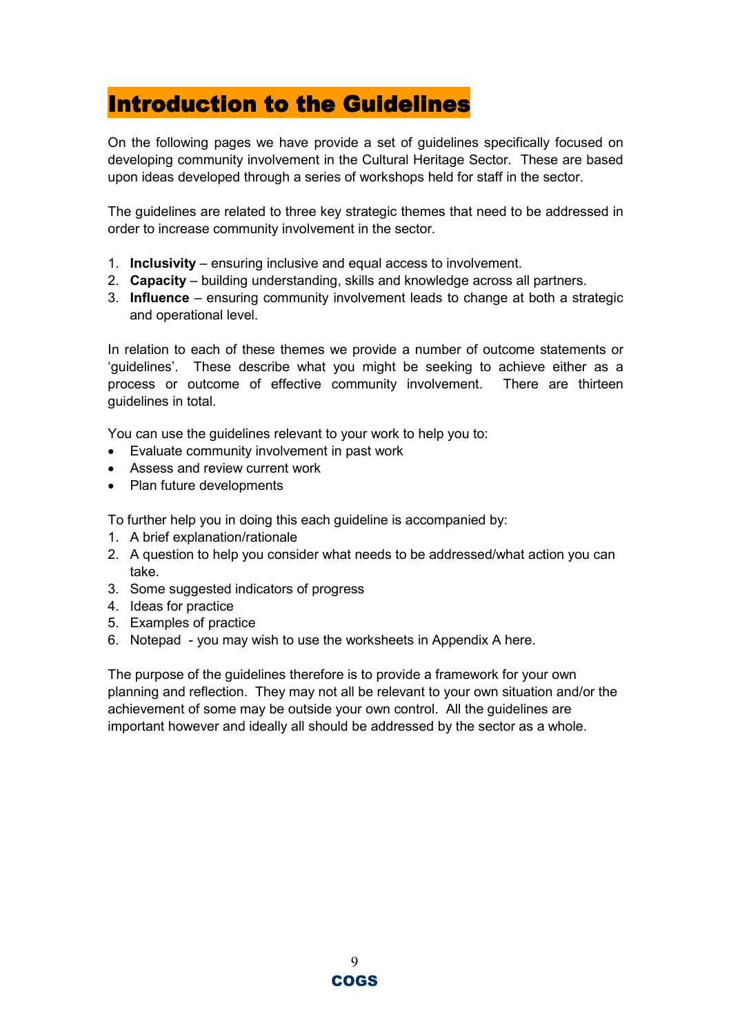# Introduction to the Guidelines

On the following pages we have provide a set of guidelines specifically focused on developing community involvement in the Cultural Heritage Sector. These are based upon ideas developed through a series of workshops held for staff in the sector.

The guidelines are related to three key strategic themes that need to be addressed in order to increase community involvement in the sector.

1. **Inclusivity** – ensuring inclusive and equal access to involvement.
2. **Capacity** – building understanding, skills and knowledge across all partners.
3. **Influence** – ensuring community involvement leads to change at both a strategic and operational level.

In relation to each of these themes we provide a number of outcome statements or 'guidelines'. These describe what you might be seeking to achieve either as a process or outcome of effective community involvement. There are thirteen guidelines in total.

You can use the guidelines relevant to your work to help you to:

- Evaluate community involvement in past work
- Assess and review current work
- Plan future developments

To further help you in doing this each guideline is accompanied by:

1. A brief explanation/rationale
2. A question to help you consider what needs to be addressed/what action you can take.
3. Some suggested indicators of progress
4. Ideas for practice
5. Examples of practice
6. Notepad - you may wish to use the worksheets in Appendix A here.

The purpose of the guidelines therefore is to provide a framework for your own planning and reflection. They may not all be relevant to your own situation and/or the achievement of some may be outside your own control. All the guidelines are important however and ideally all should be addressed by the sector as a whole.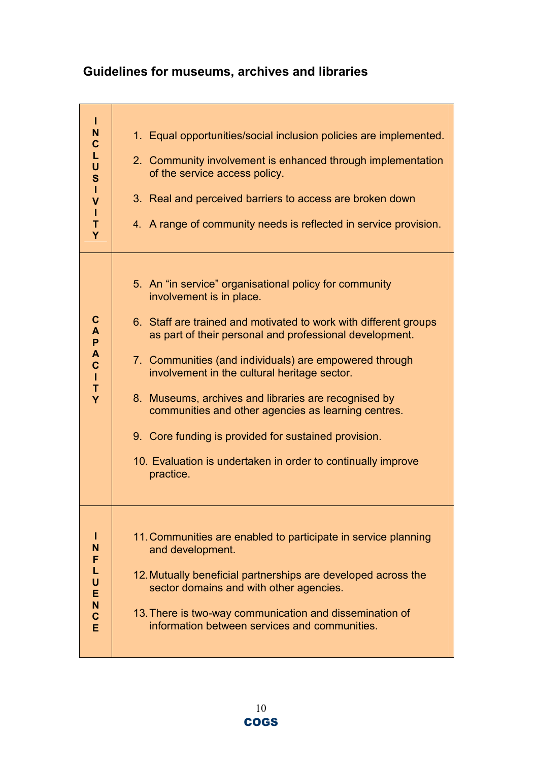## Guidelines for museums, archives and libraries

| | |
|---|---|
| **INCLUSIVITY** | 1. Equal opportunities/social inclusion policies are implemented.<br>2. Community involvement is enhanced through implementation of the service access policy.<br>3. Real and perceived barriers to access are broken down<br>4. A range of community needs is reflected in service provision. |
| **CAPACITY** | 5. An "in service" organisational policy for community involvement is in place.<br>6. Staff are trained and motivated to work with different groups as part of their personal and professional development.<br>7. Communities (and individuals) are empowered through involvement in the cultural heritage sector.<br>8. Museums, archives and libraries are recognised by communities and other agencies as learning centres.<br>9. Core funding is provided for sustained provision.<br>10. Evaluation is undertaken in order to continually improve practice. |
| **INFLUENCE** | 11. Communities are enabled to participate in service planning and development.<br>12. Mutually beneficial partnerships are developed across the sector domains and with other agencies.<br>13. There is two-way communication and dissemination of information between services and communities. |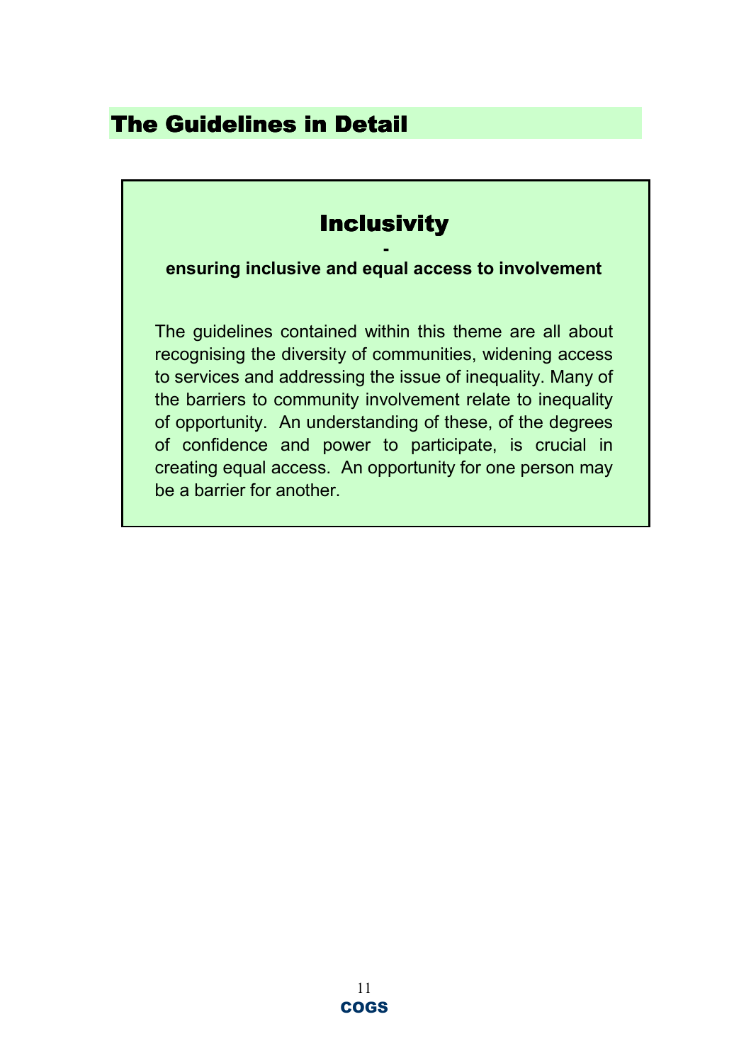# The Guidelines in Detail

## Inclusivity

**-**

**ensuring inclusive and equal access to involvement**

The guidelines contained within this theme are all about recognising the diversity of communities, widening access to services and addressing the issue of inequality. Many of the barriers to community involvement relate to inequality of opportunity. An understanding of these, of the degrees of confidence and power to participate, is crucial in creating equal access. An opportunity for one person may be a barrier for another.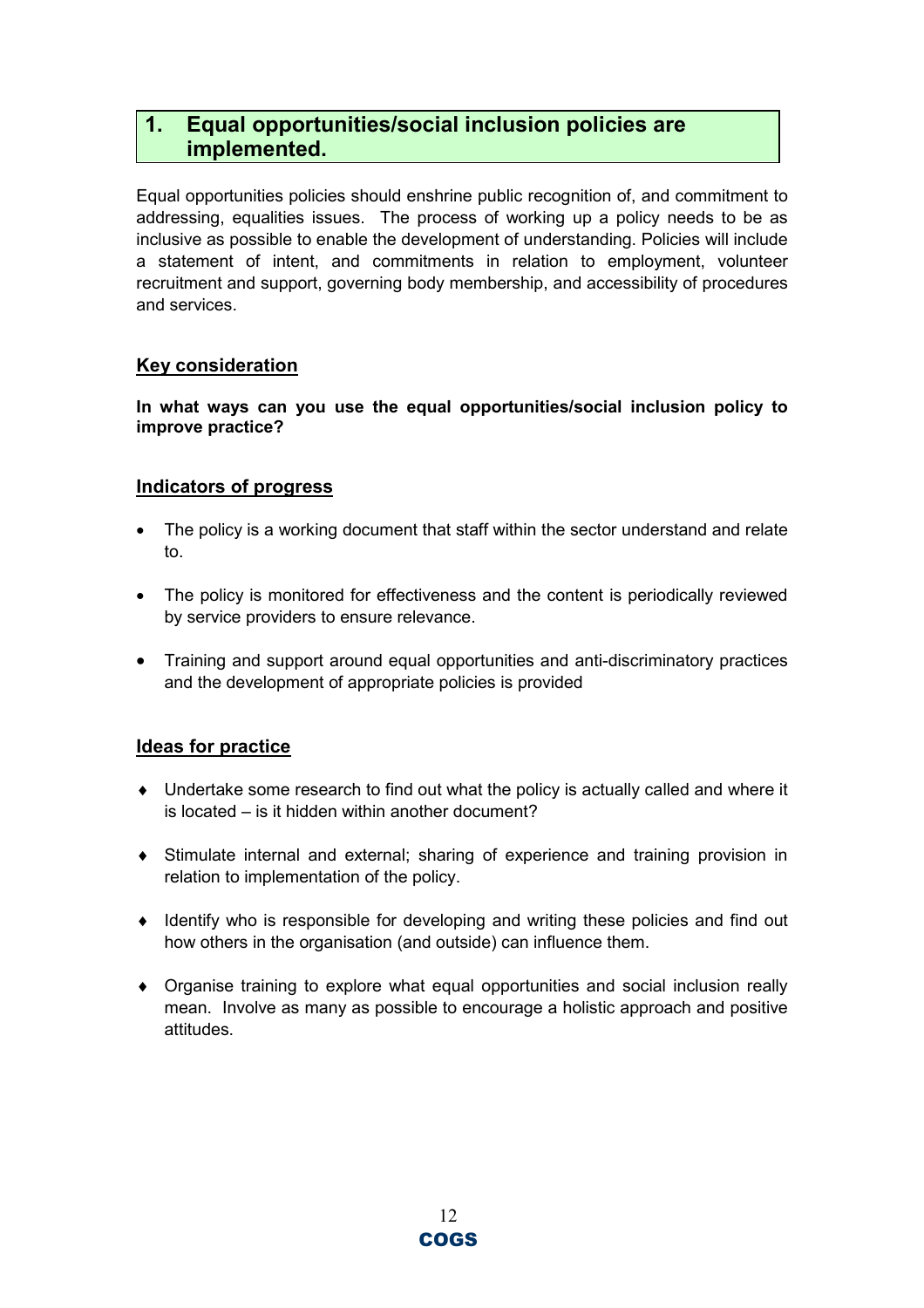## 1. Equal opportunities/social inclusion policies are implemented.

Equal opportunities policies should enshrine public recognition of, and commitment to addressing, equalities issues. The process of working up a policy needs to be as inclusive as possible to enable the development of understanding. Policies will include a statement of intent, and commitments in relation to employment, volunteer recruitment and support, governing body membership, and accessibility of procedures and services.

### Key consideration

**In what ways can you use the equal opportunities/social inclusion policy to improve practice?**

### Indicators of progress

- The policy is a working document that staff within the sector understand and relate to.
- The policy is monitored for effectiveness and the content is periodically reviewed by service providers to ensure relevance.
- Training and support around equal opportunities and anti-discriminatory practices and the development of appropriate policies is provided

### Ideas for practice

- Undertake some research to find out what the policy is actually called and where it is located – is it hidden within another document?
- Stimulate internal and external; sharing of experience and training provision in relation to implementation of the policy.
- Identify who is responsible for developing and writing these policies and find out how others in the organisation (and outside) can influence them.
- Organise training to explore what equal opportunities and social inclusion really mean. Involve as many as possible to encourage a holistic approach and positive attitudes.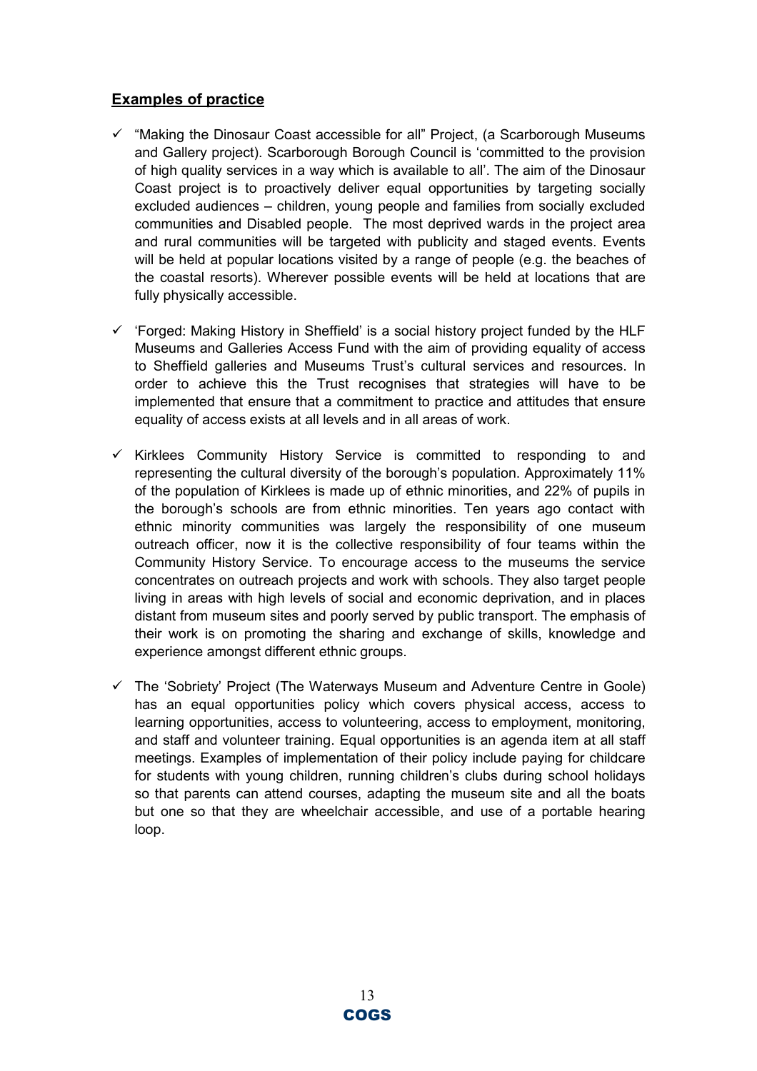## Examples of practice

- "Making the Dinosaur Coast accessible for all" Project, (a Scarborough Museums and Gallery project). Scarborough Borough Council is 'committed to the provision of high quality services in a way which is available to all'. The aim of the Dinosaur Coast project is to proactively deliver equal opportunities by targeting socially excluded audiences – children, young people and families from socially excluded communities and Disabled people. The most deprived wards in the project area and rural communities will be targeted with publicity and staged events. Events will be held at popular locations visited by a range of people (e.g. the beaches of the coastal resorts). Wherever possible events will be held at locations that are fully physically accessible.

- 'Forged: Making History in Sheffield' is a social history project funded by the HLF Museums and Galleries Access Fund with the aim of providing equality of access to Sheffield galleries and Museums Trust's cultural services and resources. In order to achieve this the Trust recognises that strategies will have to be implemented that ensure that a commitment to practice and attitudes that ensure equality of access exists at all levels and in all areas of work.

- Kirklees Community History Service is committed to responding to and representing the cultural diversity of the borough's population. Approximately 11% of the population of Kirklees is made up of ethnic minorities, and 22% of pupils in the borough's schools are from ethnic minorities. Ten years ago contact with ethnic minority communities was largely the responsibility of one museum outreach officer, now it is the collective responsibility of four teams within the Community History Service. To encourage access to the museums the service concentrates on outreach projects and work with schools. They also target people living in areas with high levels of social and economic deprivation, and in places distant from museum sites and poorly served by public transport. The emphasis of their work is on promoting the sharing and exchange of skills, knowledge and experience amongst different ethnic groups.

- The 'Sobriety' Project (The Waterways Museum and Adventure Centre in Goole) has an equal opportunities policy which covers physical access, access to learning opportunities, access to volunteering, access to employment, monitoring, and staff and volunteer training. Equal opportunities is an agenda item at all staff meetings. Examples of implementation of their policy include paying for childcare for students with young children, running children's clubs during school holidays so that parents can attend courses, adapting the museum site and all the boats but one so that they are wheelchair accessible, and use of a portable hearing loop.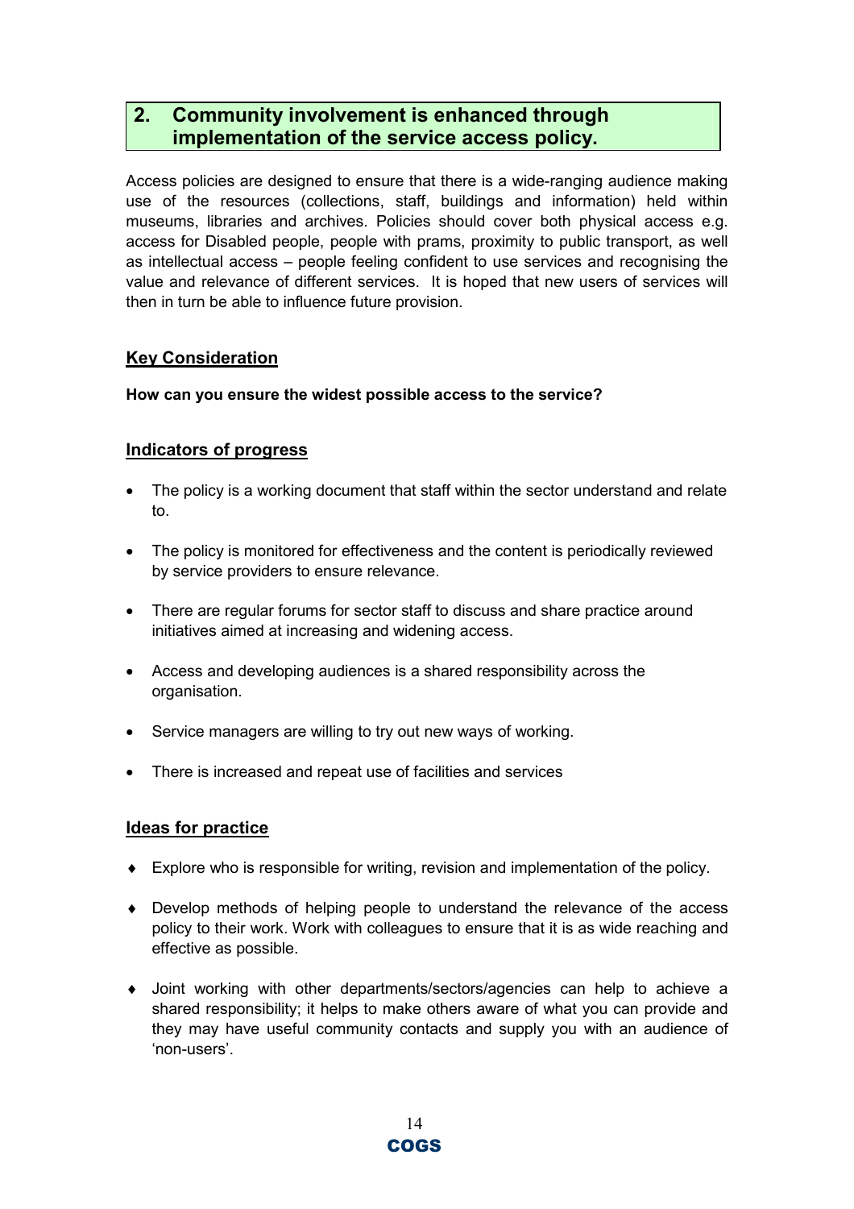## 2. Community involvement is enhanced through implementation of the service access policy.

Access policies are designed to ensure that there is a wide-ranging audience making use of the resources (collections, staff, buildings and information) held within museums, libraries and archives. Policies should cover both physical access e.g. access for Disabled people, people with prams, proximity to public transport, as well as intellectual access – people feeling confident to use services and recognising the value and relevance of different services. It is hoped that new users of services will then in turn be able to influence future provision.

### Key Consideration

**How can you ensure the widest possible access to the service?**

### Indicators of progress

- The policy is a working document that staff within the sector understand and relate to.
- The policy is monitored for effectiveness and the content is periodically reviewed by service providers to ensure relevance.
- There are regular forums for sector staff to discuss and share practice around initiatives aimed at increasing and widening access.
- Access and developing audiences is a shared responsibility across the organisation.
- Service managers are willing to try out new ways of working.
- There is increased and repeat use of facilities and services

### Ideas for practice

- Explore who is responsible for writing, revision and implementation of the policy.
- Develop methods of helping people to understand the relevance of the access policy to their work. Work with colleagues to ensure that it is as wide reaching and effective as possible.
- Joint working with other departments/sectors/agencies can help to achieve a shared responsibility; it helps to make others aware of what you can provide and they may have useful community contacts and supply you with an audience of 'non-users'.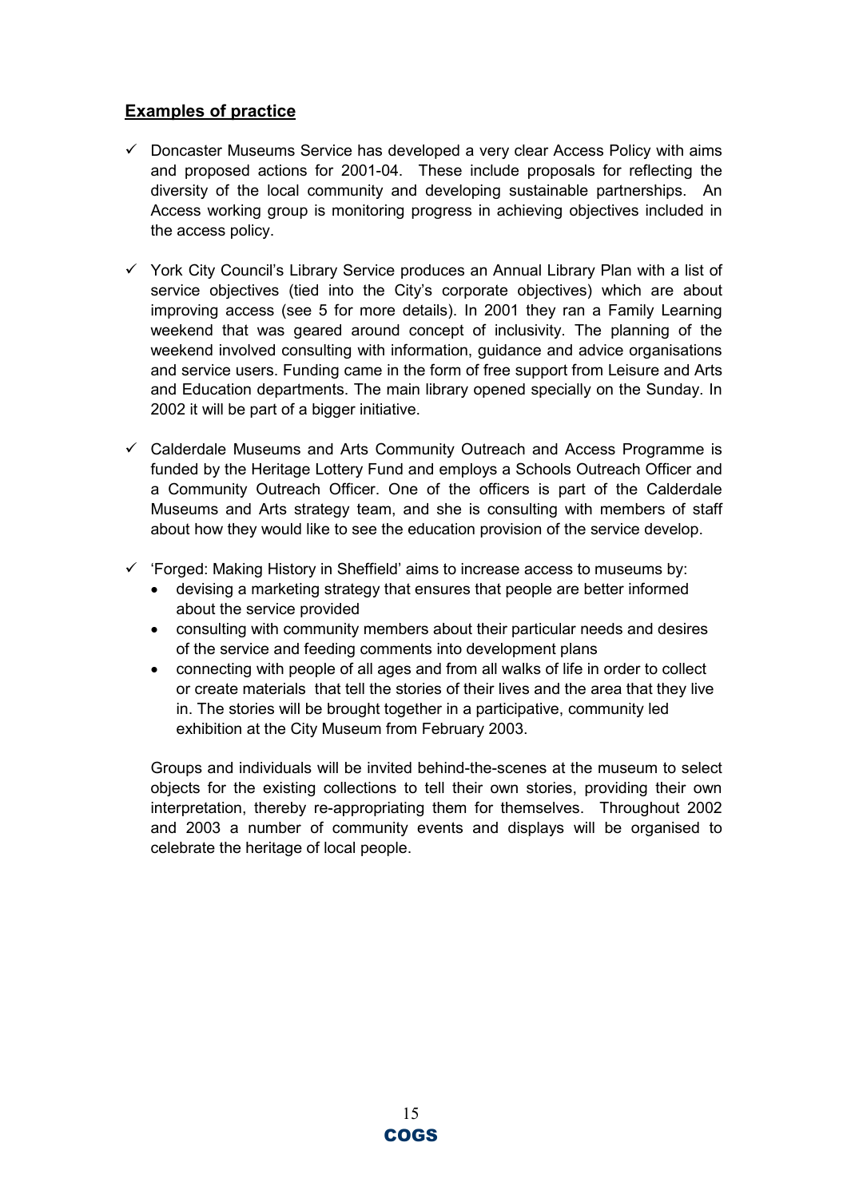## Examples of practice

- ✓ Doncaster Museums Service has developed a very clear Access Policy with aims and proposed actions for 2001-04. These include proposals for reflecting the diversity of the local community and developing sustainable partnerships. An Access working group is monitoring progress in achieving objectives included in the access policy.

- ✓ York City Council's Library Service produces an Annual Library Plan with a list of service objectives (tied into the City's corporate objectives) which are about improving access (see 5 for more details). In 2001 they ran a Family Learning weekend that was geared around concept of inclusivity. The planning of the weekend involved consulting with information, guidance and advice organisations and service users. Funding came in the form of free support from Leisure and Arts and Education departments. The main library opened specially on the Sunday. In 2002 it will be part of a bigger initiative.

- ✓ Calderdale Museums and Arts Community Outreach and Access Programme is funded by the Heritage Lottery Fund and employs a Schools Outreach Officer and a Community Outreach Officer. One of the officers is part of the Calderdale Museums and Arts strategy team, and she is consulting with members of staff about how they would like to see the education provision of the service develop.

- ✓ 'Forged: Making History in Sheffield' aims to increase access to museums by:
  - devising a marketing strategy that ensures that people are better informed about the service provided
  - consulting with community members about their particular needs and desires of the service and feeding comments into development plans
  - connecting with people of all ages and from all walks of life in order to collect or create materials that tell the stories of their lives and the area that they live in. The stories will be brought together in a participative, community led exhibition at the City Museum from February 2003.

  Groups and individuals will be invited behind-the-scenes at the museum to select objects for the existing collections to tell their own stories, providing their own interpretation, thereby re-appropriating them for themselves. Throughout 2002 and 2003 a number of community events and displays will be organised to celebrate the heritage of local people.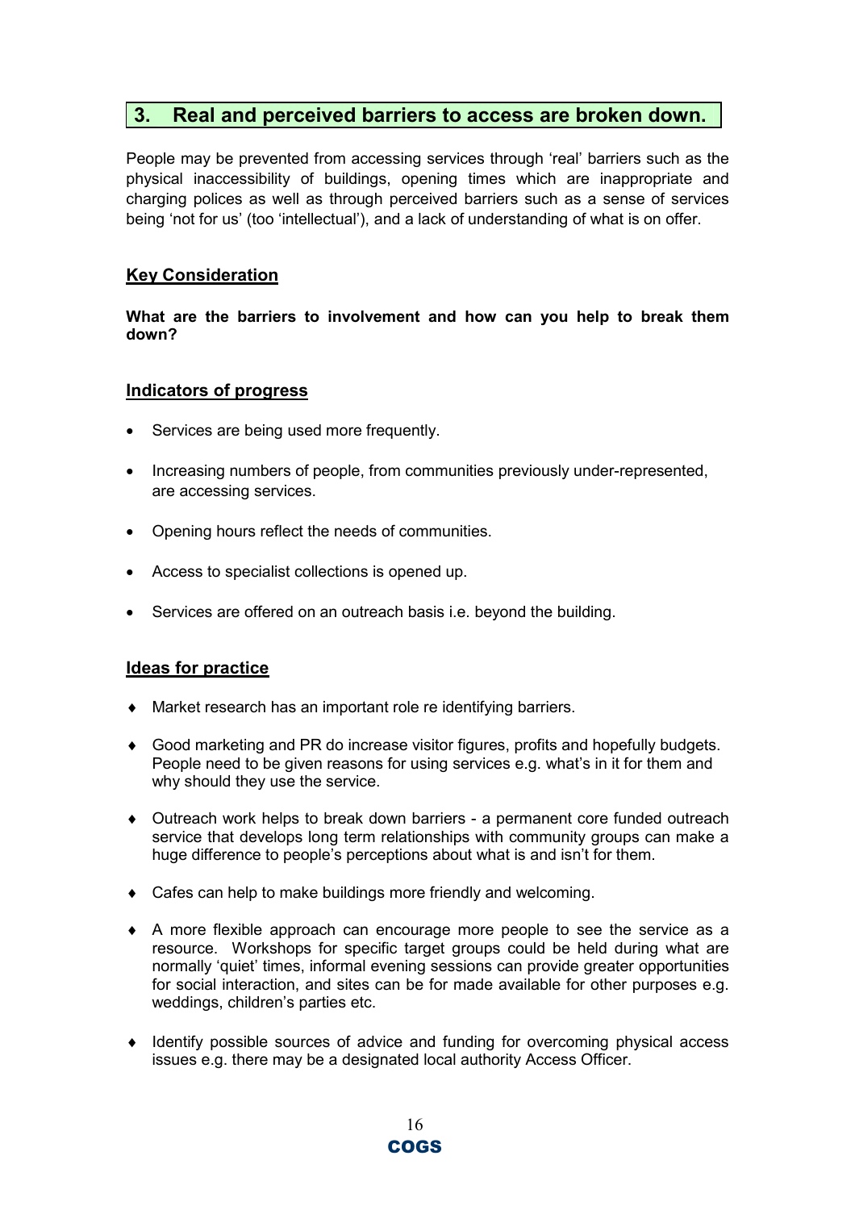## 3. Real and perceived barriers to access are broken down.

People may be prevented from accessing services through 'real' barriers such as the physical inaccessibility of buildings, opening times which are inappropriate and charging polices as well as through perceived barriers such as a sense of services being 'not for us' (too 'intellectual'), and a lack of understanding of what is on offer.

### Key Consideration

**What are the barriers to involvement and how can you help to break them down?**

### Indicators of progress

- Services are being used more frequently.
- Increasing numbers of people, from communities previously under-represented, are accessing services.
- Opening hours reflect the needs of communities.
- Access to specialist collections is opened up.
- Services are offered on an outreach basis i.e. beyond the building.

### Ideas for practice

- Market research has an important role re identifying barriers.
- Good marketing and PR do increase visitor figures, profits and hopefully budgets. People need to be given reasons for using services e.g. what's in it for them and why should they use the service.
- Outreach work helps to break down barriers - a permanent core funded outreach service that develops long term relationships with community groups can make a huge difference to people's perceptions about what is and isn't for them.
- Cafes can help to make buildings more friendly and welcoming.
- A more flexible approach can encourage more people to see the service as a resource. Workshops for specific target groups could be held during what are normally 'quiet' times, informal evening sessions can provide greater opportunities for social interaction, and sites can be for made available for other purposes e.g. weddings, children's parties etc.
- Identify possible sources of advice and funding for overcoming physical access issues e.g. there may be a designated local authority Access Officer.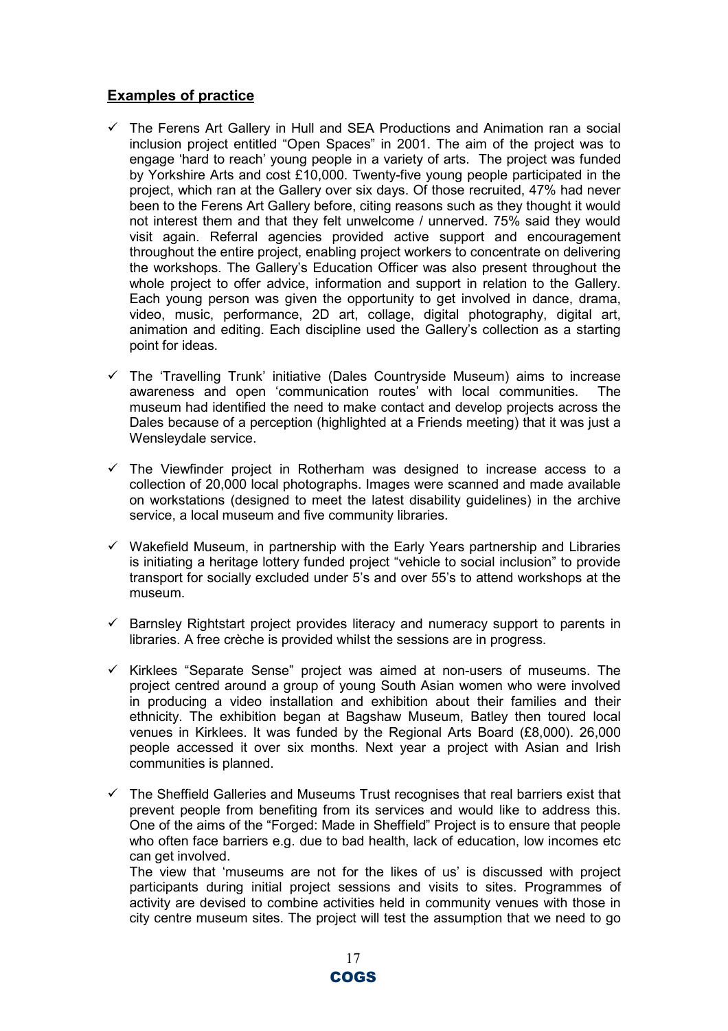## Examples of practice

- ✓ The Ferens Art Gallery in Hull and SEA Productions and Animation ran a social inclusion project entitled "Open Spaces" in 2001. The aim of the project was to engage 'hard to reach' young people in a variety of arts. The project was funded by Yorkshire Arts and cost £10,000. Twenty-five young people participated in the project, which ran at the Gallery over six days. Of those recruited, 47% had never been to the Ferens Art Gallery before, citing reasons such as they thought it would not interest them and that they felt unwelcome / unnerved. 75% said they would visit again. Referral agencies provided active support and encouragement throughout the entire project, enabling project workers to concentrate on delivering the workshops. The Gallery's Education Officer was also present throughout the whole project to offer advice, information and support in relation to the Gallery. Each young person was given the opportunity to get involved in dance, drama, video, music, performance, 2D art, collage, digital photography, digital art, animation and editing. Each discipline used the Gallery's collection as a starting point for ideas.

- ✓ The 'Travelling Trunk' initiative (Dales Countryside Museum) aims to increase awareness and open 'communication routes' with local communities. The museum had identified the need to make contact and develop projects across the Dales because of a perception (highlighted at a Friends meeting) that it was just a Wensleydale service.

- ✓ The Viewfinder project in Rotherham was designed to increase access to a collection of 20,000 local photographs. Images were scanned and made available on workstations (designed to meet the latest disability guidelines) in the archive service, a local museum and five community libraries.

- ✓ Wakefield Museum, in partnership with the Early Years partnership and Libraries is initiating a heritage lottery funded project "vehicle to social inclusion" to provide transport for socially excluded under 5's and over 55's to attend workshops at the museum.

- ✓ Barnsley Rightstart project provides literacy and numeracy support to parents in libraries. A free crèche is provided whilst the sessions are in progress.

- ✓ Kirklees "Separate Sense" project was aimed at non-users of museums. The project centred around a group of young South Asian women who were involved in producing a video installation and exhibition about their families and their ethnicity. The exhibition began at Bagshaw Museum, Batley then toured local venues in Kirklees. It was funded by the Regional Arts Board (£8,000). 26,000 people accessed it over six months. Next year a project with Asian and Irish communities is planned.

- ✓ The Sheffield Galleries and Museums Trust recognises that real barriers exist that prevent people from benefiting from its services and would like to address this. One of the aims of the "Forged: Made in Sheffield" Project is to ensure that people who often face barriers e.g. due to bad health, lack of education, low incomes etc can get involved.
  The view that 'museums are not for the likes of us' is discussed with project participants during initial project sessions and visits to sites. Programmes of activity are devised to combine activities held in community venues with those in city centre museum sites. The project will test the assumption that we need to go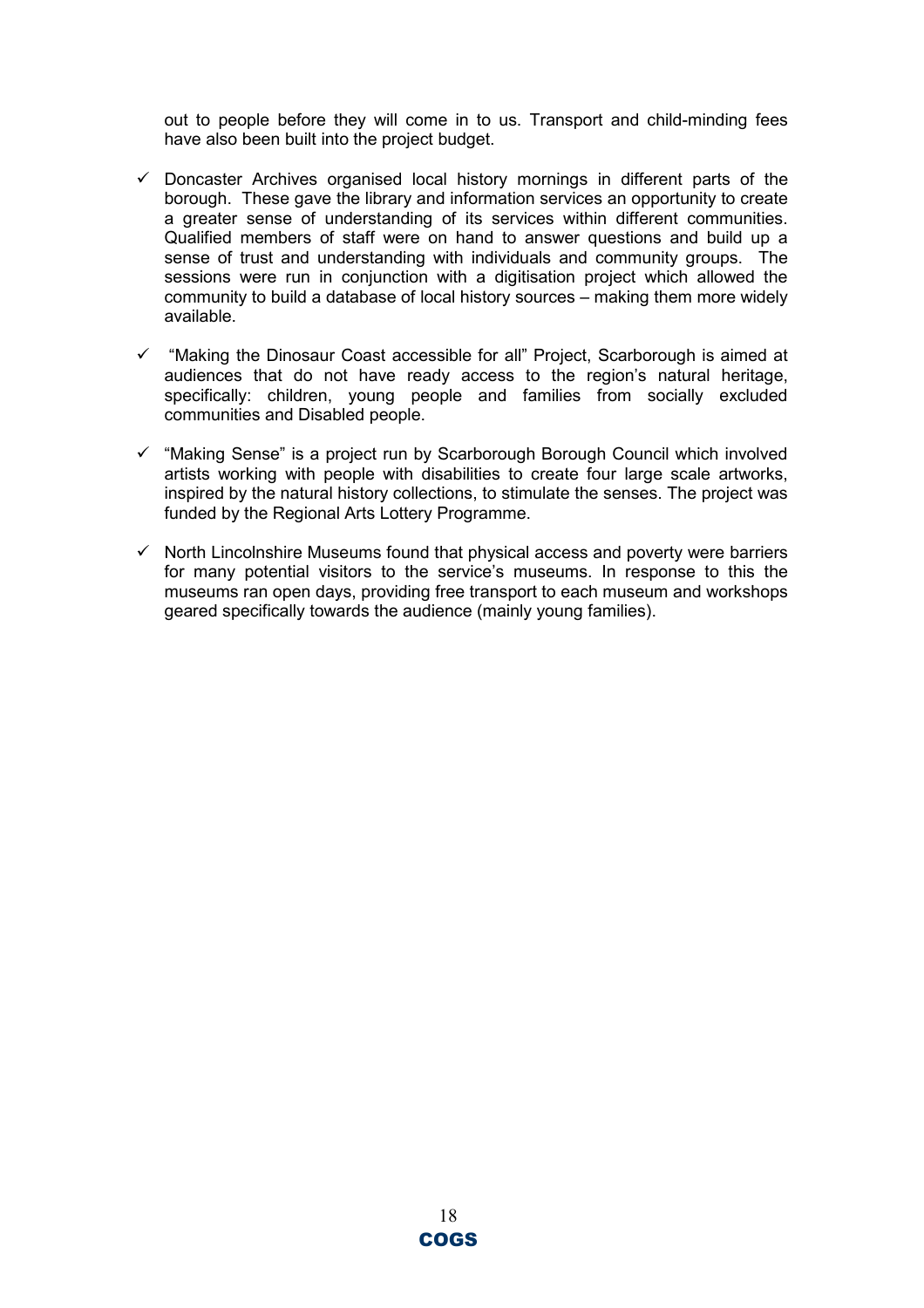out to people before they will come in to us. Transport and child-minding fees have also been built into the project budget.

- ✓ Doncaster Archives organised local history mornings in different parts of the borough. These gave the library and information services an opportunity to create a greater sense of understanding of its services within different communities. Qualified members of staff were on hand to answer questions and build up a sense of trust and understanding with individuals and community groups. The sessions were run in conjunction with a digitisation project which allowed the community to build a database of local history sources – making them more widely available.

- ✓ "Making the Dinosaur Coast accessible for all" Project, Scarborough is aimed at audiences that do not have ready access to the region's natural heritage, specifically: children, young people and families from socially excluded communities and Disabled people.

- ✓ "Making Sense" is a project run by Scarborough Borough Council which involved artists working with people with disabilities to create four large scale artworks, inspired by the natural history collections, to stimulate the senses. The project was funded by the Regional Arts Lottery Programme.

- ✓ North Lincolnshire Museums found that physical access and poverty were barriers for many potential visitors to the service's museums. In response to this the museums ran open days, providing free transport to each museum and workshops geared specifically towards the audience (mainly young families).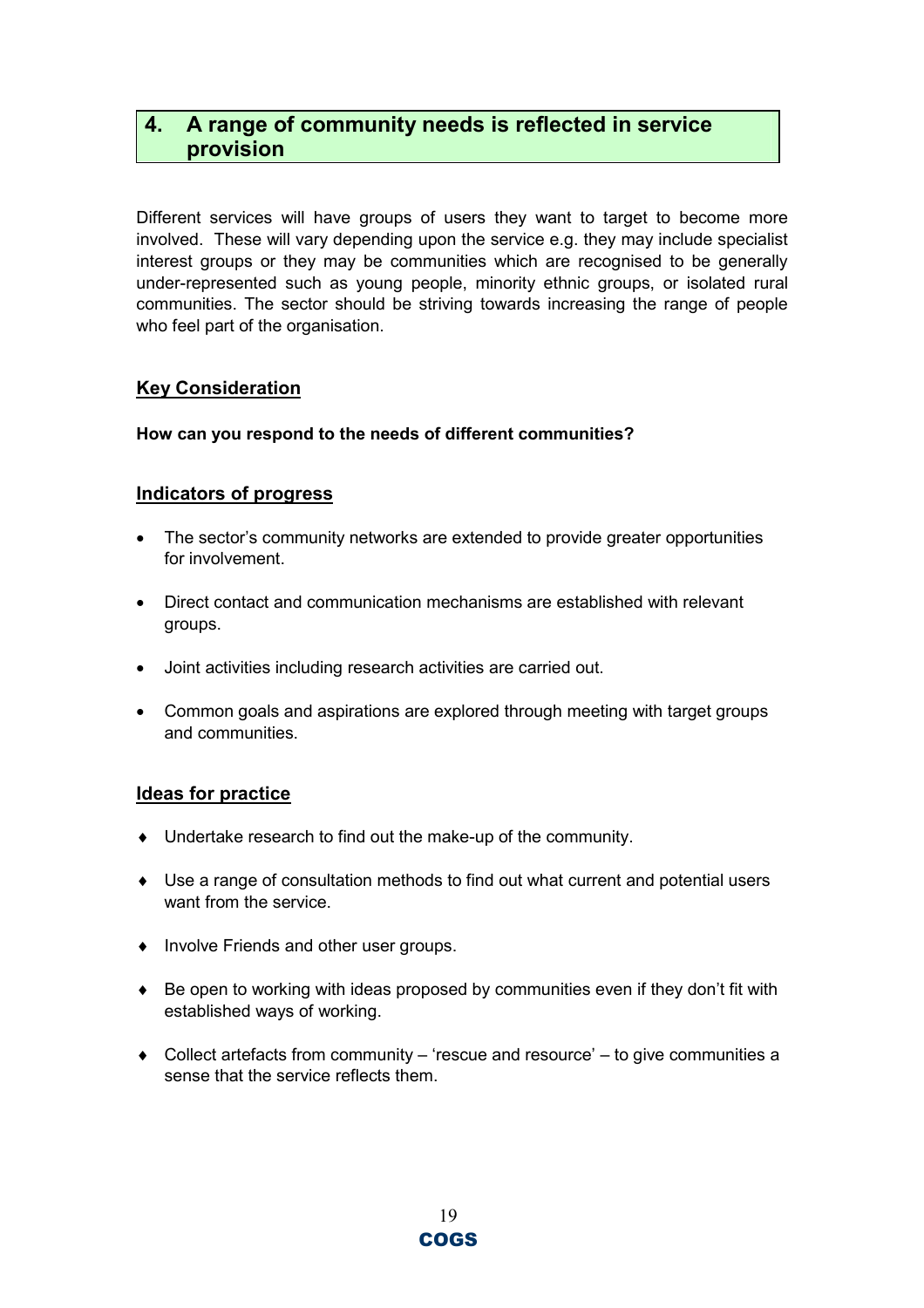## 4. A range of community needs is reflected in service provision

Different services will have groups of users they want to target to become more involved. These will vary depending upon the service e.g. they may include specialist interest groups or they may be communities which are recognised to be generally under-represented such as young people, minority ethnic groups, or isolated rural communities. The sector should be striving towards increasing the range of people who feel part of the organisation.

### Key Consideration

**How can you respond to the needs of different communities?**

### Indicators of progress

- The sector's community networks are extended to provide greater opportunities for involvement.
- Direct contact and communication mechanisms are established with relevant groups.
- Joint activities including research activities are carried out.
- Common goals and aspirations are explored through meeting with target groups and communities.

### Ideas for practice

- Undertake research to find out the make-up of the community.
- Use a range of consultation methods to find out what current and potential users want from the service.
- Involve Friends and other user groups.
- Be open to working with ideas proposed by communities even if they don't fit with established ways of working.
- Collect artefacts from community – 'rescue and resource' – to give communities a sense that the service reflects them.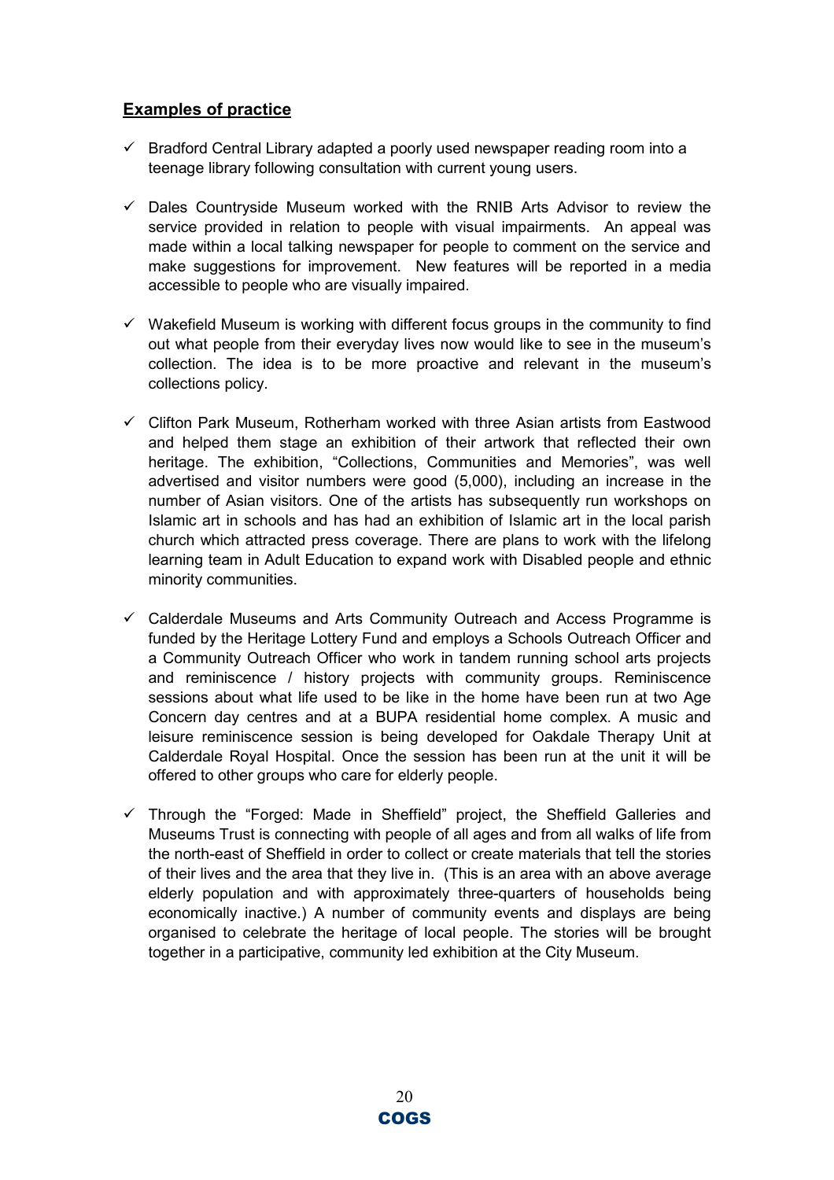## Examples of practice

- ✓ Bradford Central Library adapted a poorly used newspaper reading room into a teenage library following consultation with current young users.

- ✓ Dales Countryside Museum worked with the RNIB Arts Advisor to review the service provided in relation to people with visual impairments. An appeal was made within a local talking newspaper for people to comment on the service and make suggestions for improvement. New features will be reported in a media accessible to people who are visually impaired.

- ✓ Wakefield Museum is working with different focus groups in the community to find out what people from their everyday lives now would like to see in the museum's collection. The idea is to be more proactive and relevant in the museum's collections policy.

- ✓ Clifton Park Museum, Rotherham worked with three Asian artists from Eastwood and helped them stage an exhibition of their artwork that reflected their own heritage. The exhibition, "Collections, Communities and Memories", was well advertised and visitor numbers were good (5,000), including an increase in the number of Asian visitors. One of the artists has subsequently run workshops on Islamic art in schools and has had an exhibition of Islamic art in the local parish church which attracted press coverage. There are plans to work with the lifelong learning team in Adult Education to expand work with Disabled people and ethnic minority communities.

- ✓ Calderdale Museums and Arts Community Outreach and Access Programme is funded by the Heritage Lottery Fund and employs a Schools Outreach Officer and a Community Outreach Officer who work in tandem running school arts projects and reminiscence / history projects with community groups. Reminiscence sessions about what life used to be like in the home have been run at two Age Concern day centres and at a BUPA residential home complex. A music and leisure reminiscence session is being developed for Oakdale Therapy Unit at Calderdale Royal Hospital. Once the session has been run at the unit it will be offered to other groups who care for elderly people.

- ✓ Through the "Forged: Made in Sheffield" project, the Sheffield Galleries and Museums Trust is connecting with people of all ages and from all walks of life from the north-east of Sheffield in order to collect or create materials that tell the stories of their lives and the area that they live in. (This is an area with an above average elderly population and with approximately three-quarters of households being economically inactive.) A number of community events and displays are being organised to celebrate the heritage of local people. The stories will be brought together in a participative, community led exhibition at the City Museum.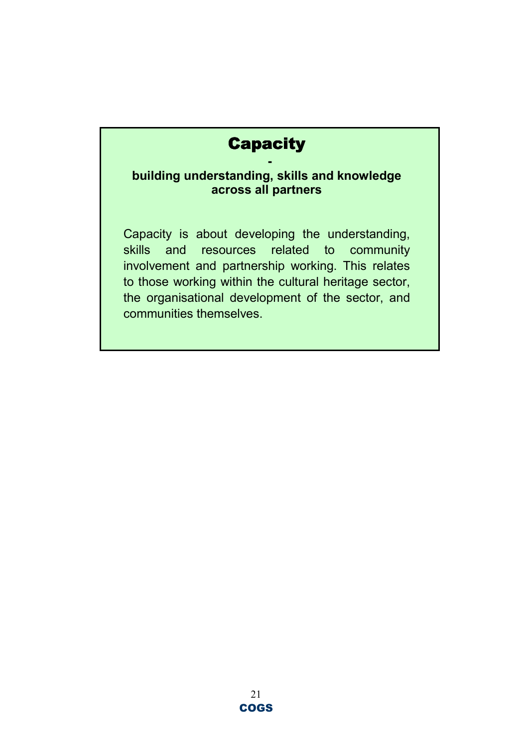## Capacity

**-**

**building understanding, skills and knowledge across all partners**

Capacity is about developing the understanding, skills and resources related to community involvement and partnership working. This relates to those working within the cultural heritage sector, the organisational development of the sector, and communities themselves.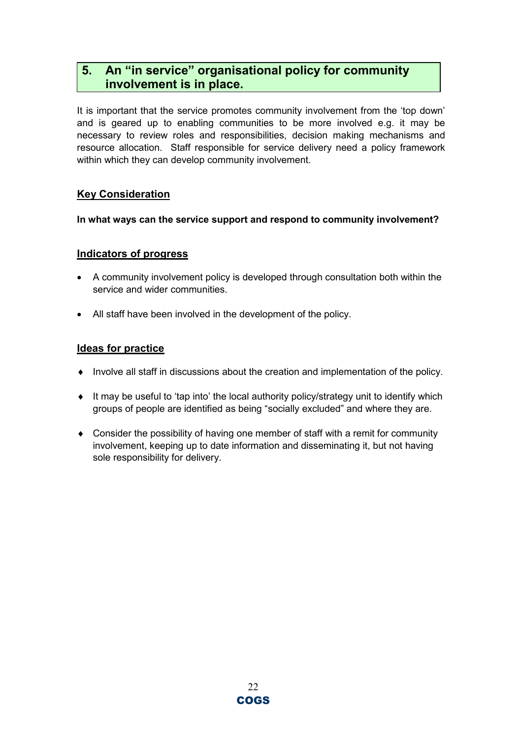## 5. An "in service" organisational policy for community involvement is in place.

It is important that the service promotes community involvement from the 'top down' and is geared up to enabling communities to be more involved e.g. it may be necessary to review roles and responsibilities, decision making mechanisms and resource allocation. Staff responsible for service delivery need a policy framework within which they can develop community involvement.

### Key Consideration

**In what ways can the service support and respond to community involvement?**

### Indicators of progress

- A community involvement policy is developed through consultation both within the service and wider communities.
- All staff have been involved in the development of the policy.

### Ideas for practice

- Involve all staff in discussions about the creation and implementation of the policy.
- It may be useful to 'tap into' the local authority policy/strategy unit to identify which groups of people are identified as being "socially excluded" and where they are.
- Consider the possibility of having one member of staff with a remit for community involvement, keeping up to date information and disseminating it, but not having sole responsibility for delivery.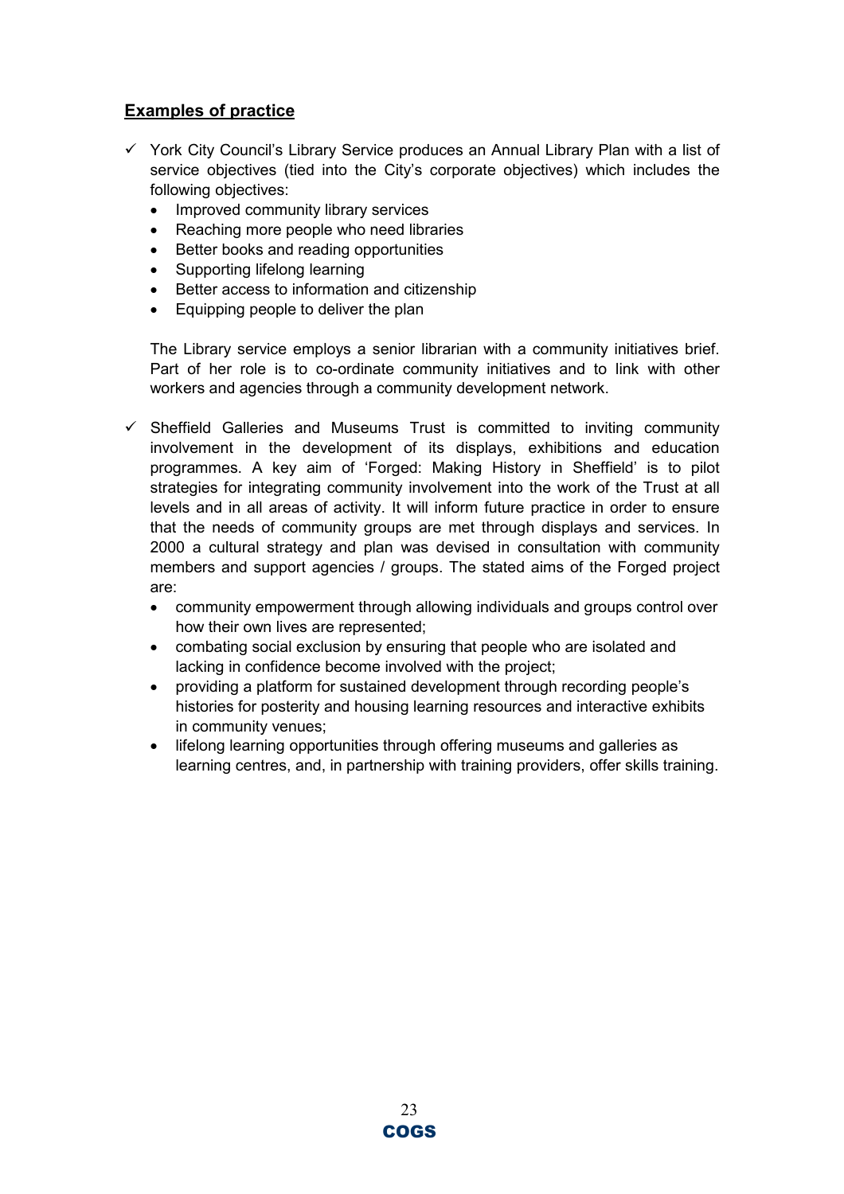**Examples of practice**

- ✓ York City Council's Library Service produces an Annual Library Plan with a list of service objectives (tied into the City's corporate objectives) which includes the following objectives:
  - Improved community library services
  - Reaching more people who need libraries
  - Better books and reading opportunities
  - Supporting lifelong learning
  - Better access to information and citizenship
  - Equipping people to deliver the plan

  The Library service employs a senior librarian with a community initiatives brief. Part of her role is to co-ordinate community initiatives and to link with other workers and agencies through a community development network.

- ✓ Sheffield Galleries and Museums Trust is committed to inviting community involvement in the development of its displays, exhibitions and education programmes. A key aim of 'Forged: Making History in Sheffield' is to pilot strategies for integrating community involvement into the work of the Trust at all levels and in all areas of activity. It will inform future practice in order to ensure that the needs of community groups are met through displays and services. In 2000 a cultural strategy and plan was devised in consultation with community members and support agencies / groups. The stated aims of the Forged project are:
  - community empowerment through allowing individuals and groups control over how their own lives are represented;
  - combating social exclusion by ensuring that people who are isolated and lacking in confidence become involved with the project;
  - providing a platform for sustained development through recording people's histories for posterity and housing learning resources and interactive exhibits in community venues;
  - lifelong learning opportunities through offering museums and galleries as learning centres, and, in partnership with training providers, offer skills training.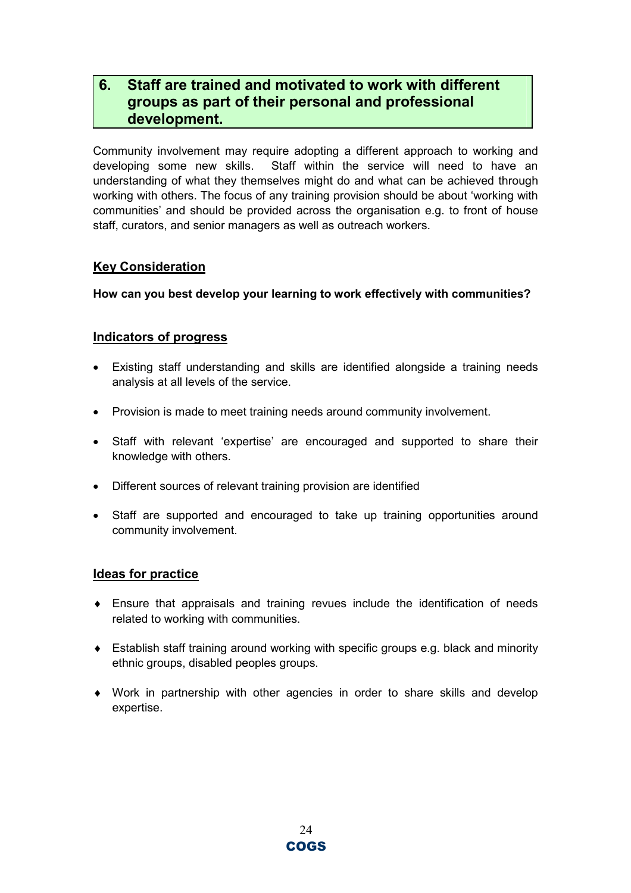## 6. Staff are trained and motivated to work with different groups as part of their personal and professional development.

Community involvement may require adopting a different approach to working and developing some new skills. Staff within the service will need to have an understanding of what they themselves might do and what can be achieved through working with others. The focus of any training provision should be about 'working with communities' and should be provided across the organisation e.g. to front of house staff, curators, and senior managers as well as outreach workers.

### Key Consideration

**How can you best develop your learning to work effectively with communities?**

### Indicators of progress

- Existing staff understanding and skills are identified alongside a training needs analysis at all levels of the service.
- Provision is made to meet training needs around community involvement.
- Staff with relevant 'expertise' are encouraged and supported to share their knowledge with others.
- Different sources of relevant training provision are identified
- Staff are supported and encouraged to take up training opportunities around community involvement.

### Ideas for practice

- Ensure that appraisals and training revues include the identification of needs related to working with communities.
- Establish staff training around working with specific groups e.g. black and minority ethnic groups, disabled peoples groups.
- Work in partnership with other agencies in order to share skills and develop expertise.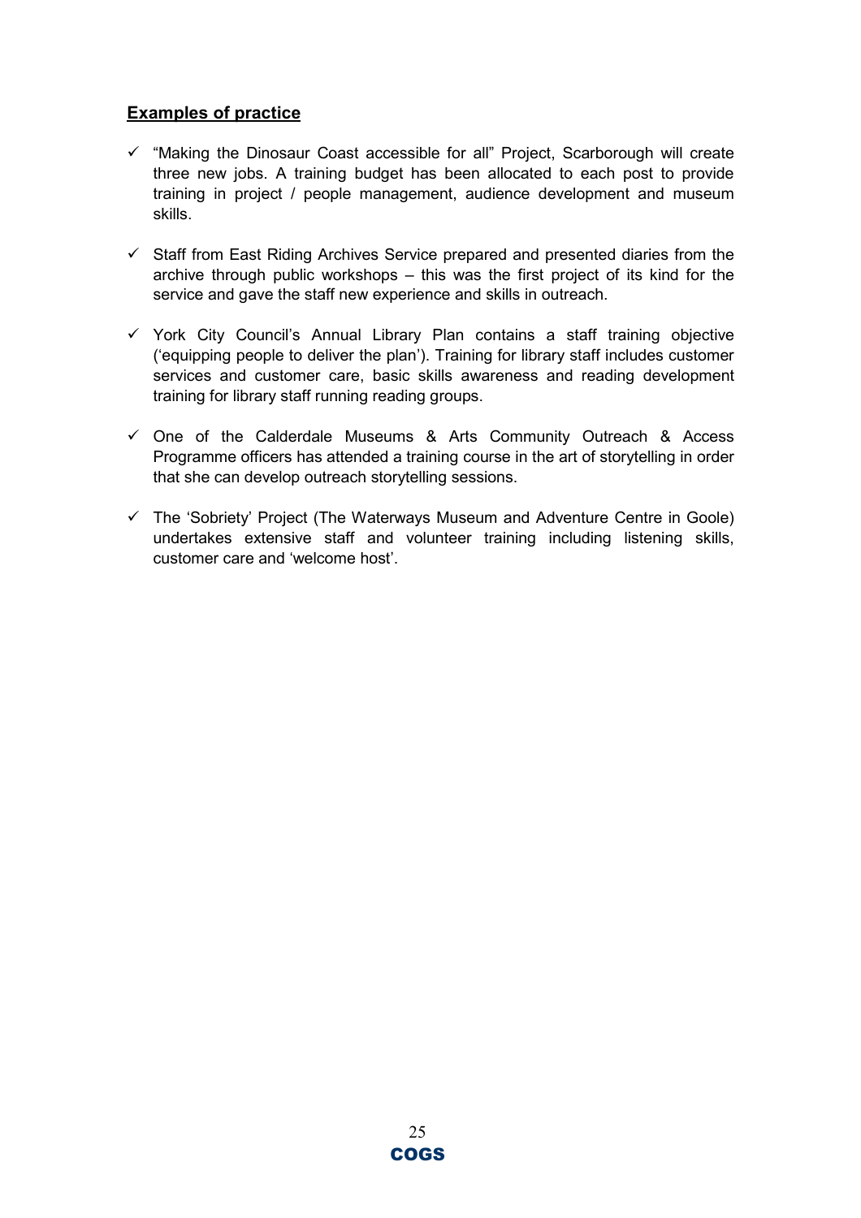**Examples of practice**

- ✓ "Making the Dinosaur Coast accessible for all" Project, Scarborough will create three new jobs. A training budget has been allocated to each post to provide training in project / people management, audience development and museum skills.

- ✓ Staff from East Riding Archives Service prepared and presented diaries from the archive through public workshops – this was the first project of its kind for the service and gave the staff new experience and skills in outreach.

- ✓ York City Council's Annual Library Plan contains a staff training objective ('equipping people to deliver the plan'). Training for library staff includes customer services and customer care, basic skills awareness and reading development training for library staff running reading groups.

- ✓ One of the Calderdale Museums & Arts Community Outreach & Access Programme officers has attended a training course in the art of storytelling in order that she can develop outreach storytelling sessions.

- ✓ The 'Sobriety' Project (The Waterways Museum and Adventure Centre in Goole) undertakes extensive staff and volunteer training including listening skills, customer care and 'welcome host'.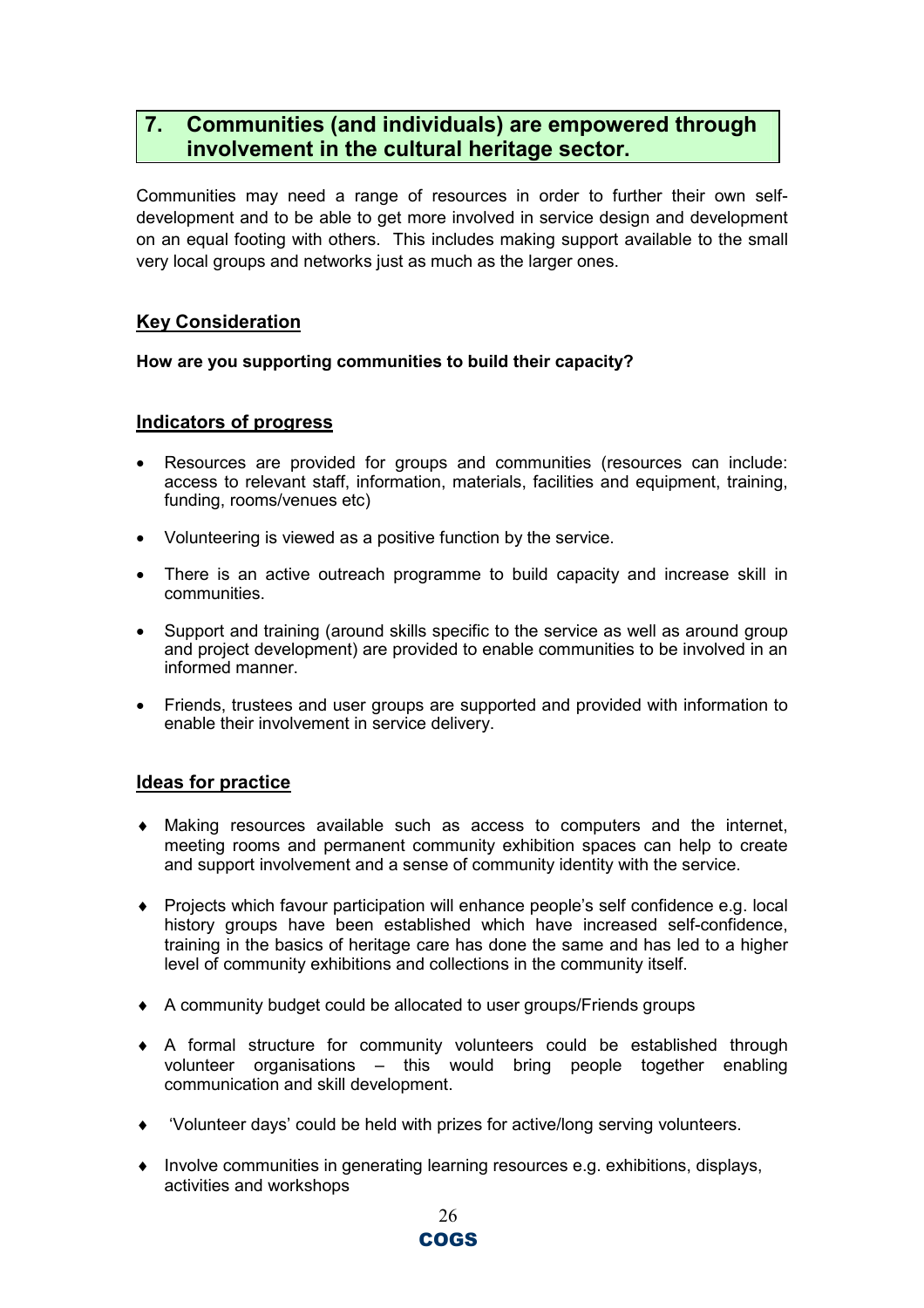## 7. Communities (and individuals) are empowered through involvement in the cultural heritage sector.

Communities may need a range of resources in order to further their own self-development and to be able to get more involved in service design and development on an equal footing with others. This includes making support available to the small very local groups and networks just as much as the larger ones.

### Key Consideration

**How are you supporting communities to build their capacity?**

### Indicators of progress

- Resources are provided for groups and communities (resources can include: access to relevant staff, information, materials, facilities and equipment, training, funding, rooms/venues etc)
- Volunteering is viewed as a positive function by the service.
- There is an active outreach programme to build capacity and increase skill in communities.
- Support and training (around skills specific to the service as well as around group and project development) are provided to enable communities to be involved in an informed manner.
- Friends, trustees and user groups are supported and provided with information to enable their involvement in service delivery.

### Ideas for practice

- Making resources available such as access to computers and the internet, meeting rooms and permanent community exhibition spaces can help to create and support involvement and a sense of community identity with the service.
- Projects which favour participation will enhance people's self confidence e.g. local history groups have been established which have increased self-confidence, training in the basics of heritage care has done the same and has led to a higher level of community exhibitions and collections in the community itself.
- A community budget could be allocated to user groups/Friends groups
- A formal structure for community volunteers could be established through volunteer organisations – this would bring people together enabling communication and skill development.
- 'Volunteer days' could be held with prizes for active/long serving volunteers.
- Involve communities in generating learning resources e.g. exhibitions, displays, activities and workshops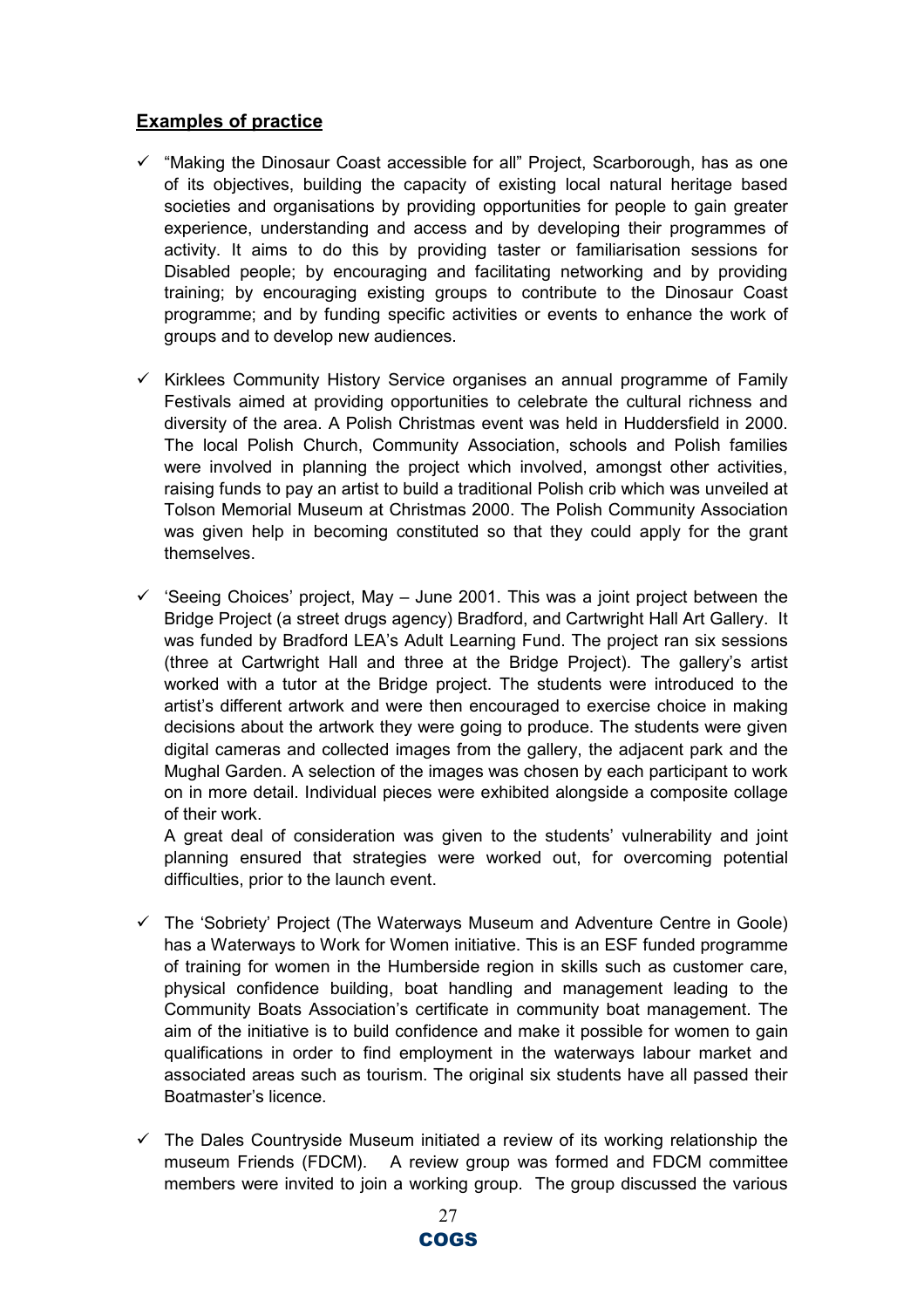## **Examples of practice**

- ✓ "Making the Dinosaur Coast accessible for all" Project, Scarborough, has as one of its objectives, building the capacity of existing local natural heritage based societies and organisations by providing opportunities for people to gain greater experience, understanding and access and by developing their programmes of activity. It aims to do this by providing taster or familiarisation sessions for Disabled people; by encouraging and facilitating networking and by providing training; by encouraging existing groups to contribute to the Dinosaur Coast programme; and by funding specific activities or events to enhance the work of groups and to develop new audiences.

- ✓ Kirklees Community History Service organises an annual programme of Family Festivals aimed at providing opportunities to celebrate the cultural richness and diversity of the area. A Polish Christmas event was held in Huddersfield in 2000. The local Polish Church, Community Association, schools and Polish families were involved in planning the project which involved, amongst other activities, raising funds to pay an artist to build a traditional Polish crib which was unveiled at Tolson Memorial Museum at Christmas 2000. The Polish Community Association was given help in becoming constituted so that they could apply for the grant themselves.

- ✓ 'Seeing Choices' project, May – June 2001. This was a joint project between the Bridge Project (a street drugs agency) Bradford, and Cartwright Hall Art Gallery. It was funded by Bradford LEA's Adult Learning Fund. The project ran six sessions (three at Cartwright Hall and three at the Bridge Project). The gallery's artist worked with a tutor at the Bridge project. The students were introduced to the artist's different artwork and were then encouraged to exercise choice in making decisions about the artwork they were going to produce. The students were given digital cameras and collected images from the gallery, the adjacent park and the Mughal Garden. A selection of the images was chosen by each participant to work on in more detail. Individual pieces were exhibited alongside a composite collage of their work.

  A great deal of consideration was given to the students' vulnerability and joint planning ensured that strategies were worked out, for overcoming potential difficulties, prior to the launch event.

- ✓ The 'Sobriety' Project (The Waterways Museum and Adventure Centre in Goole) has a Waterways to Work for Women initiative. This is an ESF funded programme of training for women in the Humberside region in skills such as customer care, physical confidence building, boat handling and management leading to the Community Boats Association's certificate in community boat management. The aim of the initiative is to build confidence and make it possible for women to gain qualifications in order to find employment in the waterways labour market and associated areas such as tourism. The original six students have all passed their Boatmaster's licence.

- ✓ The Dales Countryside Museum initiated a review of its working relationship the museum Friends (FDCM). A review group was formed and FDCM committee members were invited to join a working group. The group discussed the various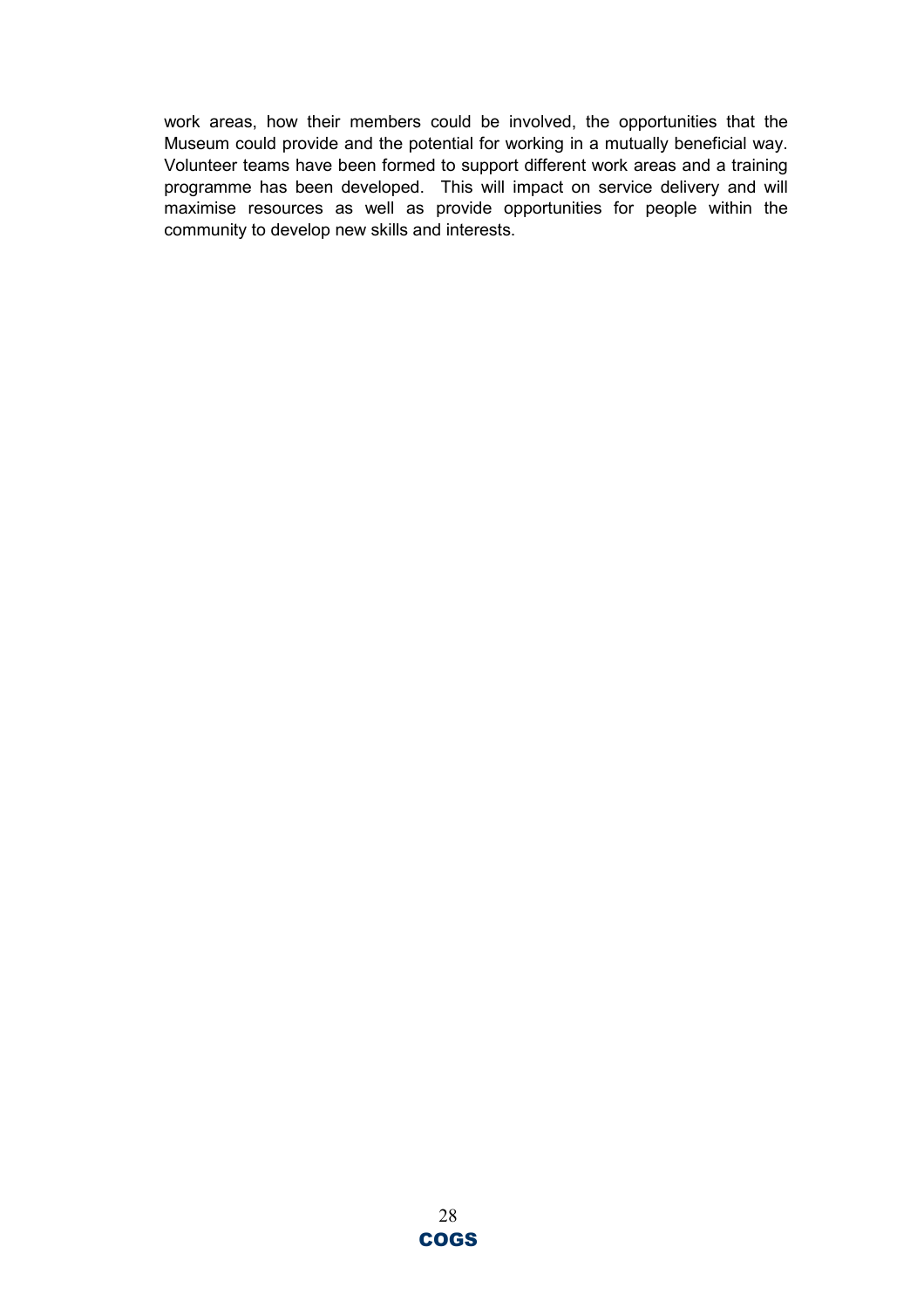work areas, how their members could be involved, the opportunities that the Museum could provide and the potential for working in a mutually beneficial way. Volunteer teams have been formed to support different work areas and a training programme has been developed. This will impact on service delivery and will maximise resources as well as provide opportunities for people within the community to develop new skills and interests.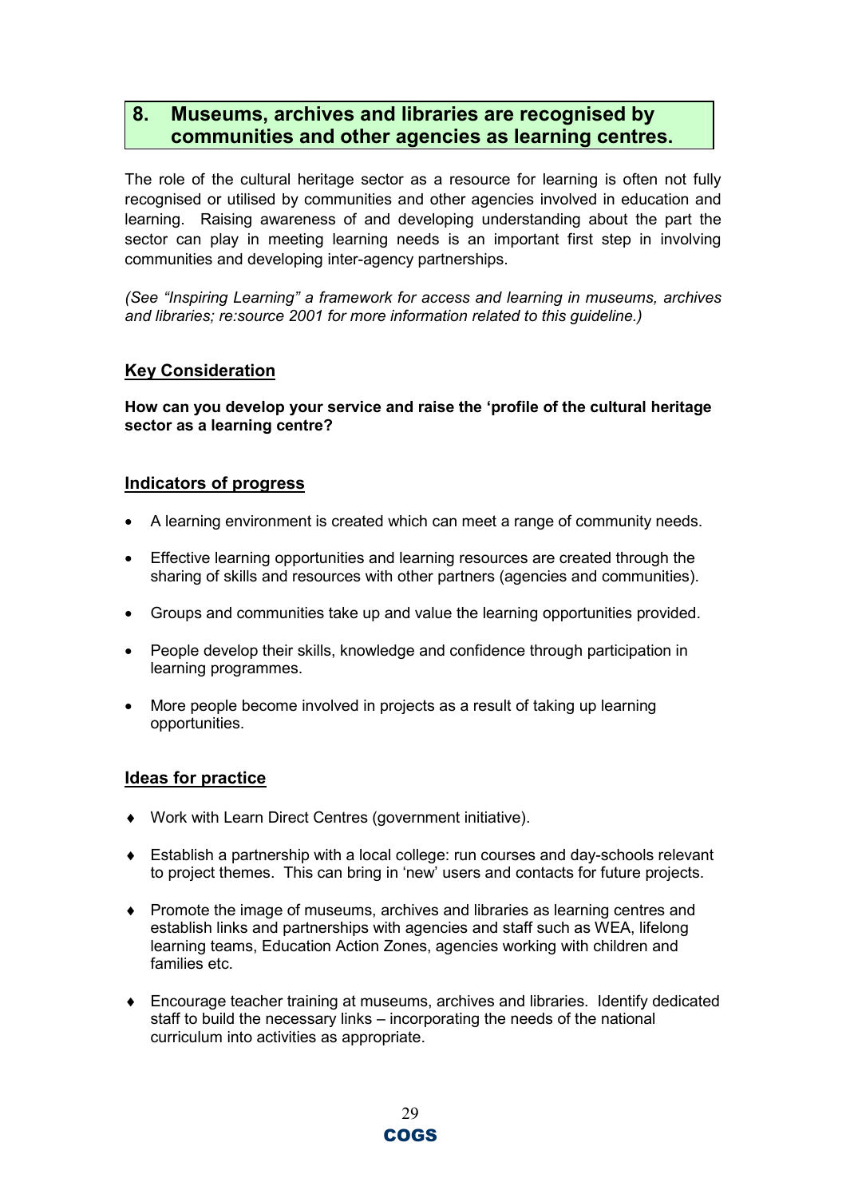## 8. Museums, archives and libraries are recognised by communities and other agencies as learning centres.

The role of the cultural heritage sector as a resource for learning is often not fully recognised or utilised by communities and other agencies involved in education and learning. Raising awareness of and developing understanding about the part the sector can play in meeting learning needs is an important first step in involving communities and developing inter-agency partnerships.

*(See "Inspiring Learning" a framework for access and learning in museums, archives and libraries; re:source 2001 for more information related to this guideline.)*

### Key Consideration

**How can you develop your service and raise the 'profile of the cultural heritage sector as a learning centre?**

### Indicators of progress

- A learning environment is created which can meet a range of community needs.
- Effective learning opportunities and learning resources are created through the sharing of skills and resources with other partners (agencies and communities).
- Groups and communities take up and value the learning opportunities provided.
- People develop their skills, knowledge and confidence through participation in learning programmes.
- More people become involved in projects as a result of taking up learning opportunities.

### Ideas for practice

- Work with Learn Direct Centres (government initiative).
- Establish a partnership with a local college: run courses and day-schools relevant to project themes. This can bring in 'new' users and contacts for future projects.
- Promote the image of museums, archives and libraries as learning centres and establish links and partnerships with agencies and staff such as WEA, lifelong learning teams, Education Action Zones, agencies working with children and families etc.
- Encourage teacher training at museums, archives and libraries. Identify dedicated staff to build the necessary links – incorporating the needs of the national curriculum into activities as appropriate.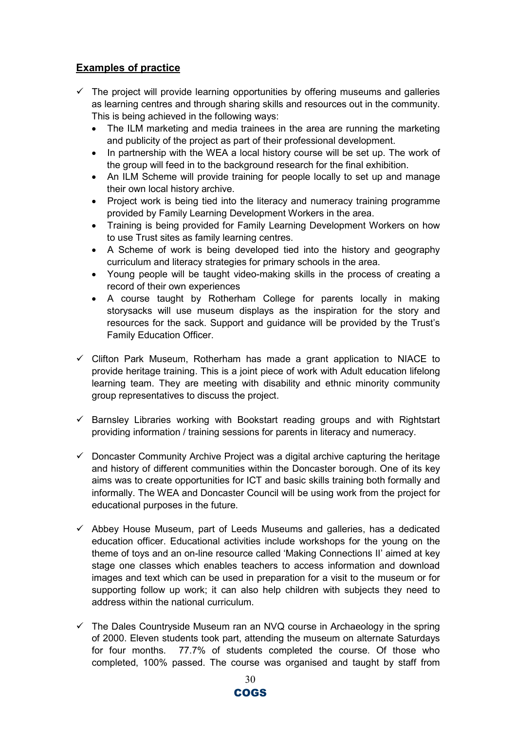## **Examples of practice**

- ✓ The project will provide learning opportunities by offering museums and galleries as learning centres and through sharing skills and resources out in the community. This is being achieved in the following ways:
  - The ILM marketing and media trainees in the area are running the marketing and publicity of the project as part of their professional development.
  - In partnership with the WEA a local history course will be set up. The work of the group will feed in to the background research for the final exhibition.
  - An ILM Scheme will provide training for people locally to set up and manage their own local history archive.
  - Project work is being tied into the literacy and numeracy training programme provided by Family Learning Development Workers in the area.
  - Training is being provided for Family Learning Development Workers on how to use Trust sites as family learning centres.
  - A Scheme of work is being developed tied into the history and geography curriculum and literacy strategies for primary schools in the area.
  - Young people will be taught video-making skills in the process of creating a record of their own experiences
  - A course taught by Rotherham College for parents locally in making storysacks will use museum displays as the inspiration for the story and resources for the sack. Support and guidance will be provided by the Trust's Family Education Officer.

- ✓ Clifton Park Museum, Rotherham has made a grant application to NIACE to provide heritage training. This is a joint piece of work with Adult education lifelong learning team. They are meeting with disability and ethnic minority community group representatives to discuss the project.

- ✓ Barnsley Libraries working with Bookstart reading groups and with Rightstart providing information / training sessions for parents in literacy and numeracy.

- ✓ Doncaster Community Archive Project was a digital archive capturing the heritage and history of different communities within the Doncaster borough. One of its key aims was to create opportunities for ICT and basic skills training both formally and informally. The WEA and Doncaster Council will be using work from the project for educational purposes in the future.

- ✓ Abbey House Museum, part of Leeds Museums and galleries, has a dedicated education officer. Educational activities include workshops for the young on the theme of toys and an on-line resource called 'Making Connections II' aimed at key stage one classes which enables teachers to access information and download images and text which can be used in preparation for a visit to the museum or for supporting follow up work; it can also help children with subjects they need to address within the national curriculum.

- ✓ The Dales Countryside Museum ran an NVQ course in Archaeology in the spring of 2000. Eleven students took part, attending the museum on alternate Saturdays for four months. 77.7% of students completed the course. Of those who completed, 100% passed. The course was organised and taught by staff from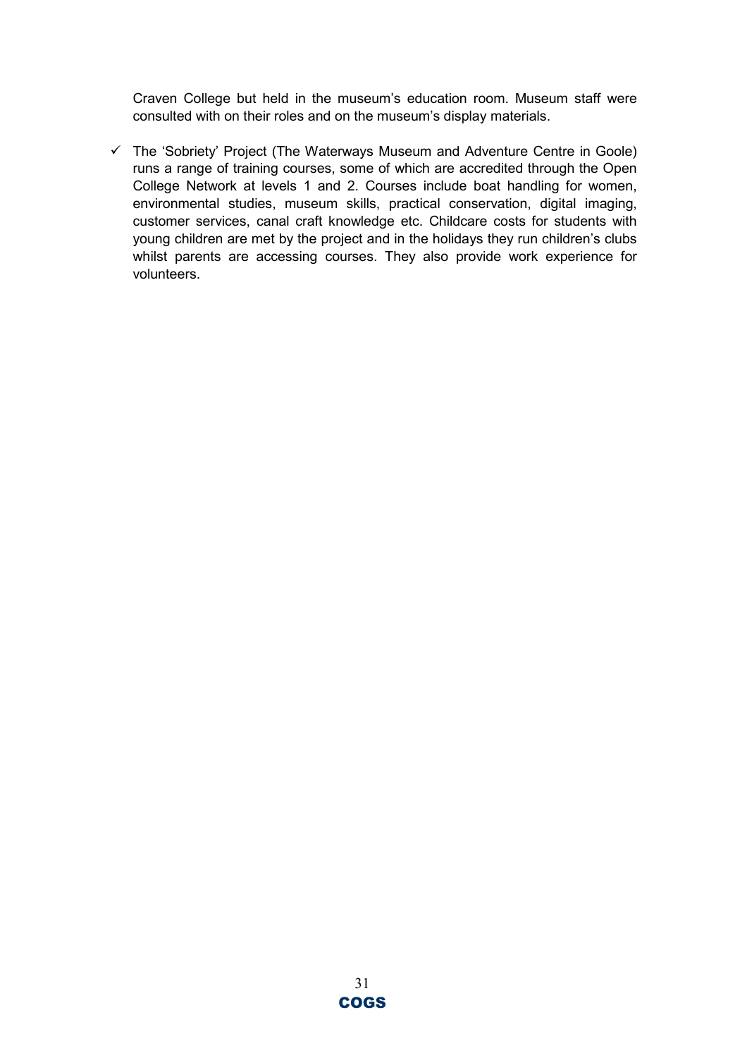Craven College but held in the museum's education room. Museum staff were consulted with on their roles and on the museum's display materials.

- ✓ The 'Sobriety' Project (The Waterways Museum and Adventure Centre in Goole) runs a range of training courses, some of which are accredited through the Open College Network at levels 1 and 2. Courses include boat handling for women, environmental studies, museum skills, practical conservation, digital imaging, customer services, canal craft knowledge etc. Childcare costs for students with young children are met by the project and in the holidays they run children's clubs whilst parents are accessing courses. They also provide work experience for volunteers.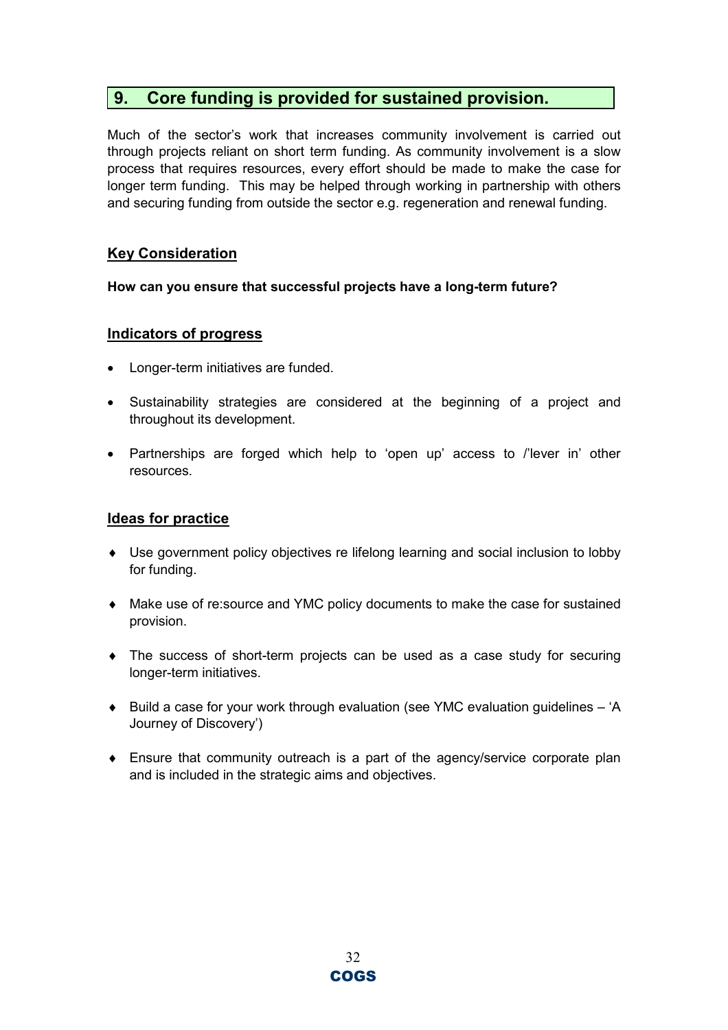## 9. Core funding is provided for sustained provision.

Much of the sector's work that increases community involvement is carried out through projects reliant on short term funding. As community involvement is a slow process that requires resources, every effort should be made to make the case for longer term funding. This may be helped through working in partnership with others and securing funding from outside the sector e.g. regeneration and renewal funding.

### Key Consideration

**How can you ensure that successful projects have a long-term future?**

### Indicators of progress

- Longer-term initiatives are funded.
- Sustainability strategies are considered at the beginning of a project and throughout its development.
- Partnerships are forged which help to 'open up' access to /'lever in' other resources.

### Ideas for practice

- Use government policy objectives re lifelong learning and social inclusion to lobby for funding.
- Make use of re:source and YMC policy documents to make the case for sustained provision.
- The success of short-term projects can be used as a case study for securing longer-term initiatives.
- Build a case for your work through evaluation (see YMC evaluation guidelines – 'A Journey of Discovery')
- Ensure that community outreach is a part of the agency/service corporate plan and is included in the strategic aims and objectives.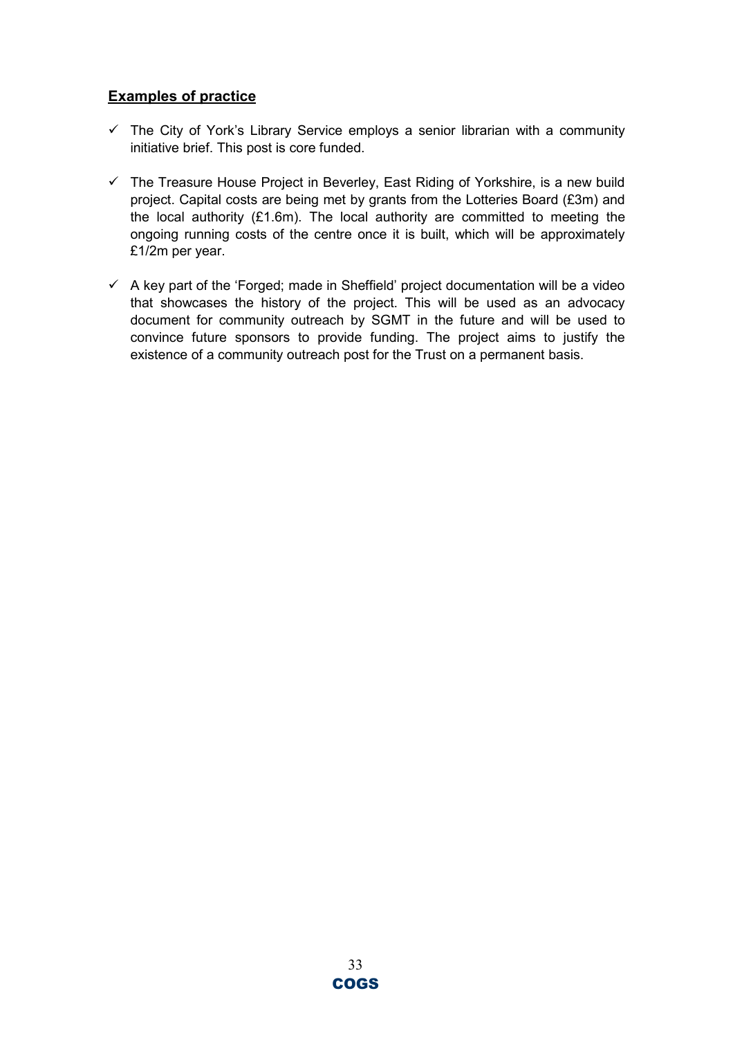## Examples of practice

- ✓ The City of York's Library Service employs a senior librarian with a community initiative brief. This post is core funded.
- ✓ The Treasure House Project in Beverley, East Riding of Yorkshire, is a new build project. Capital costs are being met by grants from the Lotteries Board (£3m) and the local authority (£1.6m). The local authority are committed to meeting the ongoing running costs of the centre once it is built, which will be approximately £1/2m per year.
- ✓ A key part of the 'Forged; made in Sheffield' project documentation will be a video that showcases the history of the project. This will be used as an advocacy document for community outreach by SGMT in the future and will be used to convince future sponsors to provide funding. The project aims to justify the existence of a community outreach post for the Trust on a permanent basis.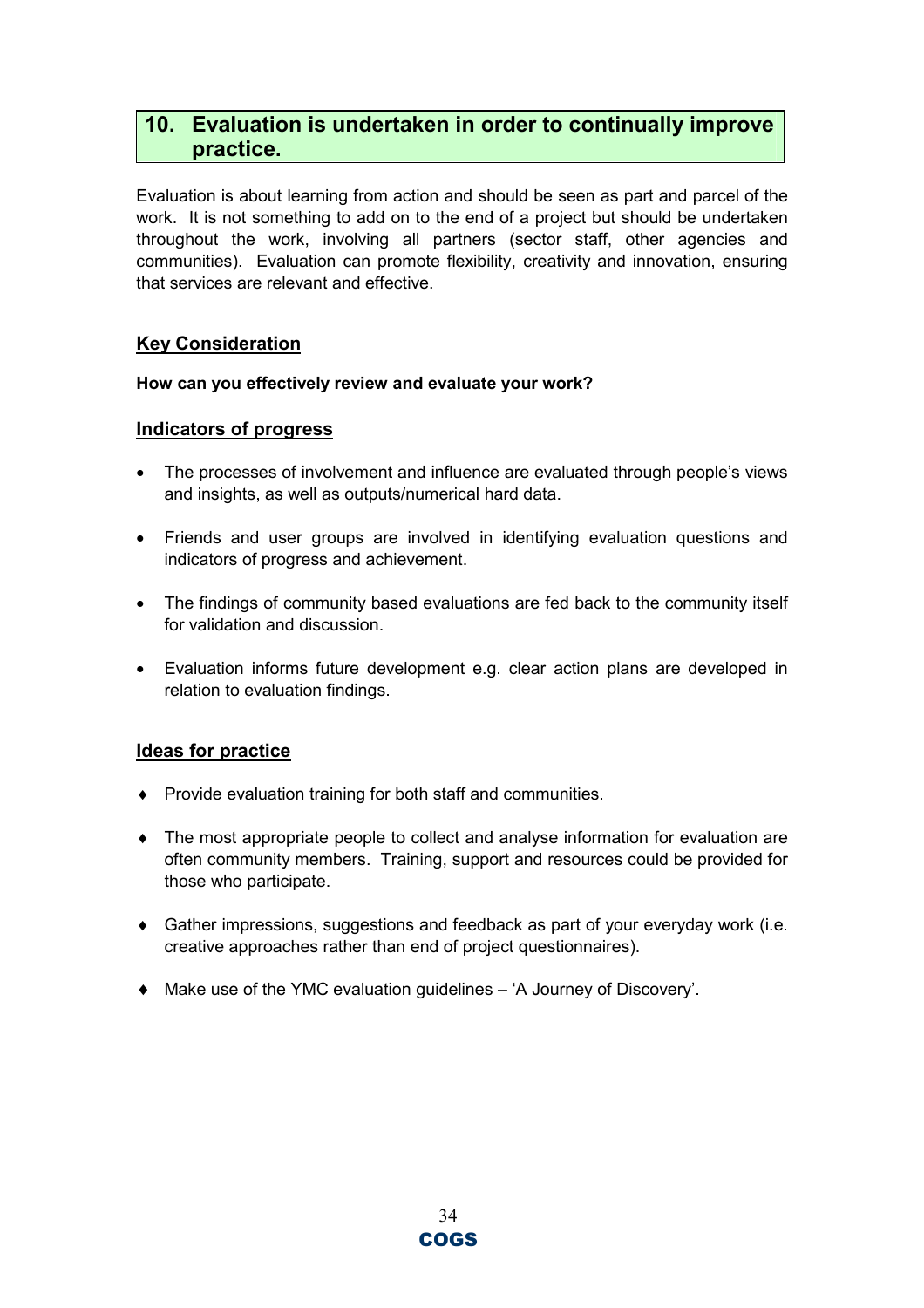## 10. Evaluation is undertaken in order to continually improve practice.

Evaluation is about learning from action and should be seen as part and parcel of the work. It is not something to add on to the end of a project but should be undertaken throughout the work, involving all partners (sector staff, other agencies and communities). Evaluation can promote flexibility, creativity and innovation, ensuring that services are relevant and effective.

### Key Consideration

**How can you effectively review and evaluate your work?**

### Indicators of progress

- The processes of involvement and influence are evaluated through people's views and insights, as well as outputs/numerical hard data.
- Friends and user groups are involved in identifying evaluation questions and indicators of progress and achievement.
- The findings of community based evaluations are fed back to the community itself for validation and discussion.
- Evaluation informs future development e.g. clear action plans are developed in relation to evaluation findings.

### Ideas for practice

- Provide evaluation training for both staff and communities.
- The most appropriate people to collect and analyse information for evaluation are often community members. Training, support and resources could be provided for those who participate.
- Gather impressions, suggestions and feedback as part of your everyday work (i.e. creative approaches rather than end of project questionnaires).
- Make use of the YMC evaluation guidelines – 'A Journey of Discovery'.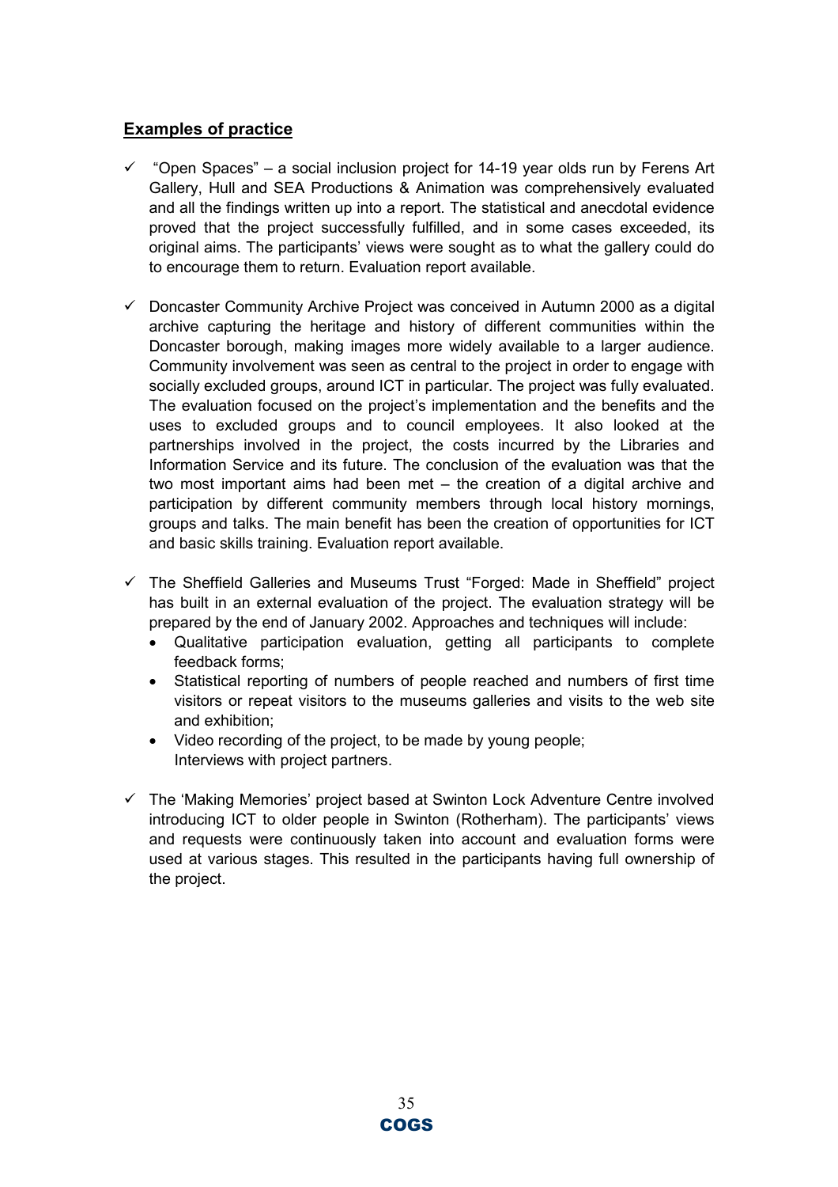## Examples of practice

- ✓ "Open Spaces" – a social inclusion project for 14-19 year olds run by Ferens Art Gallery, Hull and SEA Productions & Animation was comprehensively evaluated and all the findings written up into a report. The statistical and anecdotal evidence proved that the project successfully fulfilled, and in some cases exceeded, its original aims. The participants' views were sought as to what the gallery could do to encourage them to return. Evaluation report available.

- ✓ Doncaster Community Archive Project was conceived in Autumn 2000 as a digital archive capturing the heritage and history of different communities within the Doncaster borough, making images more widely available to a larger audience. Community involvement was seen as central to the project in order to engage with socially excluded groups, around ICT in particular. The project was fully evaluated. The evaluation focused on the project's implementation and the benefits and the uses to excluded groups and to council employees. It also looked at the partnerships involved in the project, the costs incurred by the Libraries and Information Service and its future. The conclusion of the evaluation was that the two most important aims had been met – the creation of a digital archive and participation by different community members through local history mornings, groups and talks. The main benefit has been the creation of opportunities for ICT and basic skills training. Evaluation report available.

- ✓ The Sheffield Galleries and Museums Trust "Forged: Made in Sheffield" project has built in an external evaluation of the project. The evaluation strategy will be prepared by the end of January 2002. Approaches and techniques will include:
  - Qualitative participation evaluation, getting all participants to complete feedback forms;
  - Statistical reporting of numbers of people reached and numbers of first time visitors or repeat visitors to the museums galleries and visits to the web site and exhibition;
  - Video recording of the project, to be made by young people;
    Interviews with project partners.

- ✓ The 'Making Memories' project based at Swinton Lock Adventure Centre involved introducing ICT to older people in Swinton (Rotherham). The participants' views and requests were continuously taken into account and evaluation forms were used at various stages. This resulted in the participants having full ownership of the project.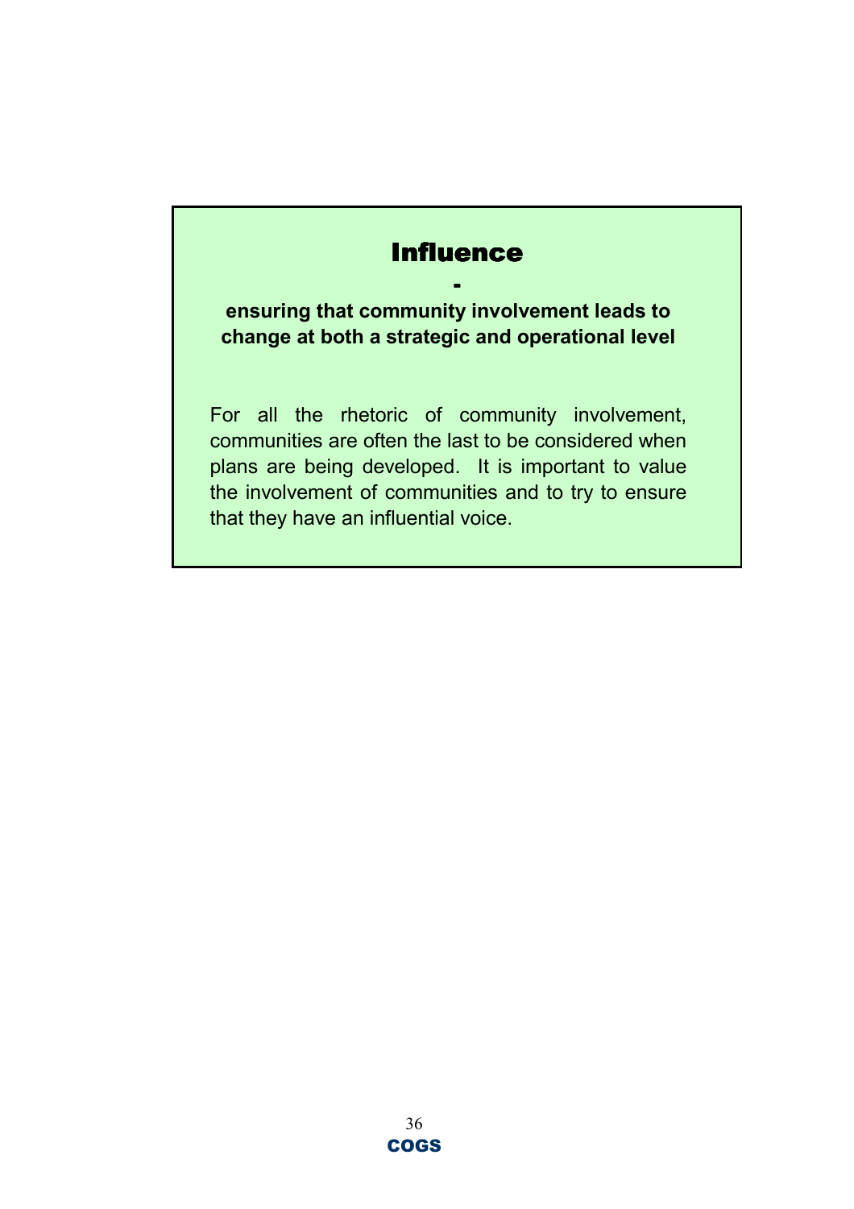# Influence

-

**ensuring that community involvement leads to change at both a strategic and operational level**

For all the rhetoric of community involvement, communities are often the last to be considered when plans are being developed. It is important to value the involvement of communities and to try to ensure that they have an influential voice.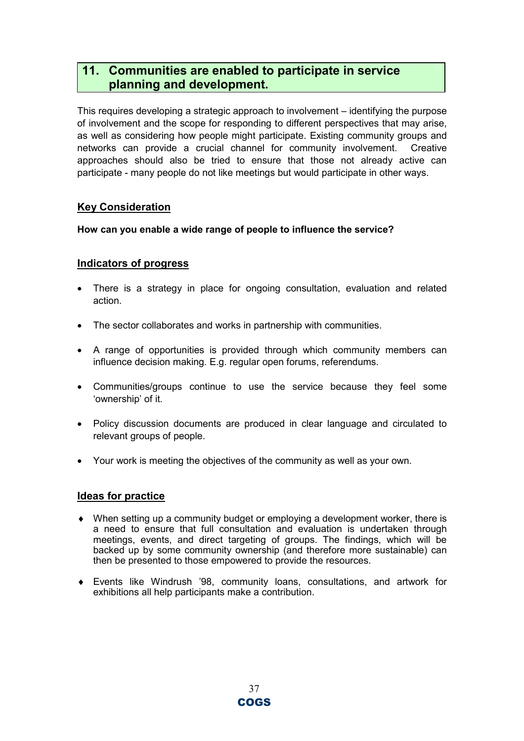## 11. Communities are enabled to participate in service planning and development.

This requires developing a strategic approach to involvement – identifying the purpose of involvement and the scope for responding to different perspectives that may arise, as well as considering how people might participate. Existing community groups and networks can provide a crucial channel for community involvement. Creative approaches should also be tried to ensure that those not already active can participate - many people do not like meetings but would participate in other ways.

### Key Consideration

**How can you enable a wide range of people to influence the service?**

### Indicators of progress

- There is a strategy in place for ongoing consultation, evaluation and related action.
- The sector collaborates and works in partnership with communities.
- A range of opportunities is provided through which community members can influence decision making. E.g. regular open forums, referendums.
- Communities/groups continue to use the service because they feel some 'ownership' of it.
- Policy discussion documents are produced in clear language and circulated to relevant groups of people.
- Your work is meeting the objectives of the community as well as your own.

### Ideas for practice

- When setting up a community budget or employing a development worker, there is a need to ensure that full consultation and evaluation is undertaken through meetings, events, and direct targeting of groups. The findings, which will be backed up by some community ownership (and therefore more sustainable) can then be presented to those empowered to provide the resources.
- Events like Windrush '98, community loans, consultations, and artwork for exhibitions all help participants make a contribution.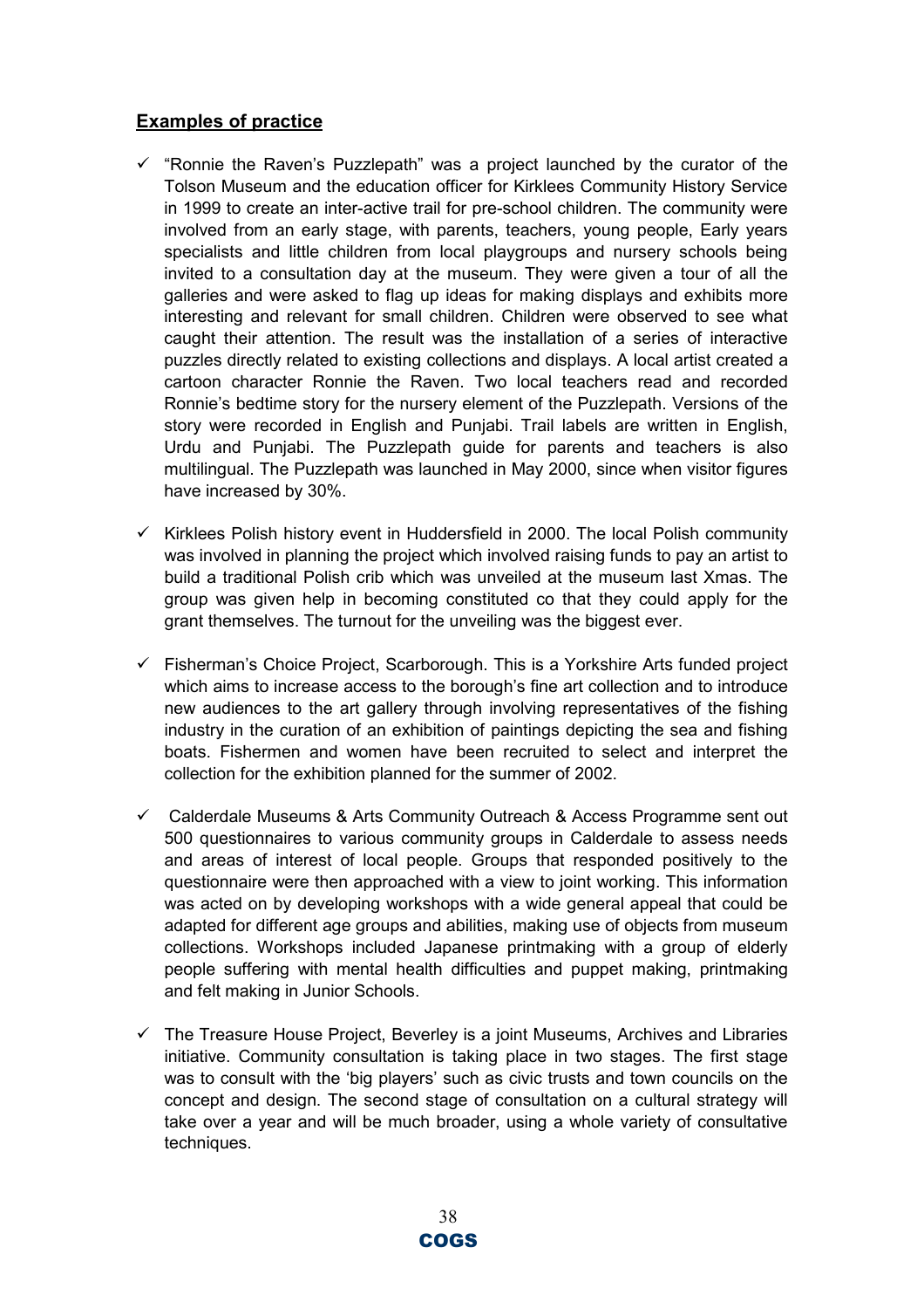## Examples of practice

- ✓ "Ronnie the Raven's Puzzlepath" was a project launched by the curator of the Tolson Museum and the education officer for Kirklees Community History Service in 1999 to create an inter-active trail for pre-school children. The community were involved from an early stage, with parents, teachers, young people, Early years specialists and little children from local playgroups and nursery schools being invited to a consultation day at the museum. They were given a tour of all the galleries and were asked to flag up ideas for making displays and exhibits more interesting and relevant for small children. Children were observed to see what caught their attention. The result was the installation of a series of interactive puzzles directly related to existing collections and displays. A local artist created a cartoon character Ronnie the Raven. Two local teachers read and recorded Ronnie's bedtime story for the nursery element of the Puzzlepath. Versions of the story were recorded in English and Punjabi. Trail labels are written in English, Urdu and Punjabi. The Puzzlepath guide for parents and teachers is also multilingual. The Puzzlepath was launched in May 2000, since when visitor figures have increased by 30%.

- ✓ Kirklees Polish history event in Huddersfield in 2000. The local Polish community was involved in planning the project which involved raising funds to pay an artist to build a traditional Polish crib which was unveiled at the museum last Xmas. The group was given help in becoming constituted co that they could apply for the grant themselves. The turnout for the unveiling was the biggest ever.

- ✓ Fisherman's Choice Project, Scarborough. This is a Yorkshire Arts funded project which aims to increase access to the borough's fine art collection and to introduce new audiences to the art gallery through involving representatives of the fishing industry in the curation of an exhibition of paintings depicting the sea and fishing boats. Fishermen and women have been recruited to select and interpret the collection for the exhibition planned for the summer of 2002.

- ✓ Calderdale Museums & Arts Community Outreach & Access Programme sent out 500 questionnaires to various community groups in Calderdale to assess needs and areas of interest of local people. Groups that responded positively to the questionnaire were then approached with a view to joint working. This information was acted on by developing workshops with a wide general appeal that could be adapted for different age groups and abilities, making use of objects from museum collections. Workshops included Japanese printmaking with a group of elderly people suffering with mental health difficulties and puppet making, printmaking and felt making in Junior Schools.

- ✓ The Treasure House Project, Beverley is a joint Museums, Archives and Libraries initiative. Community consultation is taking place in two stages. The first stage was to consult with the 'big players' such as civic trusts and town councils on the concept and design. The second stage of consultation on a cultural strategy will take over a year and will be much broader, using a whole variety of consultative techniques.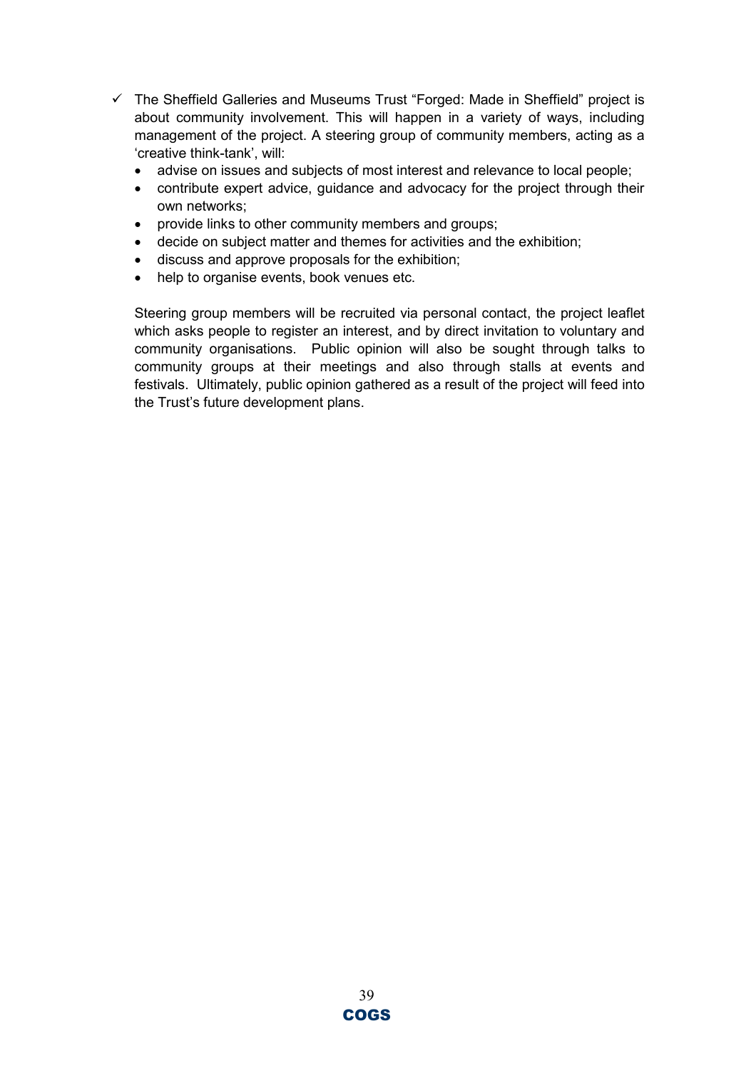- ✓ The Sheffield Galleries and Museums Trust "Forged: Made in Sheffield" project is about community involvement. This will happen in a variety of ways, including management of the project. A steering group of community members, acting as a 'creative think-tank', will:
  - advise on issues and subjects of most interest and relevance to local people;
  - contribute expert advice, guidance and advocacy for the project through their own networks;
  - provide links to other community members and groups;
  - decide on subject matter and themes for activities and the exhibition;
  - discuss and approve proposals for the exhibition;
  - help to organise events, book venues etc.

  Steering group members will be recruited via personal contact, the project leaflet which asks people to register an interest, and by direct invitation to voluntary and community organisations. Public opinion will also be sought through talks to community groups at their meetings and also through stalls at events and festivals. Ultimately, public opinion gathered as a result of the project will feed into the Trust's future development plans.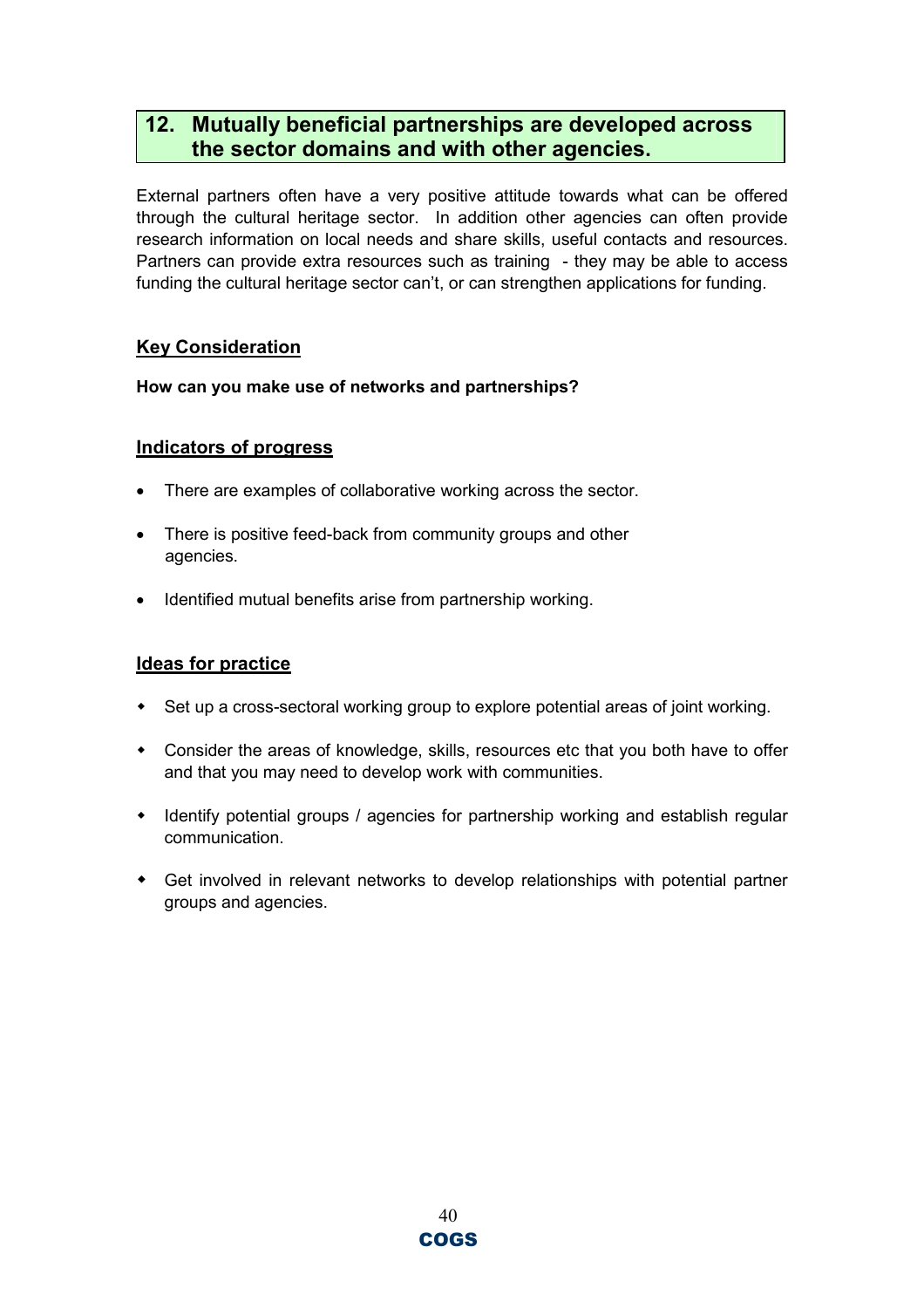## 12. Mutually beneficial partnerships are developed across the sector domains and with other agencies.

External partners often have a very positive attitude towards what can be offered through the cultural heritage sector. In addition other agencies can often provide research information on local needs and share skills, useful contacts and resources. Partners can provide extra resources such as training - they may be able to access funding the cultural heritage sector can't, or can strengthen applications for funding.

### Key Consideration

**How can you make use of networks and partnerships?**

### Indicators of progress

- There are examples of collaborative working across the sector.
- There is positive feed-back from community groups and other agencies.
- Identified mutual benefits arise from partnership working.

### Ideas for practice

- Set up a cross-sectoral working group to explore potential areas of joint working.
- Consider the areas of knowledge, skills, resources etc that you both have to offer and that you may need to develop work with communities.
- Identify potential groups / agencies for partnership working and establish regular communication.
- Get involved in relevant networks to develop relationships with potential partner groups and agencies.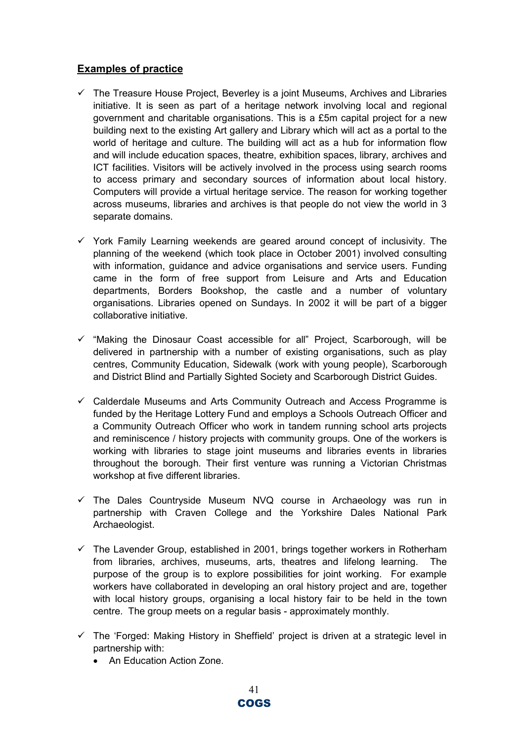## Examples of practice

- ✓ The Treasure House Project, Beverley is a joint Museums, Archives and Libraries initiative. It is seen as part of a heritage network involving local and regional government and charitable organisations. This is a £5m capital project for a new building next to the existing Art gallery and Library which will act as a portal to the world of heritage and culture. The building will act as a hub for information flow and will include education spaces, theatre, exhibition spaces, library, archives and ICT facilities. Visitors will be actively involved in the process using search rooms to access primary and secondary sources of information about local history. Computers will provide a virtual heritage service. The reason for working together across museums, libraries and archives is that people do not view the world in 3 separate domains.

- ✓ York Family Learning weekends are geared around concept of inclusivity. The planning of the weekend (which took place in October 2001) involved consulting with information, guidance and advice organisations and service users. Funding came in the form of free support from Leisure and Arts and Education departments, Borders Bookshop, the castle and a number of voluntary organisations. Libraries opened on Sundays. In 2002 it will be part of a bigger collaborative initiative.

- ✓ "Making the Dinosaur Coast accessible for all" Project, Scarborough, will be delivered in partnership with a number of existing organisations, such as play centres, Community Education, Sidewalk (work with young people), Scarborough and District Blind and Partially Sighted Society and Scarborough District Guides.

- ✓ Calderdale Museums and Arts Community Outreach and Access Programme is funded by the Heritage Lottery Fund and employs a Schools Outreach Officer and a Community Outreach Officer who work in tandem running school arts projects and reminiscence / history projects with community groups. One of the workers is working with libraries to stage joint museums and libraries events in libraries throughout the borough. Their first venture was running a Victorian Christmas workshop at five different libraries.

- ✓ The Dales Countryside Museum NVQ course in Archaeology was run in partnership with Craven College and the Yorkshire Dales National Park Archaeologist.

- ✓ The Lavender Group, established in 2001, brings together workers in Rotherham from libraries, archives, museums, arts, theatres and lifelong learning. The purpose of the group is to explore possibilities for joint working. For example workers have collaborated in developing an oral history project and are, together with local history groups, organising a local history fair to be held in the town centre. The group meets on a regular basis - approximately monthly.

- ✓ The 'Forged: Making History in Sheffield' project is driven at a strategic level in partnership with:
  - An Education Action Zone.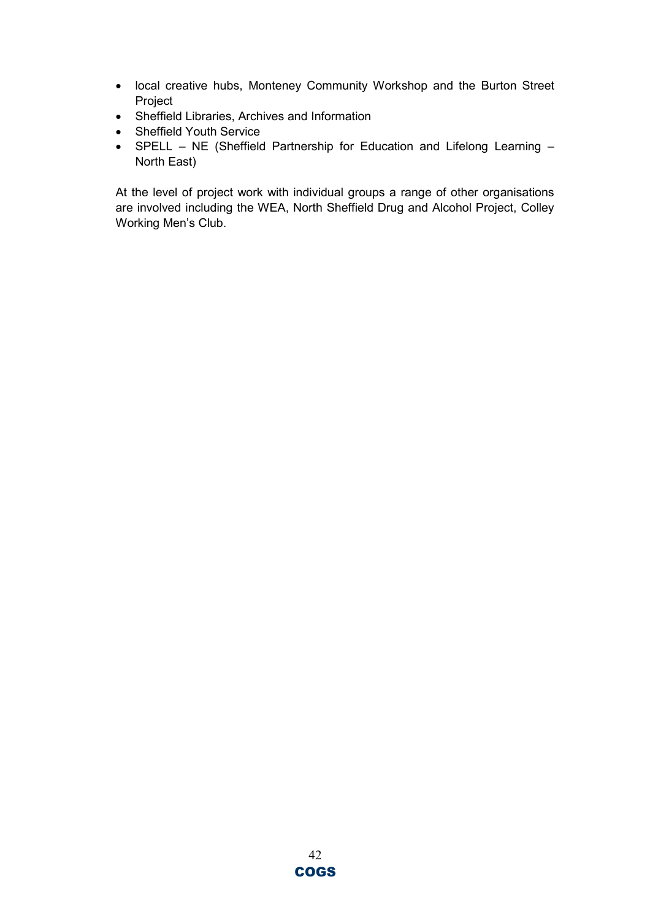- local creative hubs, Monteney Community Workshop and the Burton Street Project
- Sheffield Libraries, Archives and Information
- Sheffield Youth Service
- SPELL – NE (Sheffield Partnership for Education and Lifelong Learning – North East)

At the level of project work with individual groups a range of other organisations are involved including the WEA, North Sheffield Drug and Alcohol Project, Colley Working Men's Club.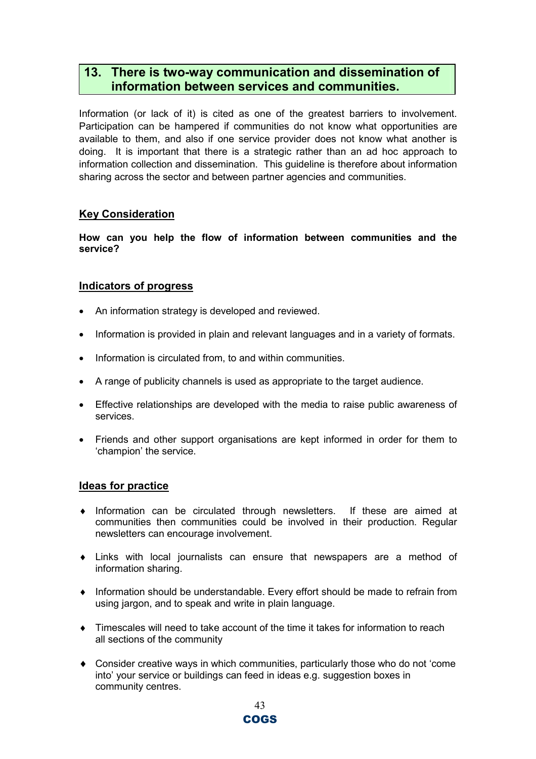## 13. There is two-way communication and dissemination of information between services and communities.

Information (or lack of it) is cited as one of the greatest barriers to involvement. Participation can be hampered if communities do not know what opportunities are available to them, and also if one service provider does not know what another is doing. It is important that there is a strategic rather than an ad hoc approach to information collection and dissemination. This guideline is therefore about information sharing across the sector and between partner agencies and communities.

### Key Consideration

**How can you help the flow of information between communities and the service?**

### Indicators of progress

- An information strategy is developed and reviewed.
- Information is provided in plain and relevant languages and in a variety of formats.
- Information is circulated from, to and within communities.
- A range of publicity channels is used as appropriate to the target audience.
- Effective relationships are developed with the media to raise public awareness of services.
- Friends and other support organisations are kept informed in order for them to 'champion' the service.

### Ideas for practice

- Information can be circulated through newsletters. If these are aimed at communities then communities could be involved in their production. Regular newsletters can encourage involvement.
- Links with local journalists can ensure that newspapers are a method of information sharing.
- Information should be understandable. Every effort should be made to refrain from using jargon, and to speak and write in plain language.
- Timescales will need to take account of the time it takes for information to reach all sections of the community
- Consider creative ways in which communities, particularly those who do not 'come into' your service or buildings can feed in ideas e.g. suggestion boxes in community centres.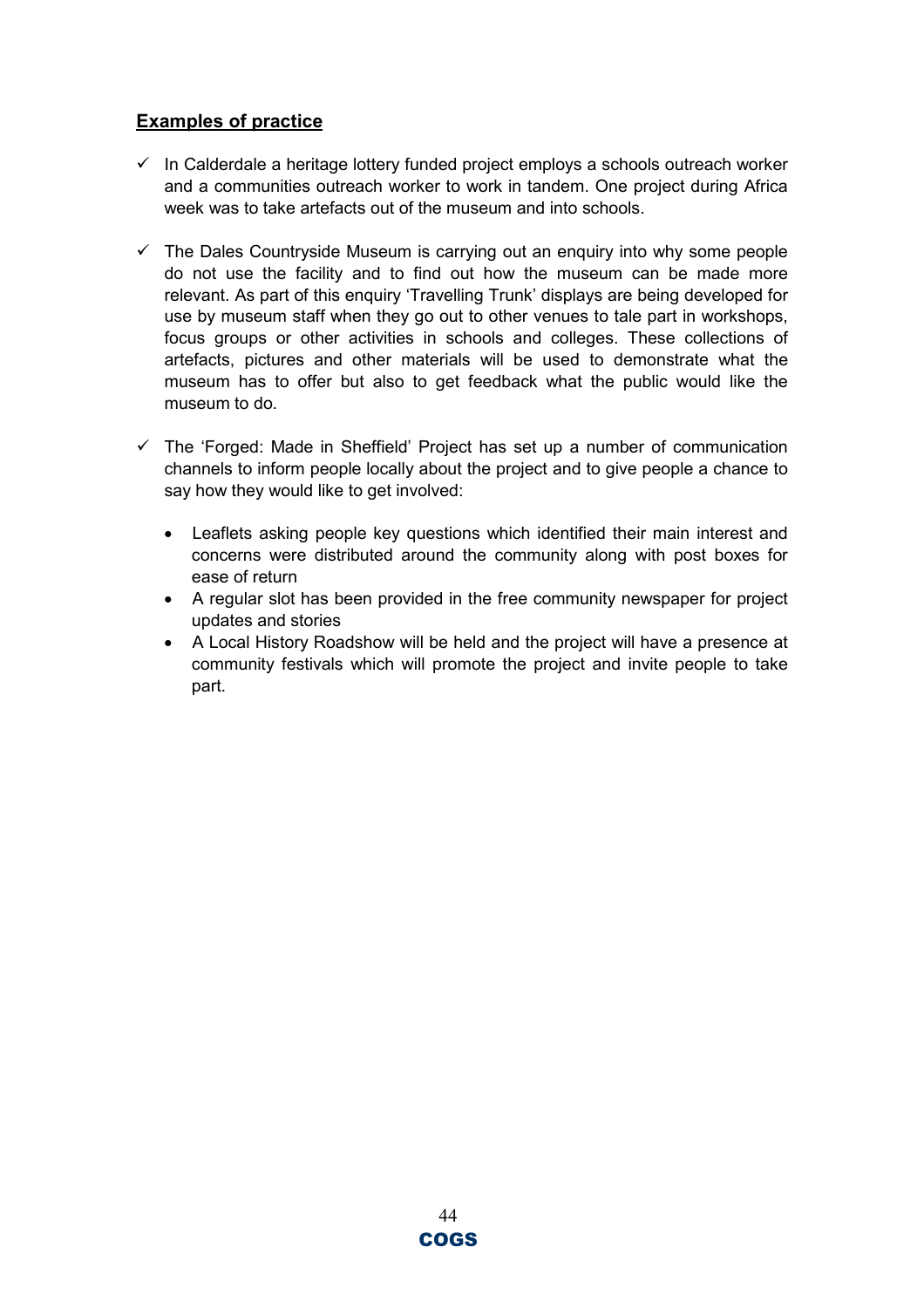**Examples of practice**

- ✓ In Calderdale a heritage lottery funded project employs a schools outreach worker and a communities outreach worker to work in tandem. One project during Africa week was to take artefacts out of the museum and into schools.

- ✓ The Dales Countryside Museum is carrying out an enquiry into why some people do not use the facility and to find out how the museum can be made more relevant. As part of this enquiry 'Travelling Trunk' displays are being developed for use by museum staff when they go out to other venues to tale part in workshops, focus groups or other activities in schools and colleges. These collections of artefacts, pictures and other materials will be used to demonstrate what the museum has to offer but also to get feedback what the public would like the museum to do.

- ✓ The 'Forged: Made in Sheffield' Project has set up a number of communication channels to inform people locally about the project and to give people a chance to say how they would like to get involved:

  - Leaflets asking people key questions which identified their main interest and concerns were distributed around the community along with post boxes for ease of return
  - A regular slot has been provided in the free community newspaper for project updates and stories
  - A Local History Roadshow will be held and the project will have a presence at community festivals which will promote the project and invite people to take part.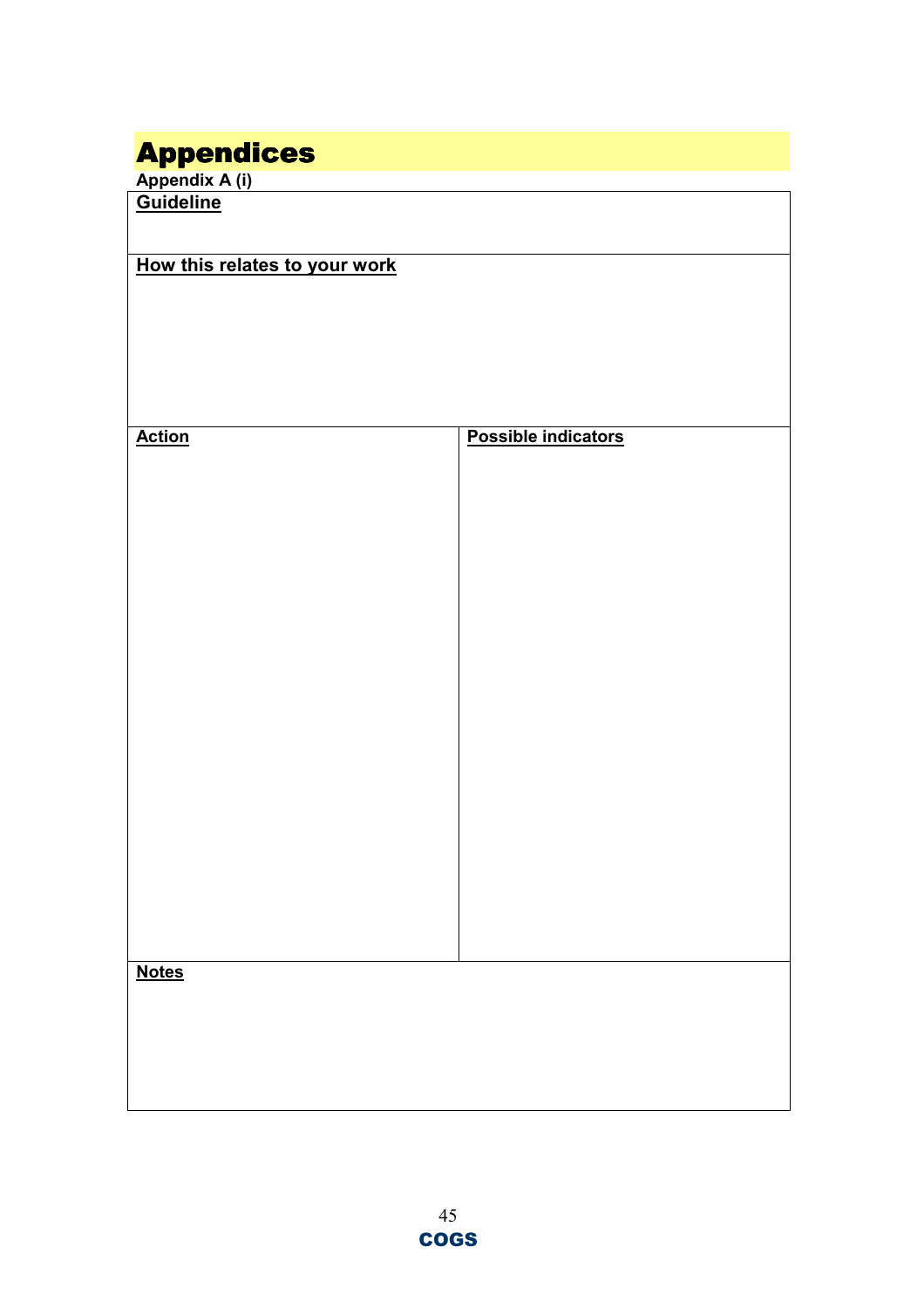# Appendices

**Appendix A (i)**

| **Guideline** | |
|---|---|
| **How this relates to your work** | |
| **Action** | **Possible indicators** |
| | |
| **Notes** | |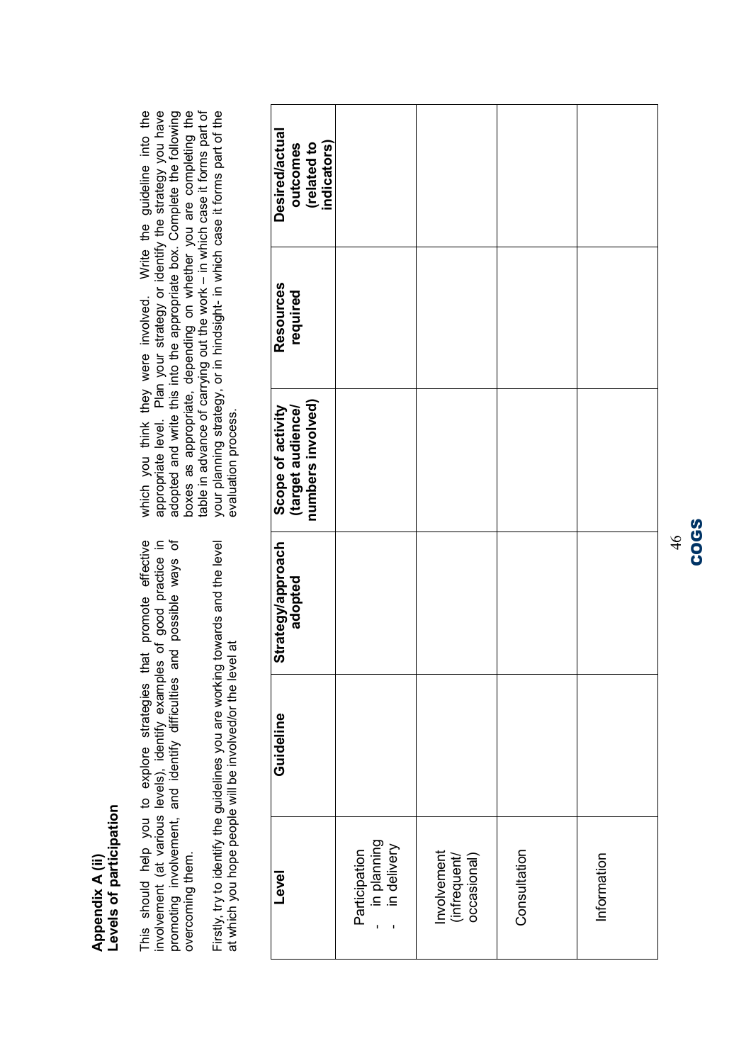# Appendix A (ii)
## Levels of participation

This should help you to explore strategies that promote effective involvement (at various levels), identify examples of good practice in promoting involvement, and identify difficulties and possible ways of overcoming them.

Firstly, try to identify the guidelines you are working towards and the level at which you hope people will be involved/or the level at which you think they were involved. Write the guideline into the appropriate level. Plan your strategy or identify the strategy you have adopted and write this into the appropriate box. Complete the following boxes as appropriate, depending on whether you are completing the table in advance of carrying out the work – in which case it forms part of your planning strategy, or in hindsight- in which case it forms part of the evaluation process.

| Level | Guideline | Strategy/approach adopted | Scope of activity (target audience/ numbers involved) | Resources required | Desired/actual outcomes (related to indicators) |
|---|---|---|---|---|---|
| Participation<br>- in planning<br>- in delivery | | | | | |
| Involvement (infrequent/ occasional) | | | | | |
| Consultation | | | | | |
| Information | | | | | |

COGS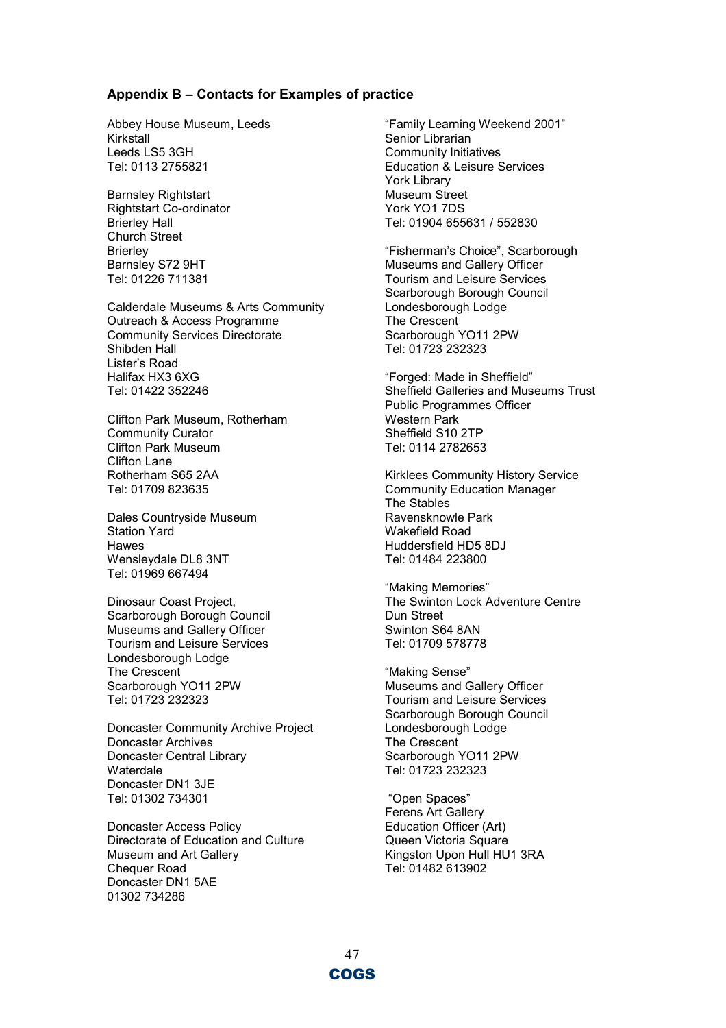**Appendix B – Contacts for Examples of practice**

Abbey House Museum, Leeds
Kirkstall
Leeds LS5 3GH
Tel: 0113 2755821

Barnsley Rightstart
Rightstart Co-ordinator
Brierley Hall
Church Street
Brierley
Barnsley S72 9HT
Tel: 01226 711381

Calderdale Museums & Arts Community Outreach & Access Programme
Community Services Directorate
Shibden Hall
Lister's Road
Halifax HX3 6XG
Tel: 01422 352246

Clifton Park Museum, Rotherham
Community Curator
Clifton Park Museum
Clifton Lane
Rotherham S65 2AA
Tel: 01709 823635

Dales Countryside Museum
Station Yard
Hawes
Wensleydale DL8 3NT
Tel: 01969 667494

Dinosaur Coast Project,
Scarborough Borough Council
Museums and Gallery Officer
Tourism and Leisure Services
Londesborough Lodge
The Crescent
Scarborough YO11 2PW
Tel: 01723 232323

Doncaster Community Archive Project
Doncaster Archives
Doncaster Central Library
Waterdale
Doncaster DN1 3JE
Tel: 01302 734301

Doncaster Access Policy
Directorate of Education and Culture
Museum and Art Gallery
Chequer Road
Doncaster DN1 5AE
01302 734286

"Family Learning Weekend 2001"
Senior Librarian
Community Initiatives
Education & Leisure Services
York Library
Museum Street
York YO1 7DS
Tel: 01904 655631 / 552830

"Fisherman's Choice", Scarborough
Museums and Gallery Officer
Tourism and Leisure Services
Scarborough Borough Council
Londesborough Lodge
The Crescent
Scarborough YO11 2PW
Tel: 01723 232323

"Forged: Made in Sheffield"
Sheffield Galleries and Museums Trust
Public Programmes Officer
Western Park
Sheffield S10 2TP
Tel: 0114 2782653

Kirklees Community History Service
Community Education Manager
The Stables
Ravensknowle Park
Wakefield Road
Huddersfield HD5 8DJ
Tel: 01484 223800

"Making Memories"
The Swinton Lock Adventure Centre
Dun Street
Swinton S64 8AN
Tel: 01709 578778

"Making Sense"
Museums and Gallery Officer
Tourism and Leisure Services
Scarborough Borough Council
Londesborough Lodge
The Crescent
Scarborough YO11 2PW
Tel: 01723 232323

"Open Spaces"
Ferens Art Gallery
Education Officer (Art)
Queen Victoria Square
Kingston Upon Hull HU1 3RA
Tel: 01482 613902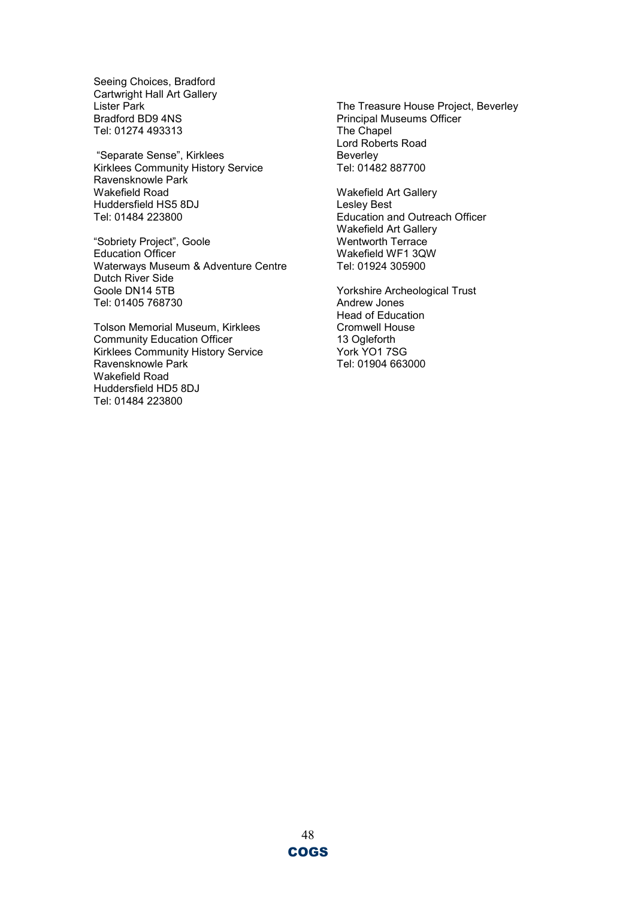Seeing Choices, Bradford
Cartwright Hall Art Gallery
Lister Park
Bradford BD9 4NS
Tel: 01274 493313

"Separate Sense", Kirklees
Kirklees Community History Service
Ravensknowle Park
Wakefield Road
Huddersfield HS5 8DJ
Tel: 01484 223800

"Sobriety Project", Goole
Education Officer
Waterways Museum & Adventure Centre
Dutch River Side
Goole DN14 5TB
Tel: 01405 768730

Tolson Memorial Museum, Kirklees
Community Education Officer
Kirklees Community History Service
Ravensknowle Park
Wakefield Road
Huddersfield HD5 8DJ
Tel: 01484 223800

The Treasure House Project, Beverley
Principal Museums Officer
The Chapel
Lord Roberts Road
Beverley
Tel: 01482 887700

Wakefield Art Gallery
Lesley Best
Education and Outreach Officer
Wakefield Art Gallery
Wentworth Terrace
Wakefield WF1 3QW
Tel: 01924 305900

Yorkshire Archeological Trust
Andrew Jones
Head of Education
Cromwell House
13 Ogleforth
York YO1 7SG
Tel: 01904 663000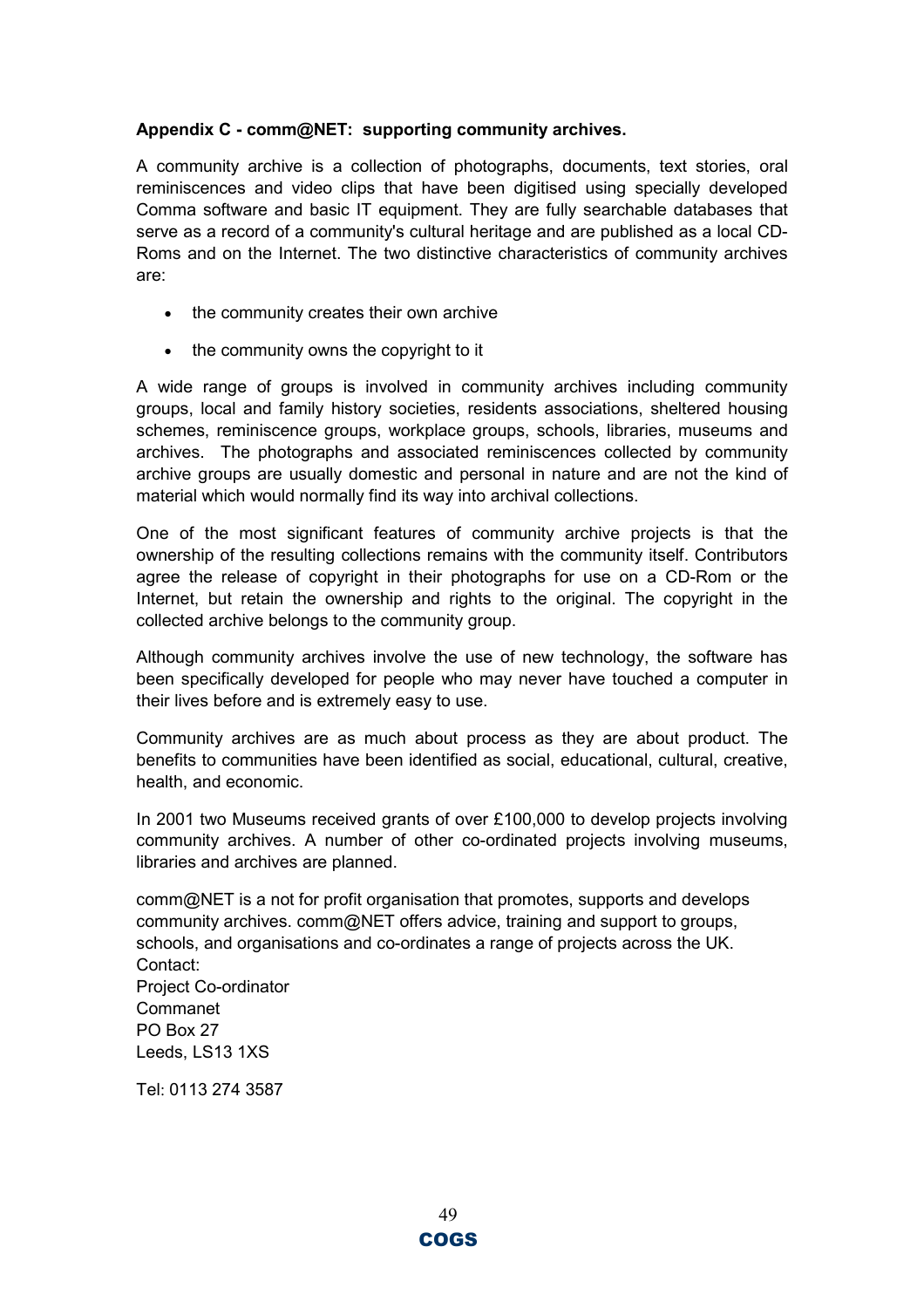**Appendix C - comm@NET: supporting community archives.**

A community archive is a collection of photographs, documents, text stories, oral reminiscences and video clips that have been digitised using specially developed Comma software and basic IT equipment. They are fully searchable databases that serve as a record of a community's cultural heritage and are published as a local CD-Roms and on the Internet. The two distinctive characteristics of community archives are:

- the community creates their own archive
- the community owns the copyright to it

A wide range of groups is involved in community archives including community groups, local and family history societies, residents associations, sheltered housing schemes, reminiscence groups, workplace groups, schools, libraries, museums and archives. The photographs and associated reminiscences collected by community archive groups are usually domestic and personal in nature and are not the kind of material which would normally find its way into archival collections.

One of the most significant features of community archive projects is that the ownership of the resulting collections remains with the community itself. Contributors agree the release of copyright in their photographs for use on a CD-Rom or the Internet, but retain the ownership and rights to the original. The copyright in the collected archive belongs to the community group.

Although community archives involve the use of new technology, the software has been specifically developed for people who may never have touched a computer in their lives before and is extremely easy to use.

Community archives are as much about process as they are about product. The benefits to communities have been identified as social, educational, cultural, creative, health, and economic.

In 2001 two Museums received grants of over £100,000 to develop projects involving community archives. A number of other co-ordinated projects involving museums, libraries and archives are planned.

comm@NET is a not for profit organisation that promotes, supports and develops community archives. comm@NET offers advice, training and support to groups, schools, and organisations and co-ordinates a range of projects across the UK.
Contact:
Project Co-ordinator
Commanet
PO Box 27
Leeds, LS13 1XS

Tel: 0113 274 3587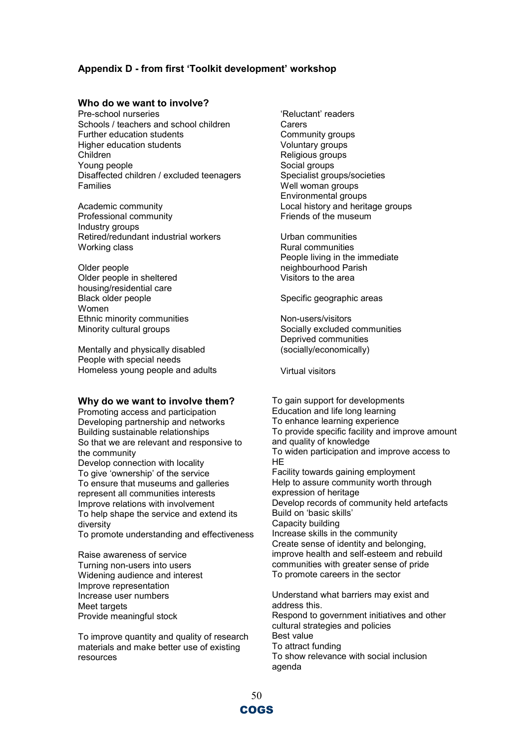## Appendix D - from first 'Toolkit development' workshop

### Who do we want to involve?

Pre-school nurseries
Schools / teachers and school children
Further education students
Higher education students
Children
Young people
Disaffected children / excluded teenagers
Families

Academic community
Professional community
Industry groups
Retired/redundant industrial workers
Working class

Older people
Older people in sheltered housing/residential care
Black older people
Women
Ethnic minority communities
Minority cultural groups

Mentally and physically disabled
People with special needs
Homeless young people and adults

'Reluctant' readers
Carers
Community groups
Voluntary groups
Religious groups
Social groups
Specialist groups/societies
Well woman groups
Environmental groups
Local history and heritage groups
Friends of the museum

Urban communities
Rural communities
People living in the immediate neighbourhood Parish
Visitors to the area

Specific geographic areas

Non-users/visitors
Socially excluded communities
Deprived communities (socially/economically)

Virtual visitors

### Why do we want to involve them?

Promoting access and participation
Developing partnership and networks
Building sustainable relationships
So that we are relevant and responsive to the community
Develop connection with locality
To give 'ownership' of the service
To ensure that museums and galleries represent all communities interests
Improve relations with involvement
To help shape the service and extend its diversity
To promote understanding and effectiveness

Raise awareness of service
Turning non-users into users
Widening audience and interest
Improve representation
Increase user numbers
Meet targets
Provide meaningful stock

To improve quantity and quality of research materials and make better use of existing resources

To gain support for developments
Education and life long learning
To enhance learning experience
To provide specific facility and improve amount and quality of knowledge
To widen participation and improve access to HE
Facility towards gaining employment
Help to assure community worth through expression of heritage
Develop records of community held artefacts
Build on 'basic skills'
Capacity building
Increase skills in the community
Create sense of identity and belonging, improve health and self-esteem and rebuild communities with greater sense of pride
To promote careers in the sector

Understand what barriers may exist and address this.
Respond to government initiatives and other cultural strategies and policies
Best value
To attract funding
To show relevance with social inclusion agenda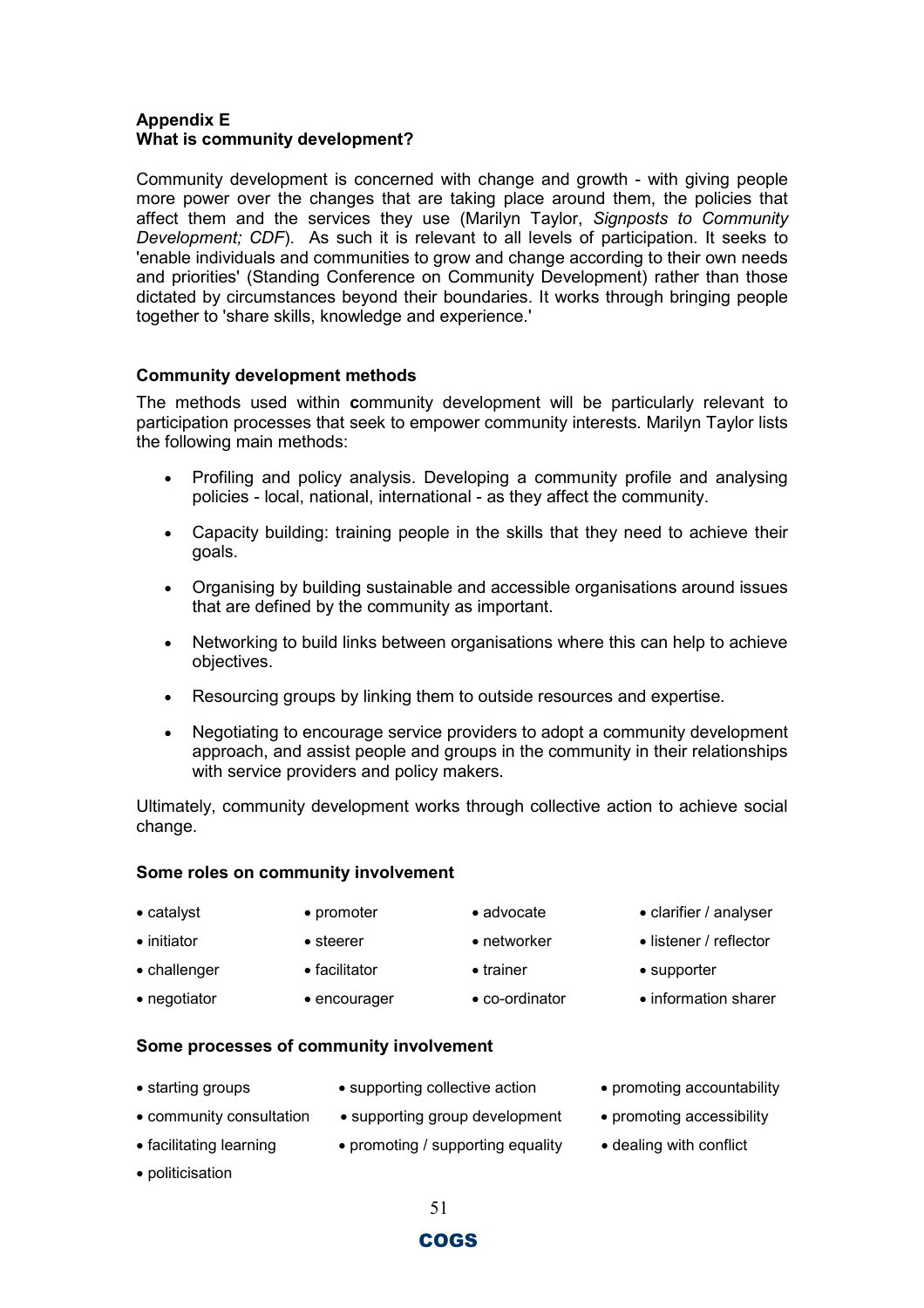**Appendix E**
**What is community development?**

Community development is concerned with change and growth - with giving people more power over the changes that are taking place around them, the policies that affect them and the services they use (Marilyn Taylor, *Signposts to Community Development; CDF*). As such it is relevant to all levels of participation. It seeks to 'enable individuals and communities to grow and change according to their own needs and priorities' (Standing Conference on Community Development) rather than those dictated by circumstances beyond their boundaries. It works through bringing people together to 'share skills, knowledge and experience.'

**Community development methods**

The methods used within **c**ommunity development will be particularly relevant to participation processes that seek to empower community interests. Marilyn Taylor lists the following main methods:

- Profiling and policy analysis. Developing a community profile and analysing policies - local, national, international - as they affect the community.
- Capacity building: training people in the skills that they need to achieve their goals.
- Organising by building sustainable and accessible organisations around issues that are defined by the community as important.
- Networking to build links between organisations where this can help to achieve objectives.
- Resourcing groups by linking them to outside resources and expertise.
- Negotiating to encourage service providers to adopt a community development approach, and assist people and groups in the community in their relationships with service providers and policy makers.

Ultimately, community development works through collective action to achieve social change.

**Some roles on community involvement**

- catalyst
- initiator
- challenger
- negotiator
- promoter
- steerer
- facilitator
- encourager
- advocate
- networker
- trainer
- co-ordinator
- clarifier / analyser
- listener / reflector
- supporter
- information sharer

**Some processes of community involvement**

- starting groups
- community consultation
- facilitating learning
- politicisation
- supporting collective action
- supporting group development
- promoting / supporting equality
- promoting accountability
- promoting accessibility
- dealing with conflict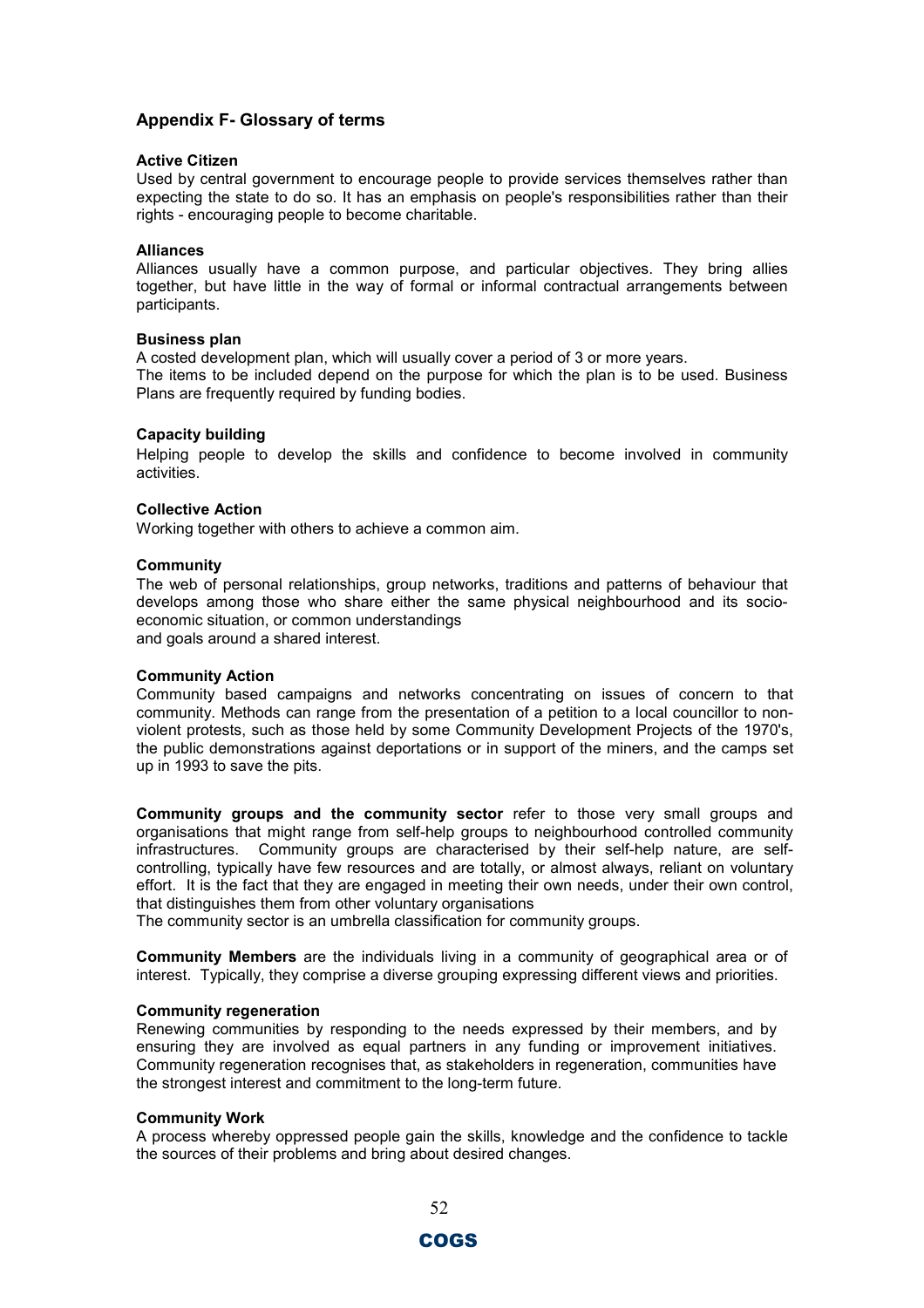## Appendix F- Glossary of terms

**Active Citizen**
Used by central government to encourage people to provide services themselves rather than expecting the state to do so. It has an emphasis on people's responsibilities rather than their rights - encouraging people to become charitable.

**Alliances**
Alliances usually have a common purpose, and particular objectives. They bring allies together, but have little in the way of formal or informal contractual arrangements between participants.

**Business plan**
A costed development plan, which will usually cover a period of 3 or more years.
The items to be included depend on the purpose for which the plan is to be used. Business Plans are frequently required by funding bodies.

**Capacity building**
Helping people to develop the skills and confidence to become involved in community activities.

**Collective Action**
Working together with others to achieve a common aim.

**Community**
The web of personal relationships, group networks, traditions and patterns of behaviour that develops among those who share either the same physical neighbourhood and its socio-economic situation, or common understandings
and goals around a shared interest.

**Community Action**
Community based campaigns and networks concentrating on issues of concern to that community. Methods can range from the presentation of a petition to a local councillor to non-violent protests, such as those held by some Community Development Projects of the 1970's, the public demonstrations against deportations or in support of the miners, and the camps set up in 1993 to save the pits.

**Community groups and the community sector** refer to those very small groups and organisations that might range from self-help groups to neighbourhood controlled community infrastructures. Community groups are characterised by their self-help nature, are self-controlling, typically have few resources and are totally, or almost always, reliant on voluntary effort. It is the fact that they are engaged in meeting their own needs, under their own control, that distinguishes them from other voluntary organisations
The community sector is an umbrella classification for community groups.

**Community Members** are the individuals living in a community of geographical area or of interest. Typically, they comprise a diverse grouping expressing different views and priorities.

**Community regeneration**
Renewing communities by responding to the needs expressed by their members, and by ensuring they are involved as equal partners in any funding or improvement initiatives. Community regeneration recognises that, as stakeholders in regeneration, communities have the strongest interest and commitment to the long-term future.

**Community Work**
A process whereby oppressed people gain the skills, knowledge and the confidence to tackle the sources of their problems and bring about desired changes.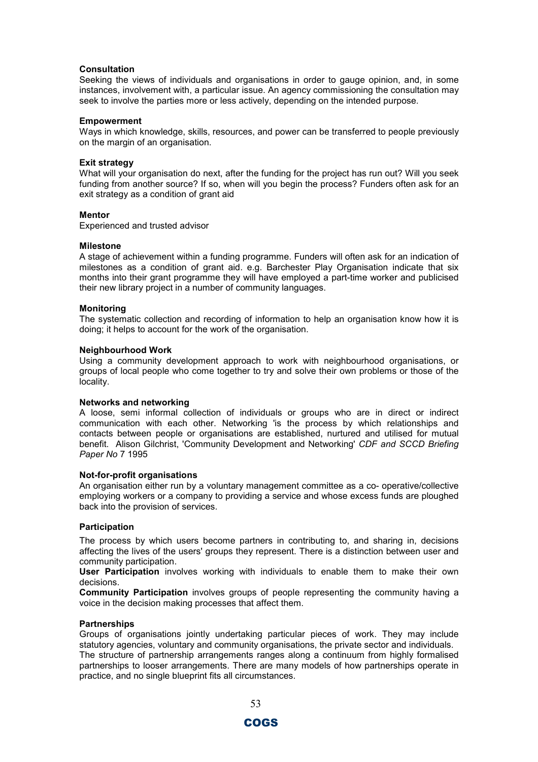**Consultation**
Seeking the views of individuals and organisations in order to gauge opinion, and, in some instances, involvement with, a particular issue. An agency commissioning the consultation may seek to involve the parties more or less actively, depending on the intended purpose.

**Empowerment**
Ways in which knowledge, skills, resources, and power can be transferred to people previously on the margin of an organisation.

**Exit strategy**
What will your organisation do next, after the funding for the project has run out? Will you seek funding from another source? If so, when will you begin the process? Funders often ask for an exit strategy as a condition of grant aid

**Mentor**
Experienced and trusted advisor

**Milestone**
A stage of achievement within a funding programme. Funders will often ask for an indication of milestones as a condition of grant aid. e.g. Barchester Play Organisation indicate that six months into their grant programme they will have employed a part-time worker and publicised their new library project in a number of community languages.

**Monitoring**
The systematic collection and recording of information to help an organisation know how it is doing; it helps to account for the work of the organisation.

**Neighbourhood Work**
Using a community development approach to work with neighbourhood organisations, or groups of local people who come together to try and solve their own problems or those of the locality.

**Networks and networking**
A loose, semi informal collection of individuals or groups who are in direct or indirect communication with each other. Networking 'is the process by which relationships and contacts between people or organisations are established, nurtured and utilised for mutual benefit. Alison Gilchrist, 'Community Development and Networking' *CDF and SCCD Briefing Paper No* 7 1995

**Not-for-profit organisations**
An organisation either run by a voluntary management committee as a co- operative/collective employing workers or a company to providing a service and whose excess funds are ploughed back into the provision of services.

**Participation**

The process by which users become partners in contributing to, and sharing in, decisions affecting the lives of the users' groups they represent. There is a distinction between user and community participation.
**User Participation** involves working with individuals to enable them to make their own decisions.
**Community Participation** involves groups of people representing the community having a voice in the decision making processes that affect them.

**Partnerships**
Groups of organisations jointly undertaking particular pieces of work. They may include statutory agencies, voluntary and community organisations, the private sector and individuals.
The structure of partnership arrangements ranges along a continuum from highly formalised partnerships to looser arrangements. There are many models of how partnerships operate in practice, and no single blueprint fits all circumstances.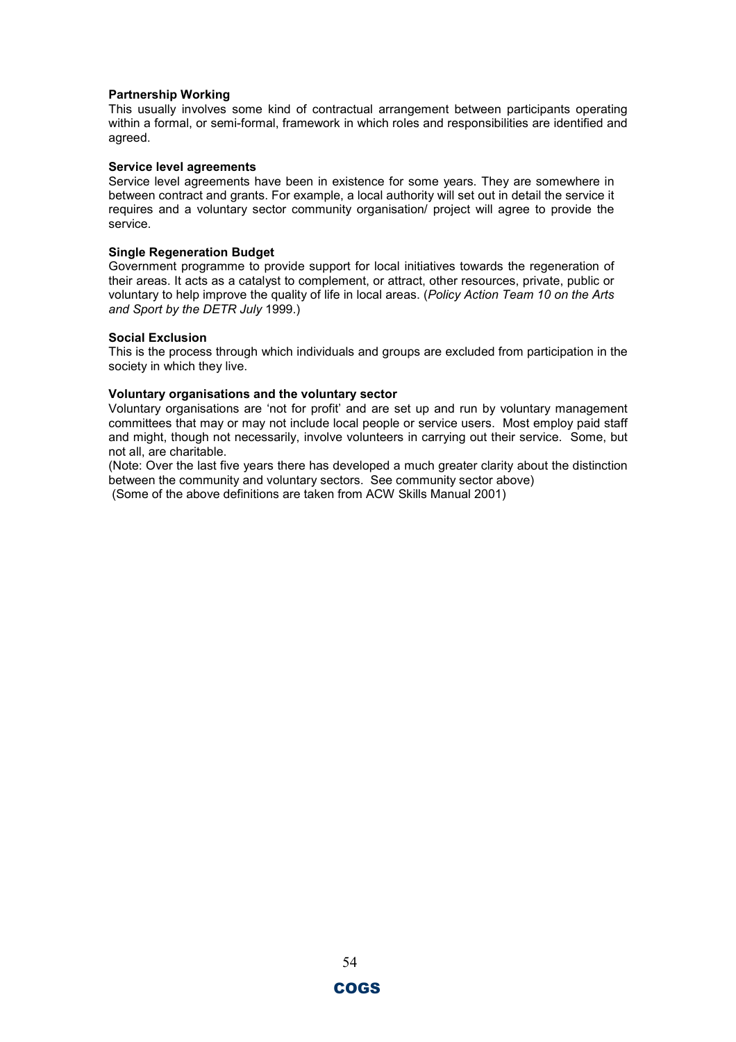**Partnership Working**
This usually involves some kind of contractual arrangement between participants operating within a formal, or semi-formal, framework in which roles and responsibilities are identified and agreed.

**Service level agreements**
Service level agreements have been in existence for some years. They are somewhere in between contract and grants. For example, a local authority will set out in detail the service it requires and a voluntary sector community organisation/ project will agree to provide the service.

**Single Regeneration Budget**
Government programme to provide support for local initiatives towards the regeneration of their areas. It acts as a catalyst to complement, or attract, other resources, private, public or voluntary to help improve the quality of life in local areas. (*Policy Action Team 10 on the Arts and Sport by the DETR July* 1999.)

**Social Exclusion**
This is the process through which individuals and groups are excluded from participation in the society in which they live.

**Voluntary organisations and the voluntary sector**
Voluntary organisations are 'not for profit' and are set up and run by voluntary management committees that may or may not include local people or service users. Most employ paid staff and might, though not necessarily, involve volunteers in carrying out their service. Some, but not all, are charitable.
(Note: Over the last five years there has developed a much greater clarity about the distinction between the community and voluntary sectors. See community sector above)
(Some of the above definitions are taken from ACW Skills Manual 2001)

COGS